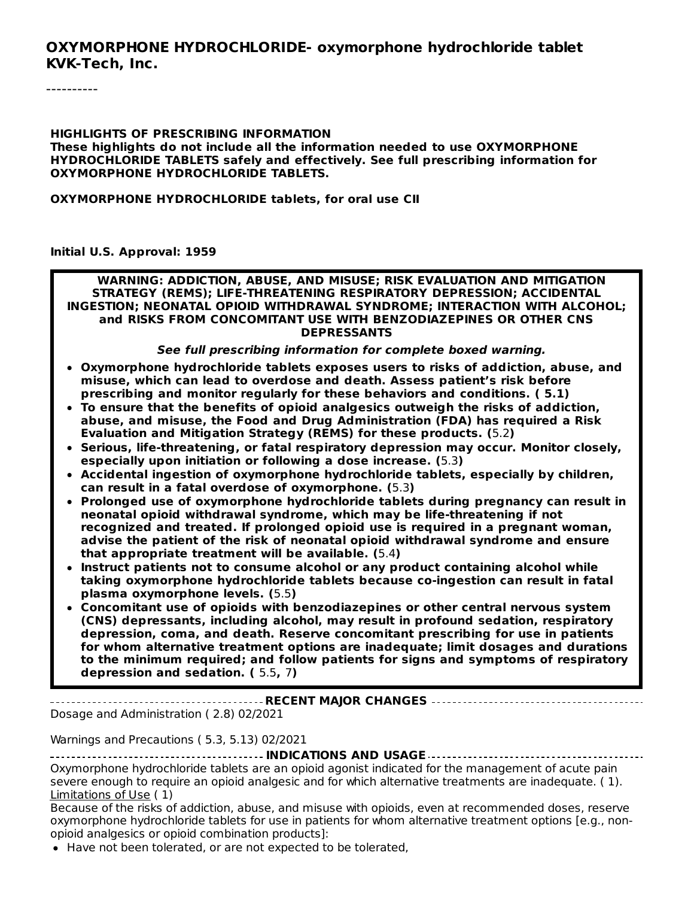**OXYMORPHONE HYDROCHLORIDE- oxymorphone hydrochloride tablet**
**KVK-Tech, Inc.**

----------

**HIGHLIGHTS OF PRESCRIBING INFORMATION**
**These highlights do not include all the information needed to use OXYMORPHONE HYDROCHLORIDE TABLETS safely and effectively. See full prescribing information for OXYMORPHONE HYDROCHLORIDE TABLETS.**

**OXYMORPHONE HYDROCHLORIDE tablets, for oral use CII**

**Initial U.S. Approval: 1959**

**WARNING: ADDICTION, ABUSE, AND MISUSE; RISK EVALUATION AND MITIGATION STRATEGY (REMS); LIFE-THREATENING RESPIRATORY DEPRESSION; ACCIDENTAL INGESTION; NEONATAL OPIOID WITHDRAWAL SYNDROME; INTERACTION WITH ALCOHOL; and RISKS FROM CONCOMITANT USE WITH BENZODIAZEPINES OR OTHER CNS DEPRESSANTS**

***See full prescribing information for complete boxed warning.***

- **Oxymorphone hydrochloride tablets exposes users to risks of addiction, abuse, and misuse, which can lead to overdose and death. Assess patient's risk before prescribing and monitor regularly for these behaviors and conditions. ( 5.1)**
- **To ensure that the benefits of opioid analgesics outweigh the risks of addiction, abuse, and misuse, the Food and Drug Administration (FDA) has required a Risk Evaluation and Mitigation Strategy (REMS) for these products. (**5.2**)**
- **Serious, life-threatening, or fatal respiratory depression may occur. Monitor closely, especially upon initiation or following a dose increase. (**5.3**)**
- **Accidental ingestion of oxymorphone hydrochloride tablets, especially by children, can result in a fatal overdose of oxymorphone. (**5.3**)**
- **Prolonged use of oxymorphone hydrochloride tablets during pregnancy can result in neonatal opioid withdrawal syndrome, which may be life-threatening if not recognized and treated. If prolonged opioid use is required in a pregnant woman, advise the patient of the risk of neonatal opioid withdrawal syndrome and ensure that appropriate treatment will be available. (**5.4**)**
- **Instruct patients not to consume alcohol or any product containing alcohol while taking oxymorphone hydrochloride tablets because co-ingestion can result in fatal plasma oxymorphone levels. (**5.5**)**
- **Concomitant use of opioids with benzodiazepines or other central nervous system (CNS) depressants, including alcohol, may result in profound sedation, respiratory depression, coma, and death. Reserve concomitant prescribing for use in patients for whom alternative treatment options are inadequate; limit dosages and durations to the minimum required; and follow patients for signs and symptoms of respiratory depression and sedation. (** 5.5**,** 7**)**

**RECENT MAJOR CHANGES**

Dosage and Administration ( 2.8) 02/2021

Warnings and Precautions ( 5.3, 5.13) 02/2021

**INDICATIONS AND USAGE**

Oxymorphone hydrochloride tablets are an opioid agonist indicated for the management of acute pain severe enough to require an opioid analgesic and for which alternative treatments are inadequate. ( 1).
Limitations of Use ( 1)
Because of the risks of addiction, abuse, and misuse with opioids, even at recommended doses, reserve oxymorphone hydrochloride tablets for use in patients for whom alternative treatment options [e.g., non-opioid analgesics or opioid combination products]:

- Have not been tolerated, or are not expected to be tolerated,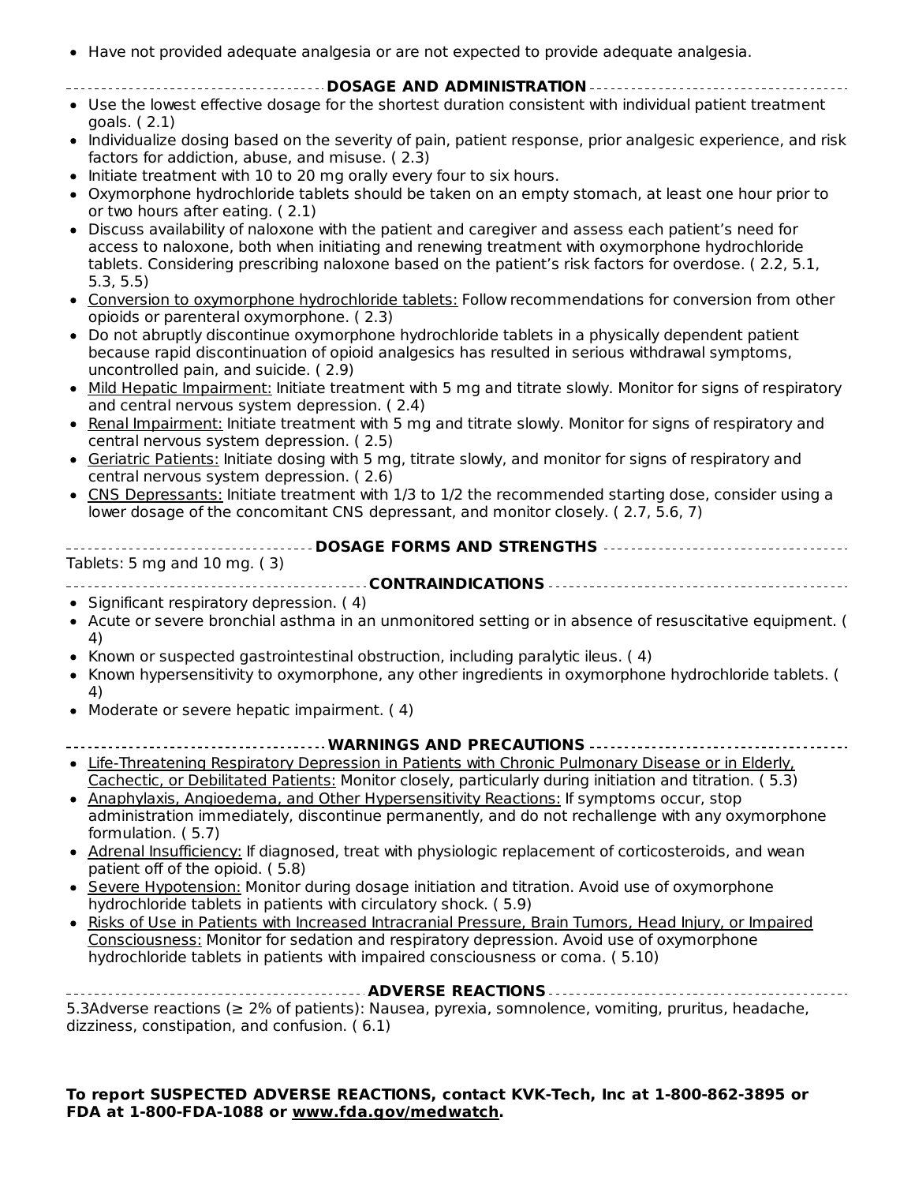- Have not provided adequate analgesia or are not expected to provide adequate analgesia.

## DOSAGE AND ADMINISTRATION

- Use the lowest effective dosage for the shortest duration consistent with individual patient treatment goals. ( 2.1)
- Individualize dosing based on the severity of pain, patient response, prior analgesic experience, and risk factors for addiction, abuse, and misuse. ( 2.3)
- Initiate treatment with 10 to 20 mg orally every four to six hours.
- Oxymorphone hydrochloride tablets should be taken on an empty stomach, at least one hour prior to or two hours after eating. ( 2.1)
- Discuss availability of naloxone with the patient and caregiver and assess each patient's need for access to naloxone, both when initiating and renewing treatment with oxymorphone hydrochloride tablets. Considering prescribing naloxone based on the patient's risk factors for overdose. ( 2.2, 5.1, 5.3, 5.5)
- Conversion to oxymorphone hydrochloride tablets: Follow recommendations for conversion from other opioids or parenteral oxymorphone. ( 2.3)
- Do not abruptly discontinue oxymorphone hydrochloride tablets in a physically dependent patient because rapid discontinuation of opioid analgesics has resulted in serious withdrawal symptoms, uncontrolled pain, and suicide. ( 2.9)
- Mild Hepatic Impairment: Initiate treatment with 5 mg and titrate slowly. Monitor for signs of respiratory and central nervous system depression. ( 2.4)
- Renal Impairment: Initiate treatment with 5 mg and titrate slowly. Monitor for signs of respiratory and central nervous system depression. ( 2.5)
- Geriatric Patients: Initiate dosing with 5 mg, titrate slowly, and monitor for signs of respiratory and central nervous system depression. ( 2.6)
- CNS Depressants: Initiate treatment with 1/3 to 1/2 the recommended starting dose, consider using a lower dosage of the concomitant CNS depressant, and monitor closely. ( 2.7, 5.6, 7)

## DOSAGE FORMS AND STRENGTHS

Tablets: 5 mg and 10 mg. ( 3)

## CONTRAINDICATIONS

- Significant respiratory depression. ( 4)
- Acute or severe bronchial asthma in an unmonitored setting or in absence of resuscitative equipment. ( 4)
- Known or suspected gastrointestinal obstruction, including paralytic ileus. ( 4)
- Known hypersensitivity to oxymorphone, any other ingredients in oxymorphone hydrochloride tablets. ( 4)
- Moderate or severe hepatic impairment. ( 4)

## WARNINGS AND PRECAUTIONS

- Life-Threatening Respiratory Depression in Patients with Chronic Pulmonary Disease or in Elderly, Cachectic, or Debilitated Patients: Monitor closely, particularly during initiation and titration. ( 5.3)
- Anaphylaxis, Angioedema, and Other Hypersensitivity Reactions: If symptoms occur, stop administration immediately, discontinue permanently, and do not rechallenge with any oxymorphone formulation. ( 5.7)
- Adrenal Insufficiency: If diagnosed, treat with physiologic replacement of corticosteroids, and wean patient off of the opioid. ( 5.8)
- Severe Hypotension: Monitor during dosage initiation and titration. Avoid use of oxymorphone hydrochloride tablets in patients with circulatory shock. ( 5.9)
- Risks of Use in Patients with Increased Intracranial Pressure, Brain Tumors, Head Injury, or Impaired Consciousness: Monitor for sedation and respiratory depression. Avoid use of oxymorphone hydrochloride tablets in patients with impaired consciousness or coma. ( 5.10)

## ADVERSE REACTIONS

5.3Adverse reactions (≥ 2% of patients): Nausea, pyrexia, somnolence, vomiting, pruritus, headache, dizziness, constipation, and confusion. ( 6.1)

**To report SUSPECTED ADVERSE REACTIONS, contact KVK-Tech, Inc at 1-800-862-3895 or FDA at 1-800-FDA-1088 or www.fda.gov/medwatch.**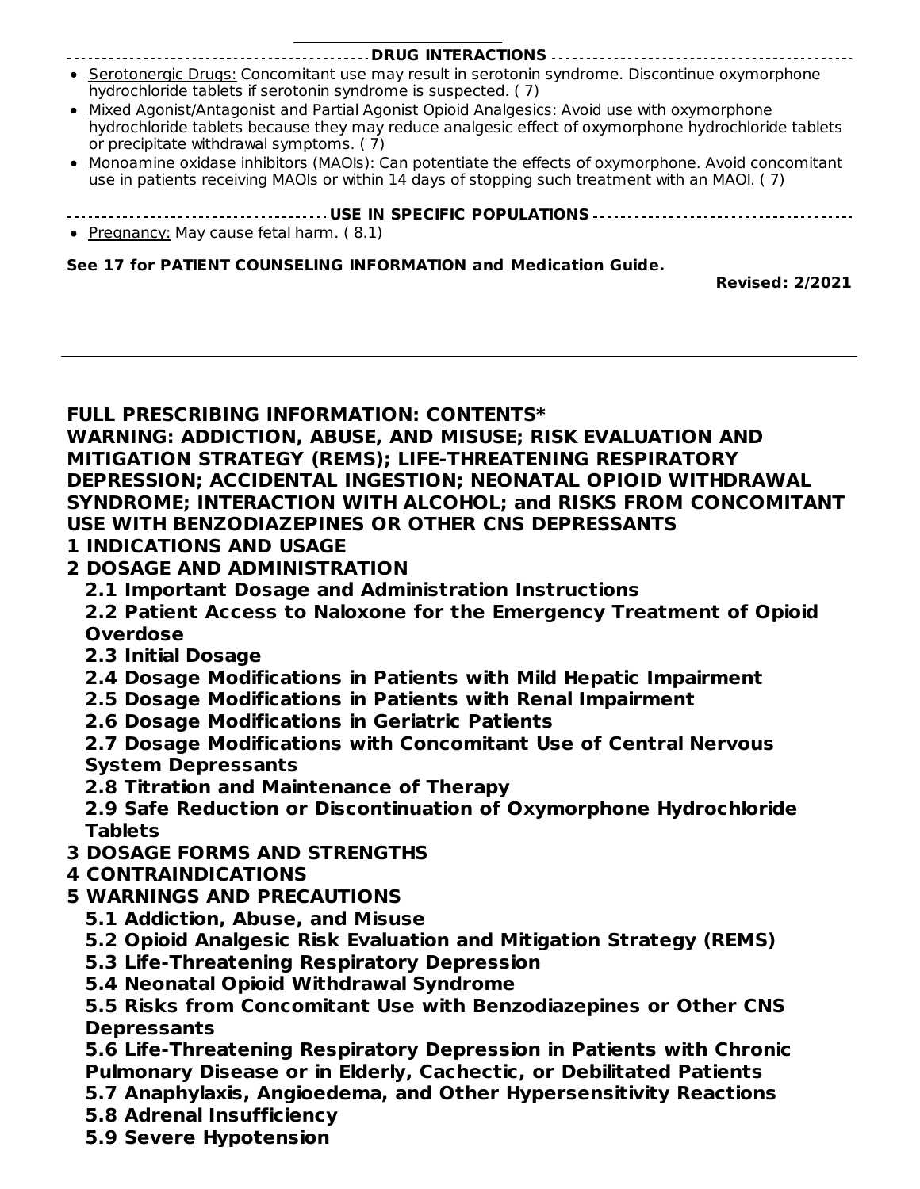## DRUG INTERACTIONS

- Serotonergic Drugs: Concomitant use may result in serotonin syndrome. Discontinue oxymorphone hydrochloride tablets if serotonin syndrome is suspected. ( 7)
- Mixed Agonist/Antagonist and Partial Agonist Opioid Analgesics: Avoid use with oxymorphone hydrochloride tablets because they may reduce analgesic effect of oxymorphone hydrochloride tablets or precipitate withdrawal symptoms. ( 7)
- Monoamine oxidase inhibitors (MAOIs): Can potentiate the effects of oxymorphone. Avoid concomitant use in patients receiving MAOIs or within 14 days of stopping such treatment with an MAOI. ( 7)

## USE IN SPECIFIC POPULATIONS

- Pregnancy: May cause fetal harm. ( 8.1)

**See 17 for PATIENT COUNSELING INFORMATION and Medication Guide.**

**Revised: 2/2021**

---

## FULL PRESCRIBING INFORMATION: CONTENTS*

**WARNING: ADDICTION, ABUSE, AND MISUSE; RISK EVALUATION AND MITIGATION STRATEGY (REMS); LIFE-THREATENING RESPIRATORY DEPRESSION; ACCIDENTAL INGESTION; NEONATAL OPIOID WITHDRAWAL SYNDROME; INTERACTION WITH ALCOHOL; and RISKS FROM CONCOMITANT USE WITH BENZODIAZEPINES OR OTHER CNS DEPRESSANTS**

**1 INDICATIONS AND USAGE**

**2 DOSAGE AND ADMINISTRATION**

- **2.1 Important Dosage and Administration Instructions**
- **2.2 Patient Access to Naloxone for the Emergency Treatment of Opioid Overdose**
- **2.3 Initial Dosage**
- **2.4 Dosage Modifications in Patients with Mild Hepatic Impairment**
- **2.5 Dosage Modifications in Patients with Renal Impairment**
- **2.6 Dosage Modifications in Geriatric Patients**
- **2.7 Dosage Modifications with Concomitant Use of Central Nervous System Depressants**
- **2.8 Titration and Maintenance of Therapy**
- **2.9 Safe Reduction or Discontinuation of Oxymorphone Hydrochloride Tablets**

**3 DOSAGE FORMS AND STRENGTHS**

**4 CONTRAINDICATIONS**

**5 WARNINGS AND PRECAUTIONS**

- **5.1 Addiction, Abuse, and Misuse**
- **5.2 Opioid Analgesic Risk Evaluation and Mitigation Strategy (REMS)**
- **5.3 Life-Threatening Respiratory Depression**
- **5.4 Neonatal Opioid Withdrawal Syndrome**
- **5.5 Risks from Concomitant Use with Benzodiazepines or Other CNS Depressants**
- **5.6 Life-Threatening Respiratory Depression in Patients with Chronic Pulmonary Disease or in Elderly, Cachectic, or Debilitated Patients**
- **5.7 Anaphylaxis, Angioedema, and Other Hypersensitivity Reactions**
- **5.8 Adrenal Insufficiency**
- **5.9 Severe Hypotension**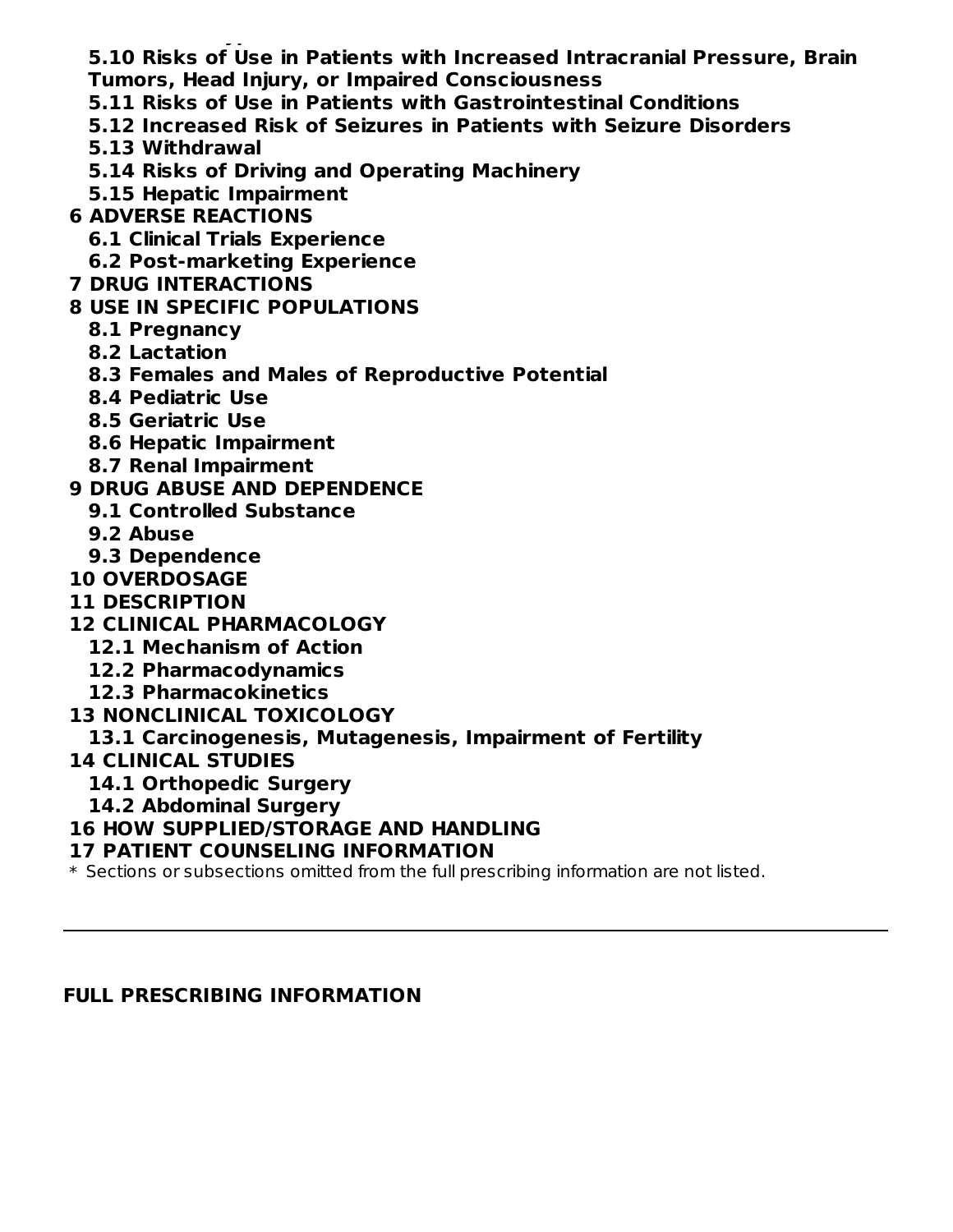**5.10 Risks of Use in Patients with Increased Intracranial Pressure, Brain Tumors, Head Injury, or Impaired Consciousness**

**5.11 Risks of Use in Patients with Gastrointestinal Conditions**

**5.12 Increased Risk of Seizures in Patients with Seizure Disorders**

**5.13 Withdrawal**

**5.14 Risks of Driving and Operating Machinery**

**5.15 Hepatic Impairment**

**6 ADVERSE REACTIONS**

**6.1 Clinical Trials Experience**

**6.2 Post-marketing Experience**

**7 DRUG INTERACTIONS**

**8 USE IN SPECIFIC POPULATIONS**

**8.1 Pregnancy**

**8.2 Lactation**

**8.3 Females and Males of Reproductive Potential**

**8.4 Pediatric Use**

**8.5 Geriatric Use**

**8.6 Hepatic Impairment**

**8.7 Renal Impairment**

**9 DRUG ABUSE AND DEPENDENCE**

**9.1 Controlled Substance**

**9.2 Abuse**

**9.3 Dependence**

**10 OVERDOSAGE**

**11 DESCRIPTION**

**12 CLINICAL PHARMACOLOGY**

**12.1 Mechanism of Action**

**12.2 Pharmacodynamics**

**12.3 Pharmacokinetics**

**13 NONCLINICAL TOXICOLOGY**

**13.1 Carcinogenesis, Mutagenesis, Impairment of Fertility**

**14 CLINICAL STUDIES**

**14.1 Orthopedic Surgery**

**14.2 Abdominal Surgery**

**16 HOW SUPPLIED/STORAGE AND HANDLING**

**17 PATIENT COUNSELING INFORMATION**

* Sections or subsections omitted from the full prescribing information are not listed.

---

## FULL PRESCRIBING INFORMATION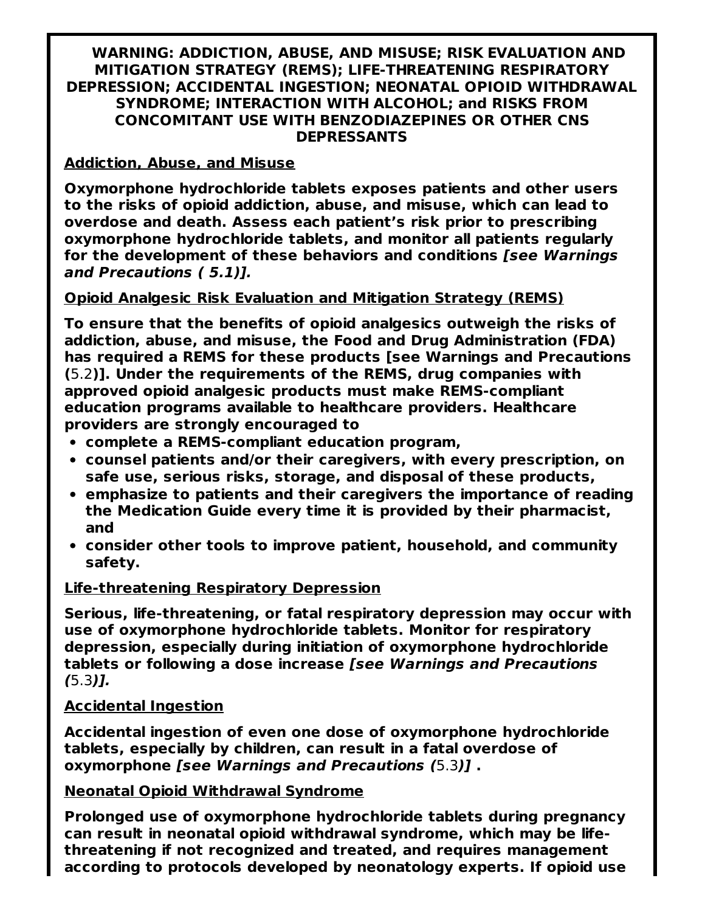**WARNING: ADDICTION, ABUSE, AND MISUSE; RISK EVALUATION AND MITIGATION STRATEGY (REMS); LIFE-THREATENING RESPIRATORY DEPRESSION; ACCIDENTAL INGESTION; NEONATAL OPIOID WITHDRAWAL SYNDROME; INTERACTION WITH ALCOHOL; and RISKS FROM CONCOMITANT USE WITH BENZODIAZEPINES OR OTHER CNS DEPRESSANTS**

**Addiction, Abuse, and Misuse**

**Oxymorphone hydrochloride tablets exposes patients and other users to the risks of opioid addiction, abuse, and misuse, which can lead to overdose and death. Assess each patient's risk prior to prescribing oxymorphone hydrochloride tablets, and monitor all patients regularly for the development of these behaviors and conditions *[see Warnings and Precautions ( 5.1)].***

**Opioid Analgesic Risk Evaluation and Mitigation Strategy (REMS)**

**To ensure that the benefits of opioid analgesics outweigh the risks of addiction, abuse, and misuse, the Food and Drug Administration (FDA) has required a REMS for these products [see Warnings and Precautions (**5.2**)]. Under the requirements of the REMS, drug companies with approved opioid analgesic products must make REMS-compliant education programs available to healthcare providers. Healthcare providers are strongly encouraged to**

- **complete a REMS-compliant education program,**
- **counsel patients and/or their caregivers, with every prescription, on safe use, serious risks, storage, and disposal of these products,**
- **emphasize to patients and their caregivers the importance of reading the Medication Guide every time it is provided by their pharmacist, and**
- **consider other tools to improve patient, household, and community safety.**

**Life-threatening Respiratory Depression**

**Serious, life-threatening, or fatal respiratory depression may occur with use of oxymorphone hydrochloride tablets. Monitor for respiratory depression, especially during initiation of oxymorphone hydrochloride tablets or following a dose increase *[see Warnings and Precautions (*5.3*)].***

**Accidental Ingestion**

**Accidental ingestion of even one dose of oxymorphone hydrochloride tablets, especially by children, can result in a fatal overdose of oxymorphone *[see Warnings and Precautions (*5.3*)]* .**

**Neonatal Opioid Withdrawal Syndrome**

**Prolonged use of oxymorphone hydrochloride tablets during pregnancy can result in neonatal opioid withdrawal syndrome, which may be life-threatening if not recognized and treated, and requires management according to protocols developed by neonatology experts. If opioid use**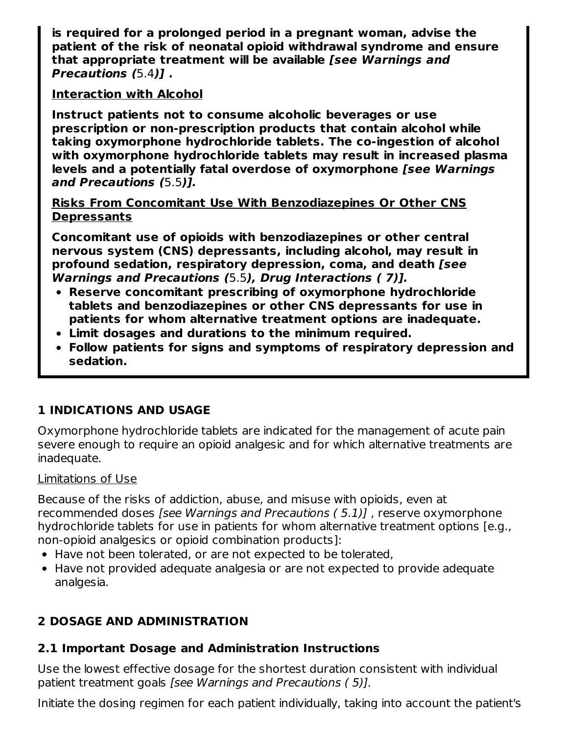**is required for a prolonged period in a pregnant woman, advise the patient of the risk of neonatal opioid withdrawal syndrome and ensure that appropriate treatment will be available *[see Warnings and Precautions (*5.4*)]* .**

**Interaction with Alcohol**

**Instruct patients not to consume alcoholic beverages or use prescription or non-prescription products that contain alcohol while taking oxymorphone hydrochloride tablets. The co-ingestion of alcohol with oxymorphone hydrochloride tablets may result in increased plasma levels and a potentially fatal overdose of oxymorphone *[see Warnings and Precautions (*5.5*)].***

**Risks From Concomitant Use With Benzodiazepines Or Other CNS Depressants**

**Concomitant use of opioids with benzodiazepines or other central nervous system (CNS) depressants, including alcohol, may result in profound sedation, respiratory depression, coma, and death *[see Warnings and Precautions (*5.5*), Drug Interactions ( 7)].***

- **Reserve concomitant prescribing of oxymorphone hydrochloride tablets and benzodiazepines or other CNS depressants for use in patients for whom alternative treatment options are inadequate.**
- **Limit dosages and durations to the minimum required.**
- **Follow patients for signs and symptoms of respiratory depression and sedation.**

## 1 INDICATIONS AND USAGE

Oxymorphone hydrochloride tablets are indicated for the management of acute pain severe enough to require an opioid analgesic and for which alternative treatments are inadequate.

Limitations of Use

Because of the risks of addiction, abuse, and misuse with opioids, even at recommended doses *[see Warnings and Precautions ( 5.1)]* , reserve oxymorphone hydrochloride tablets for use in patients for whom alternative treatment options [e.g., non-opioid analgesics or opioid combination products]:

- Have not been tolerated, or are not expected to be tolerated,
- Have not provided adequate analgesia or are not expected to provide adequate analgesia.

## 2 DOSAGE AND ADMINISTRATION

### 2.1 Important Dosage and Administration Instructions

Use the lowest effective dosage for the shortest duration consistent with individual patient treatment goals *[see Warnings and Precautions ( 5)].*

Initiate the dosing regimen for each patient individually, taking into account the patient's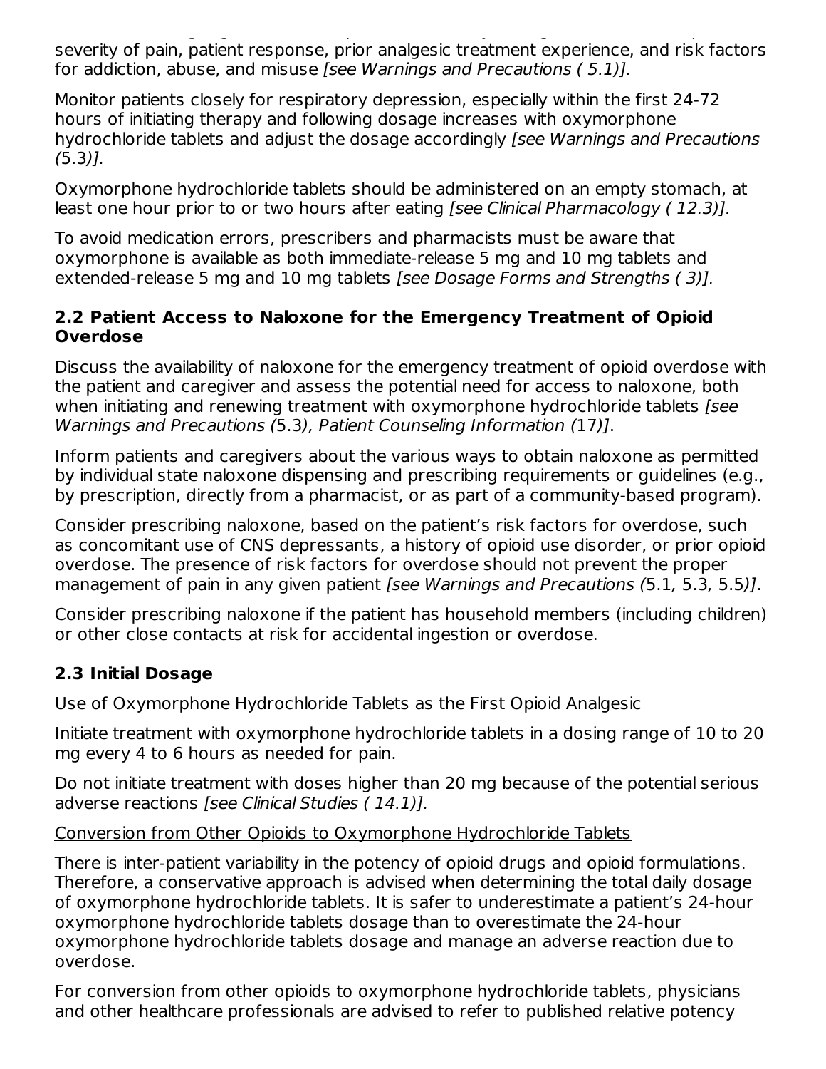severity of pain, patient response, prior analgesic treatment experience, and risk factors for addiction, abuse, and misuse *[see Warnings and Precautions ( 5.1)].*

Monitor patients closely for respiratory depression, especially within the first 24-72 hours of initiating therapy and following dosage increases with oxymorphone hydrochloride tablets and adjust the dosage accordingly *[see Warnings and Precautions (5.3)].*

Oxymorphone hydrochloride tablets should be administered on an empty stomach, at least one hour prior to or two hours after eating *[see Clinical Pharmacology ( 12.3)].*

To avoid medication errors, prescribers and pharmacists must be aware that oxymorphone is available as both immediate-release 5 mg and 10 mg tablets and extended-release 5 mg and 10 mg tablets *[see Dosage Forms and Strengths ( 3)].*

### 2.2 Patient Access to Naloxone for the Emergency Treatment of Opioid Overdose

Discuss the availability of naloxone for the emergency treatment of opioid overdose with the patient and caregiver and assess the potential need for access to naloxone, both when initiating and renewing treatment with oxymorphone hydrochloride tablets *[see Warnings and Precautions (5.3), Patient Counseling Information (17)]*.

Inform patients and caregivers about the various ways to obtain naloxone as permitted by individual state naloxone dispensing and prescribing requirements or guidelines (e.g., by prescription, directly from a pharmacist, or as part of a community-based program).

Consider prescribing naloxone, based on the patient's risk factors for overdose, such as concomitant use of CNS depressants, a history of opioid use disorder, or prior opioid overdose. The presence of risk factors for overdose should not prevent the proper management of pain in any given patient *[see Warnings and Precautions (5.1, 5.3, 5.5)]*.

Consider prescribing naloxone if the patient has household members (including children) or other close contacts at risk for accidental ingestion or overdose.

### 2.3 Initial Dosage

Use of Oxymorphone Hydrochloride Tablets as the First Opioid Analgesic

Initiate treatment with oxymorphone hydrochloride tablets in a dosing range of 10 to 20 mg every 4 to 6 hours as needed for pain.

Do not initiate treatment with doses higher than 20 mg because of the potential serious adverse reactions *[see Clinical Studies ( 14.1)].*

Conversion from Other Opioids to Oxymorphone Hydrochloride Tablets

There is inter-patient variability in the potency of opioid drugs and opioid formulations. Therefore, a conservative approach is advised when determining the total daily dosage of oxymorphone hydrochloride tablets. It is safer to underestimate a patient's 24-hour oxymorphone hydrochloride tablets dosage than to overestimate the 24-hour oxymorphone hydrochloride tablets dosage and manage an adverse reaction due to overdose.

For conversion from other opioids to oxymorphone hydrochloride tablets, physicians and other healthcare professionals are advised to refer to published relative potency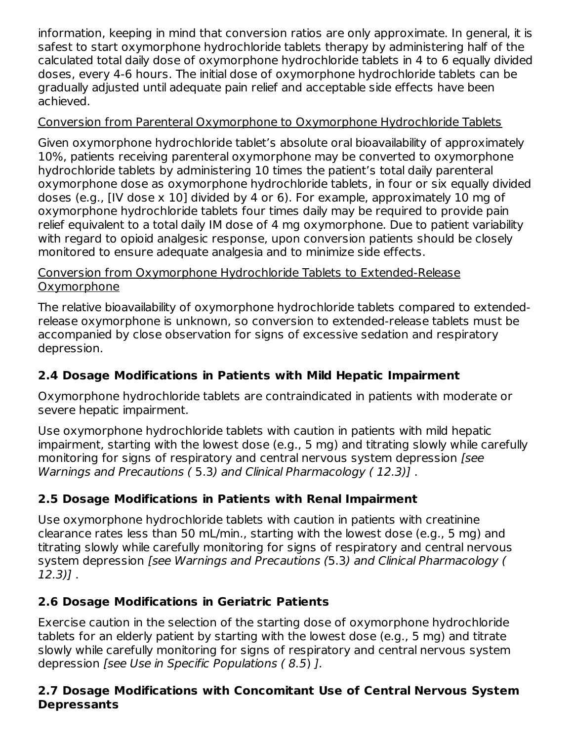information, keeping in mind that conversion ratios are only approximate. In general, it is safest to start oxymorphone hydrochloride tablets therapy by administering half of the calculated total daily dose of oxymorphone hydrochloride tablets in 4 to 6 equally divided doses, every 4-6 hours. The initial dose of oxymorphone hydrochloride tablets can be gradually adjusted until adequate pain relief and acceptable side effects have been achieved.

Conversion from Parenteral Oxymorphone to Oxymorphone Hydrochloride Tablets

Given oxymorphone hydrochloride tablet's absolute oral bioavailability of approximately 10%, patients receiving parenteral oxymorphone may be converted to oxymorphone hydrochloride tablets by administering 10 times the patient's total daily parenteral oxymorphone dose as oxymorphone hydrochloride tablets, in four or six equally divided doses (e.g., [IV dose x 10] divided by 4 or 6). For example, approximately 10 mg of oxymorphone hydrochloride tablets four times daily may be required to provide pain relief equivalent to a total daily IM dose of 4 mg oxymorphone. Due to patient variability with regard to opioid analgesic response, upon conversion patients should be closely monitored to ensure adequate analgesia and to minimize side effects.

Conversion from Oxymorphone Hydrochloride Tablets to Extended-Release Oxymorphone

The relative bioavailability of oxymorphone hydrochloride tablets compared to extended-release oxymorphone is unknown, so conversion to extended-release tablets must be accompanied by close observation for signs of excessive sedation and respiratory depression.

### 2.4 Dosage Modifications in Patients with Mild Hepatic Impairment

Oxymorphone hydrochloride tablets are contraindicated in patients with moderate or severe hepatic impairment.

Use oxymorphone hydrochloride tablets with caution in patients with mild hepatic impairment, starting with the lowest dose (e.g., 5 mg) and titrating slowly while carefully monitoring for signs of respiratory and central nervous system depression *[see Warnings and Precautions (* 5.3*) and Clinical Pharmacology ( 12.3)]* .

### 2.5 Dosage Modifications in Patients with Renal Impairment

Use oxymorphone hydrochloride tablets with caution in patients with creatinine clearance rates less than 50 mL/min., starting with the lowest dose (e.g., 5 mg) and titrating slowly while carefully monitoring for signs of respiratory and central nervous system depression *[see Warnings and Precautions (*5.3*) and Clinical Pharmacology ( 12.3)]* .

### 2.6 Dosage Modifications in Geriatric Patients

Exercise caution in the selection of the starting dose of oxymorphone hydrochloride tablets for an elderly patient by starting with the lowest dose (e.g., 5 mg) and titrate slowly while carefully monitoring for signs of respiratory and central nervous system depression *[see Use in Specific Populations ( 8.5*) *]*.

### 2.7 Dosage Modifications with Concomitant Use of Central Nervous System Depressants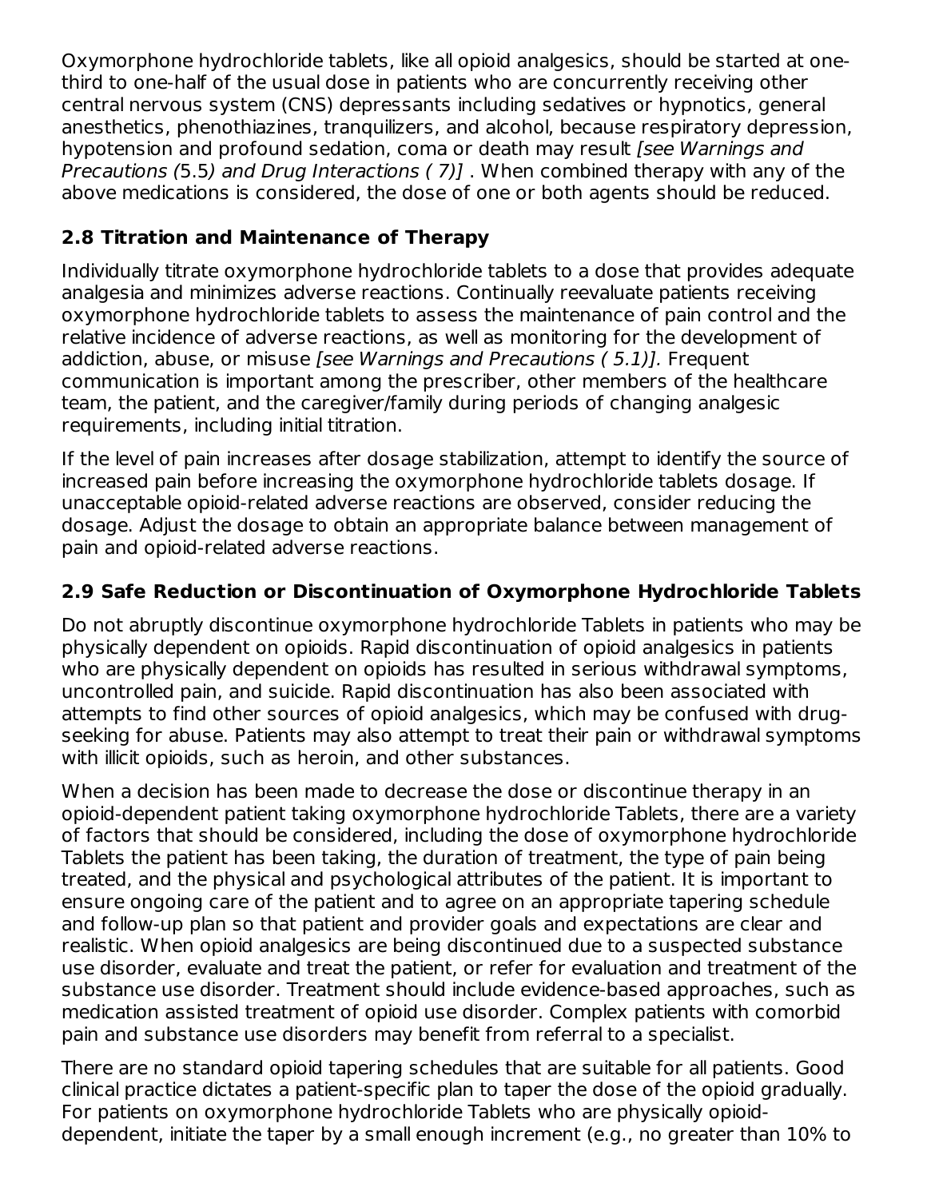Oxymorphone hydrochloride tablets, like all opioid analgesics, should be started at one-third to one-half of the usual dose in patients who are concurrently receiving other central nervous system (CNS) depressants including sedatives or hypnotics, general anesthetics, phenothiazines, tranquilizers, and alcohol, because respiratory depression, hypotension and profound sedation, coma or death may result *[see Warnings and Precautions (*5.5*) and Drug Interactions ( 7)]* . When combined therapy with any of the above medications is considered, the dose of one or both agents should be reduced.

### 2.8 Titration and Maintenance of Therapy

Individually titrate oxymorphone hydrochloride tablets to a dose that provides adequate analgesia and minimizes adverse reactions. Continually reevaluate patients receiving oxymorphone hydrochloride tablets to assess the maintenance of pain control and the relative incidence of adverse reactions, as well as monitoring for the development of addiction, abuse, or misuse *[see Warnings and Precautions ( 5.1)].* Frequent communication is important among the prescriber, other members of the healthcare team, the patient, and the caregiver/family during periods of changing analgesic requirements, including initial titration.

If the level of pain increases after dosage stabilization, attempt to identify the source of increased pain before increasing the oxymorphone hydrochloride tablets dosage. If unacceptable opioid-related adverse reactions are observed, consider reducing the dosage. Adjust the dosage to obtain an appropriate balance between management of pain and opioid-related adverse reactions.

### 2.9 Safe Reduction or Discontinuation of Oxymorphone Hydrochloride Tablets

Do not abruptly discontinue oxymorphone hydrochloride Tablets in patients who may be physically dependent on opioids. Rapid discontinuation of opioid analgesics in patients who are physically dependent on opioids has resulted in serious withdrawal symptoms, uncontrolled pain, and suicide. Rapid discontinuation has also been associated with attempts to find other sources of opioid analgesics, which may be confused with drug-seeking for abuse. Patients may also attempt to treat their pain or withdrawal symptoms with illicit opioids, such as heroin, and other substances.

When a decision has been made to decrease the dose or discontinue therapy in an opioid-dependent patient taking oxymorphone hydrochloride Tablets, there are a variety of factors that should be considered, including the dose of oxymorphone hydrochloride Tablets the patient has been taking, the duration of treatment, the type of pain being treated, and the physical and psychological attributes of the patient. It is important to ensure ongoing care of the patient and to agree on an appropriate tapering schedule and follow-up plan so that patient and provider goals and expectations are clear and realistic. When opioid analgesics are being discontinued due to a suspected substance use disorder, evaluate and treat the patient, or refer for evaluation and treatment of the substance use disorder. Treatment should include evidence-based approaches, such as medication assisted treatment of opioid use disorder. Complex patients with comorbid pain and substance use disorders may benefit from referral to a specialist.

There are no standard opioid tapering schedules that are suitable for all patients. Good clinical practice dictates a patient-specific plan to taper the dose of the opioid gradually. For patients on oxymorphone hydrochloride Tablets who are physically opioid-dependent, initiate the taper by a small enough increment (e.g., no greater than 10% to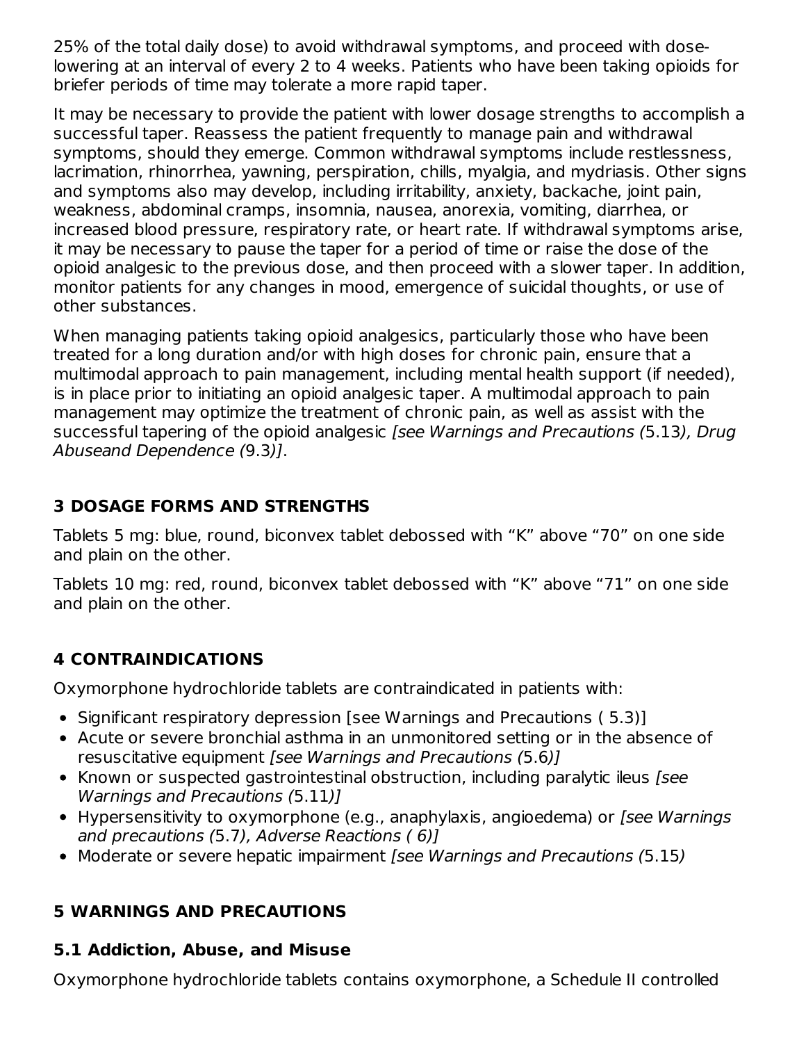25% of the total daily dose) to avoid withdrawal symptoms, and proceed with dose-lowering at an interval of every 2 to 4 weeks. Patients who have been taking opioids for briefer periods of time may tolerate a more rapid taper.

It may be necessary to provide the patient with lower dosage strengths to accomplish a successful taper. Reassess the patient frequently to manage pain and withdrawal symptoms, should they emerge. Common withdrawal symptoms include restlessness, lacrimation, rhinorrhea, yawning, perspiration, chills, myalgia, and mydriasis. Other signs and symptoms also may develop, including irritability, anxiety, backache, joint pain, weakness, abdominal cramps, insomnia, nausea, anorexia, vomiting, diarrhea, or increased blood pressure, respiratory rate, or heart rate. If withdrawal symptoms arise, it may be necessary to pause the taper for a period of time or raise the dose of the opioid analgesic to the previous dose, and then proceed with a slower taper. In addition, monitor patients for any changes in mood, emergence of suicidal thoughts, or use of other substances.

When managing patients taking opioid analgesics, particularly those who have been treated for a long duration and/or with high doses for chronic pain, ensure that a multimodal approach to pain management, including mental health support (if needed), is in place prior to initiating an opioid analgesic taper. A multimodal approach to pain management may optimize the treatment of chronic pain, as well as assist with the successful tapering of the opioid analgesic *[see Warnings and Precautions (*5.13*), Drug Abuseand Dependence (*9.3*)]*.

## 3 DOSAGE FORMS AND STRENGTHS

Tablets 5 mg: blue, round, biconvex tablet debossed with “K” above “70” on one side and plain on the other.

Tablets 10 mg: red, round, biconvex tablet debossed with “K” above “71” on one side and plain on the other.

## 4 CONTRAINDICATIONS

Oxymorphone hydrochloride tablets are contraindicated in patients with:

- Significant respiratory depression [see Warnings and Precautions ( 5.3)]
- Acute or severe bronchial asthma in an unmonitored setting or in the absence of resuscitative equipment *[see Warnings and Precautions (*5.6*)]*
- Known or suspected gastrointestinal obstruction, including paralytic ileus *[see Warnings and Precautions (*5.11*)]*
- Hypersensitivity to oxymorphone (e.g., anaphylaxis, angioedema) or *[see Warnings and precautions (*5.7*), Adverse Reactions ( 6)]*
- Moderate or severe hepatic impairment *[see Warnings and Precautions (*5.15*)*

## 5 WARNINGS AND PRECAUTIONS

### 5.1 Addiction, Abuse, and Misuse

Oxymorphone hydrochloride tablets contains oxymorphone, a Schedule II controlled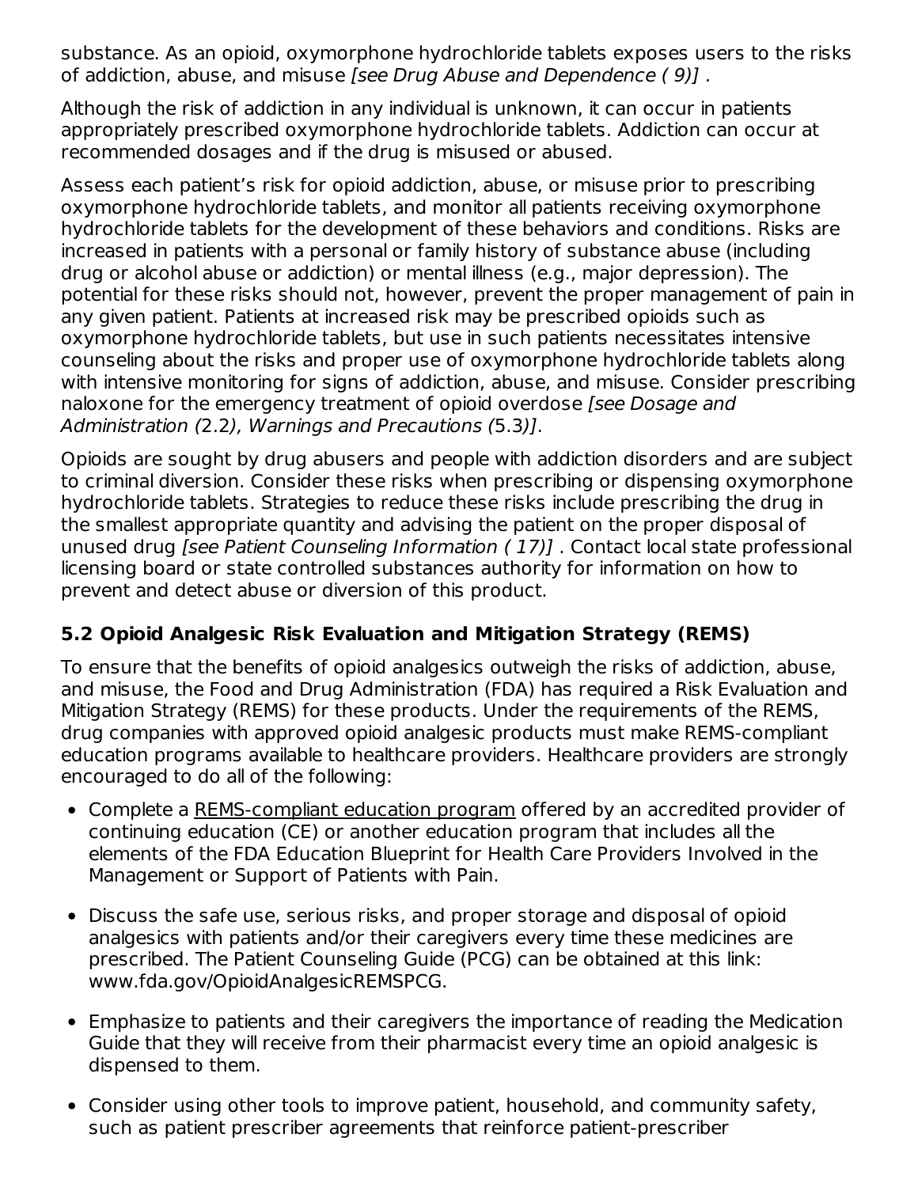substance. As an opioid, oxymorphone hydrochloride tablets exposes users to the risks of addiction, abuse, and misuse *[see Drug Abuse and Dependence ( 9)]* .

Although the risk of addiction in any individual is unknown, it can occur in patients appropriately prescribed oxymorphone hydrochloride tablets. Addiction can occur at recommended dosages and if the drug is misused or abused.

Assess each patient's risk for opioid addiction, abuse, or misuse prior to prescribing oxymorphone hydrochloride tablets, and monitor all patients receiving oxymorphone hydrochloride tablets for the development of these behaviors and conditions. Risks are increased in patients with a personal or family history of substance abuse (including drug or alcohol abuse or addiction) or mental illness (e.g., major depression). The potential for these risks should not, however, prevent the proper management of pain in any given patient. Patients at increased risk may be prescribed opioids such as oxymorphone hydrochloride tablets, but use in such patients necessitates intensive counseling about the risks and proper use of oxymorphone hydrochloride tablets along with intensive monitoring for signs of addiction, abuse, and misuse. Consider prescribing naloxone for the emergency treatment of opioid overdose *[see Dosage and Administration (*2.2*), Warnings and Precautions (*5.3*)]*.

Opioids are sought by drug abusers and people with addiction disorders and are subject to criminal diversion. Consider these risks when prescribing or dispensing oxymorphone hydrochloride tablets. Strategies to reduce these risks include prescribing the drug in the smallest appropriate quantity and advising the patient on the proper disposal of unused drug *[see Patient Counseling Information ( 17)]* . Contact local state professional licensing board or state controlled substances authority for information on how to prevent and detect abuse or diversion of this product.

### 5.2 Opioid Analgesic Risk Evaluation and Mitigation Strategy (REMS)

To ensure that the benefits of opioid analgesics outweigh the risks of addiction, abuse, and misuse, the Food and Drug Administration (FDA) has required a Risk Evaluation and Mitigation Strategy (REMS) for these products. Under the requirements of the REMS, drug companies with approved opioid analgesic products must make REMS-compliant education programs available to healthcare providers. Healthcare providers are strongly encouraged to do all of the following:

- Complete a REMS-compliant education program offered by an accredited provider of continuing education (CE) or another education program that includes all the elements of the FDA Education Blueprint for Health Care Providers Involved in the Management or Support of Patients with Pain.
- Discuss the safe use, serious risks, and proper storage and disposal of opioid analgesics with patients and/or their caregivers every time these medicines are prescribed. The Patient Counseling Guide (PCG) can be obtained at this link: www.fda.gov/OpioidAnalgesicREMSPCG.
- Emphasize to patients and their caregivers the importance of reading the Medication Guide that they will receive from their pharmacist every time an opioid analgesic is dispensed to them.
- Consider using other tools to improve patient, household, and community safety, such as patient prescriber agreements that reinforce patient-prescriber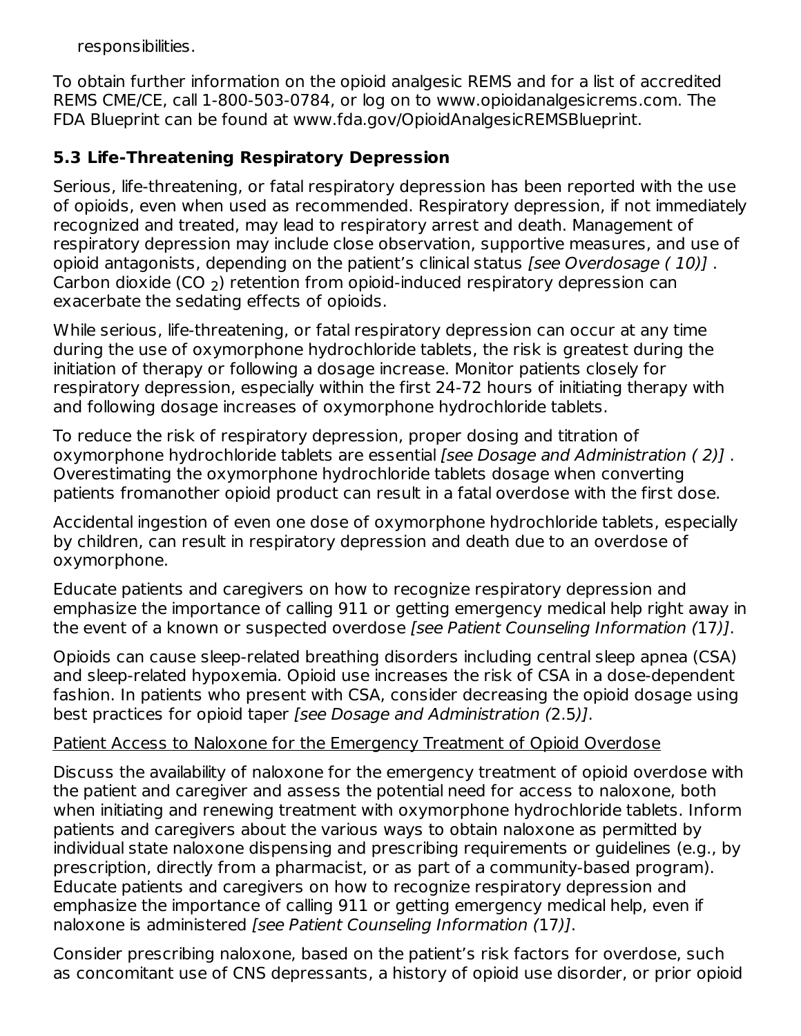responsibilities.

To obtain further information on the opioid analgesic REMS and for a list of accredited REMS CME/CE, call 1-800-503-0784, or log on to www.opioidanalgesicrems.com. The FDA Blueprint can be found at www.fda.gov/OpioidAnalgesicREMSBlueprint.

### 5.3 Life-Threatening Respiratory Depression

Serious, life-threatening, or fatal respiratory depression has been reported with the use of opioids, even when used as recommended. Respiratory depression, if not immediately recognized and treated, may lead to respiratory arrest and death. Management of respiratory depression may include close observation, supportive measures, and use of opioid antagonists, depending on the patient's clinical status *[see Overdosage ( 10)]* . Carbon dioxide ($CO_2$) retention from opioid-induced respiratory depression can exacerbate the sedating effects of opioids.

While serious, life-threatening, or fatal respiratory depression can occur at any time during the use of oxymorphone hydrochloride tablets, the risk is greatest during the initiation of therapy or following a dosage increase. Monitor patients closely for respiratory depression, especially within the first 24-72 hours of initiating therapy with and following dosage increases of oxymorphone hydrochloride tablets.

To reduce the risk of respiratory depression, proper dosing and titration of oxymorphone hydrochloride tablets are essential *[see Dosage and Administration ( 2)]* . Overestimating the oxymorphone hydrochloride tablets dosage when converting patients fromanother opioid product can result in a fatal overdose with the first dose.

Accidental ingestion of even one dose of oxymorphone hydrochloride tablets, especially by children, can result in respiratory depression and death due to an overdose of oxymorphone.

Educate patients and caregivers on how to recognize respiratory depression and emphasize the importance of calling 911 or getting emergency medical help right away in the event of a known or suspected overdose *[see Patient Counseling Information (*17*)]*.

Opioids can cause sleep-related breathing disorders including central sleep apnea (CSA) and sleep-related hypoxemia. Opioid use increases the risk of CSA in a dose-dependent fashion. In patients who present with CSA, consider decreasing the opioid dosage using best practices for opioid taper *[see Dosage and Administration (*2.5*)]*.

<u>Patient Access to Naloxone for the Emergency Treatment of Opioid Overdose</u>

Discuss the availability of naloxone for the emergency treatment of opioid overdose with the patient and caregiver and assess the potential need for access to naloxone, both when initiating and renewing treatment with oxymorphone hydrochloride tablets. Inform patients and caregivers about the various ways to obtain naloxone as permitted by individual state naloxone dispensing and prescribing requirements or guidelines (e.g., by prescription, directly from a pharmacist, or as part of a community-based program). Educate patients and caregivers on how to recognize respiratory depression and emphasize the importance of calling 911 or getting emergency medical help, even if naloxone is administered *[see Patient Counseling Information (*17*)]*.

Consider prescribing naloxone, based on the patient's risk factors for overdose, such as concomitant use of CNS depressants, a history of opioid use disorder, or prior opioid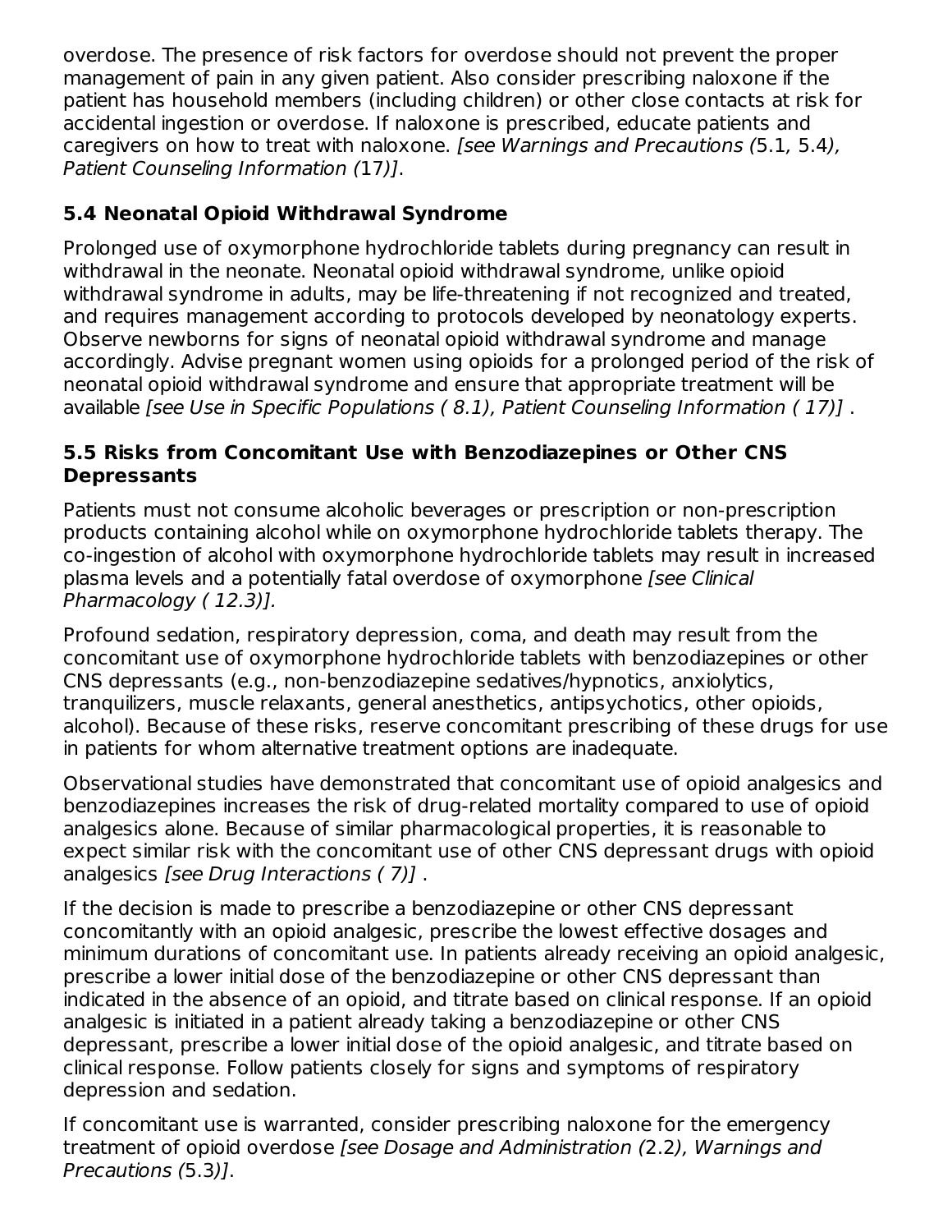overdose. The presence of risk factors for overdose should not prevent the proper management of pain in any given patient. Also consider prescribing naloxone if the patient has household members (including children) or other close contacts at risk for accidental ingestion or overdose. If naloxone is prescribed, educate patients and caregivers on how to treat with naloxone. *[see Warnings and Precautions (*5.1*,* 5.4*), Patient Counseling Information (*17*)]*.

### 5.4 Neonatal Opioid Withdrawal Syndrome

Prolonged use of oxymorphone hydrochloride tablets during pregnancy can result in withdrawal in the neonate. Neonatal opioid withdrawal syndrome, unlike opioid withdrawal syndrome in adults, may be life-threatening if not recognized and treated, and requires management according to protocols developed by neonatology experts. Observe newborns for signs of neonatal opioid withdrawal syndrome and manage accordingly. Advise pregnant women using opioids for a prolonged period of the risk of neonatal opioid withdrawal syndrome and ensure that appropriate treatment will be available *[see Use in Specific Populations ( 8.1), Patient Counseling Information ( 17)]* .

### 5.5 Risks from Concomitant Use with Benzodiazepines or Other CNS Depressants

Patients must not consume alcoholic beverages or prescription or non-prescription products containing alcohol while on oxymorphone hydrochloride tablets therapy. The co-ingestion of alcohol with oxymorphone hydrochloride tablets may result in increased plasma levels and a potentially fatal overdose of oxymorphone *[see Clinical Pharmacology ( 12.3)].*

Profound sedation, respiratory depression, coma, and death may result from the concomitant use of oxymorphone hydrochloride tablets with benzodiazepines or other CNS depressants (e.g., non-benzodiazepine sedatives/hypnotics, anxiolytics, tranquilizers, muscle relaxants, general anesthetics, antipsychotics, other opioids, alcohol). Because of these risks, reserve concomitant prescribing of these drugs for use in patients for whom alternative treatment options are inadequate.

Observational studies have demonstrated that concomitant use of opioid analgesics and benzodiazepines increases the risk of drug-related mortality compared to use of opioid analgesics alone. Because of similar pharmacological properties, it is reasonable to expect similar risk with the concomitant use of other CNS depressant drugs with opioid analgesics *[see Drug Interactions ( 7)]* .

If the decision is made to prescribe a benzodiazepine or other CNS depressant concomitantly with an opioid analgesic, prescribe the lowest effective dosages and minimum durations of concomitant use. In patients already receiving an opioid analgesic, prescribe a lower initial dose of the benzodiazepine or other CNS depressant than indicated in the absence of an opioid, and titrate based on clinical response. If an opioid analgesic is initiated in a patient already taking a benzodiazepine or other CNS depressant, prescribe a lower initial dose of the opioid analgesic, and titrate based on clinical response. Follow patients closely for signs and symptoms of respiratory depression and sedation.

If concomitant use is warranted, consider prescribing naloxone for the emergency treatment of opioid overdose *[see Dosage and Administration (*2.2*), Warnings and Precautions (*5.3*)]*.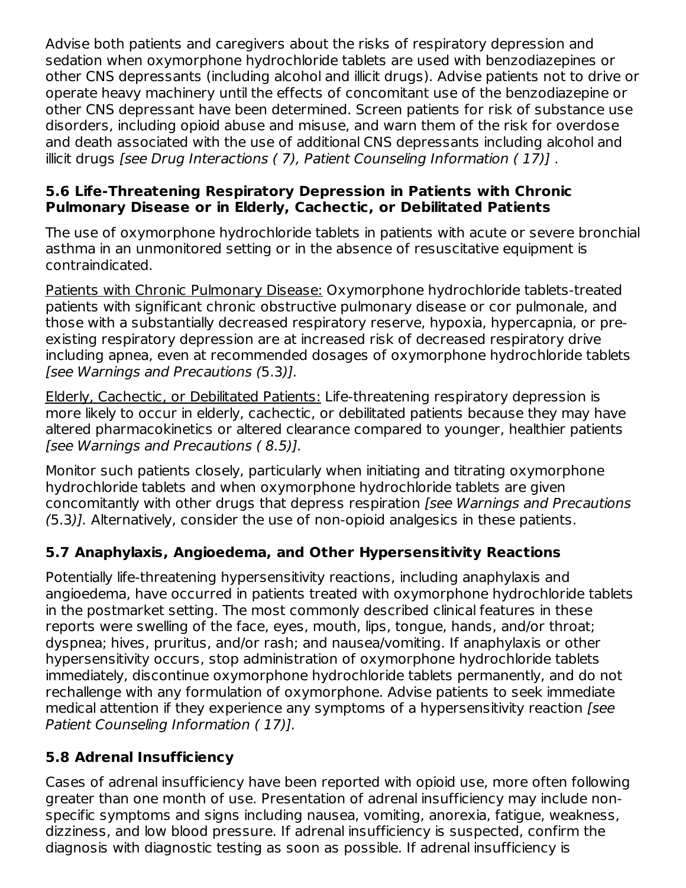Advise both patients and caregivers about the risks of respiratory depression and sedation when oxymorphone hydrochloride tablets are used with benzodiazepines or other CNS depressants (including alcohol and illicit drugs). Advise patients not to drive or operate heavy machinery until the effects of concomitant use of the benzodiazepine or other CNS depressant have been determined. Screen patients for risk of substance use disorders, including opioid abuse and misuse, and warn them of the risk for overdose and death associated with the use of additional CNS depressants including alcohol and illicit drugs *[see Drug Interactions ( 7), Patient Counseling Information ( 17)]* .

### 5.6 Life-Threatening Respiratory Depression in Patients with Chronic Pulmonary Disease or in Elderly, Cachectic, or Debilitated Patients

The use of oxymorphone hydrochloride tablets in patients with acute or severe bronchial asthma in an unmonitored setting or in the absence of resuscitative equipment is contraindicated.

<u>Patients with Chronic Pulmonary Disease:</u> Oxymorphone hydrochloride tablets-treated patients with significant chronic obstructive pulmonary disease or cor pulmonale, and those with a substantially decreased respiratory reserve, hypoxia, hypercapnia, or pre-existing respiratory depression are at increased risk of decreased respiratory drive including apnea, even at recommended dosages of oxymorphone hydrochloride tablets *[see Warnings and Precautions (*5.3*)].*

<u>Elderly, Cachectic, or Debilitated Patients:</u> Life-threatening respiratory depression is more likely to occur in elderly, cachectic, or debilitated patients because they may have altered pharmacokinetics or altered clearance compared to younger, healthier patients *[see Warnings and Precautions ( 8.5)].*

Monitor such patients closely, particularly when initiating and titrating oxymorphone hydrochloride tablets and when oxymorphone hydrochloride tablets are given concomitantly with other drugs that depress respiration *[see Warnings and Precautions (*5.3*)].* Alternatively, consider the use of non-opioid analgesics in these patients.

### 5.7 Anaphylaxis, Angioedema, and Other Hypersensitivity Reactions

Potentially life-threatening hypersensitivity reactions, including anaphylaxis and angioedema, have occurred in patients treated with oxymorphone hydrochloride tablets in the postmarket setting. The most commonly described clinical features in these reports were swelling of the face, eyes, mouth, lips, tongue, hands, and/or throat; dyspnea; hives, pruritus, and/or rash; and nausea/vomiting. If anaphylaxis or other hypersensitivity occurs, stop administration of oxymorphone hydrochloride tablets immediately, discontinue oxymorphone hydrochloride tablets permanently, and do not rechallenge with any formulation of oxymorphone. Advise patients to seek immediate medical attention if they experience any symptoms of a hypersensitivity reaction *[see Patient Counseling Information ( 17)].*

### 5.8 Adrenal Insufficiency

Cases of adrenal insufficiency have been reported with opioid use, more often following greater than one month of use. Presentation of adrenal insufficiency may include non-specific symptoms and signs including nausea, vomiting, anorexia, fatigue, weakness, dizziness, and low blood pressure. If adrenal insufficiency is suspected, confirm the diagnosis with diagnostic testing as soon as possible. If adrenal insufficiency is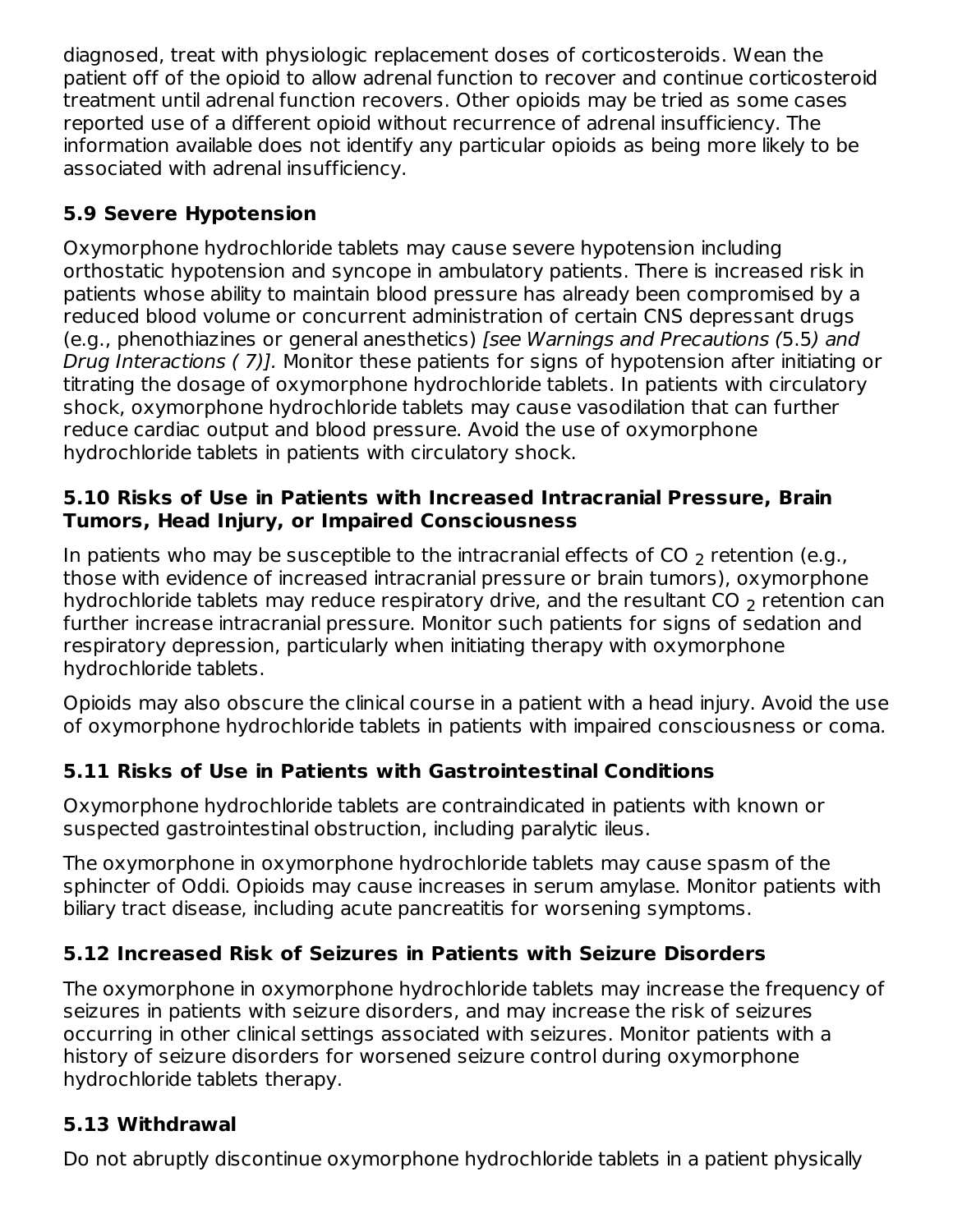diagnosed, treat with physiologic replacement doses of corticosteroids. Wean the patient off of the opioid to allow adrenal function to recover and continue corticosteroid treatment until adrenal function recovers. Other opioids may be tried as some cases reported use of a different opioid without recurrence of adrenal insufficiency. The information available does not identify any particular opioids as being more likely to be associated with adrenal insufficiency.

### 5.9 Severe Hypotension

Oxymorphone hydrochloride tablets may cause severe hypotension including orthostatic hypotension and syncope in ambulatory patients. There is increased risk in patients whose ability to maintain blood pressure has already been compromised by a reduced blood volume or concurrent administration of certain CNS depressant drugs (e.g., phenothiazines or general anesthetics) *[see Warnings and Precautions (*5.5*) and Drug Interactions ( 7)].* Monitor these patients for signs of hypotension after initiating or titrating the dosage of oxymorphone hydrochloride tablets. In patients with circulatory shock, oxymorphone hydrochloride tablets may cause vasodilation that can further reduce cardiac output and blood pressure. Avoid the use of oxymorphone hydrochloride tablets in patients with circulatory shock.

### 5.10 Risks of Use in Patients with Increased Intracranial Pressure, Brain Tumors, Head Injury, or Impaired Consciousness

In patients who may be susceptible to the intracranial effects of $CO_2$ retention (e.g., those with evidence of increased intracranial pressure or brain tumors), oxymorphone hydrochloride tablets may reduce respiratory drive, and the resultant $CO_2$ retention can further increase intracranial pressure. Monitor such patients for signs of sedation and respiratory depression, particularly when initiating therapy with oxymorphone hydrochloride tablets.

Opioids may also obscure the clinical course in a patient with a head injury. Avoid the use of oxymorphone hydrochloride tablets in patients with impaired consciousness or coma.

### 5.11 Risks of Use in Patients with Gastrointestinal Conditions

Oxymorphone hydrochloride tablets are contraindicated in patients with known or suspected gastrointestinal obstruction, including paralytic ileus.

The oxymorphone in oxymorphone hydrochloride tablets may cause spasm of the sphincter of Oddi. Opioids may cause increases in serum amylase. Monitor patients with biliary tract disease, including acute pancreatitis for worsening symptoms.

### 5.12 Increased Risk of Seizures in Patients with Seizure Disorders

The oxymorphone in oxymorphone hydrochloride tablets may increase the frequency of seizures in patients with seizure disorders, and may increase the risk of seizures occurring in other clinical settings associated with seizures. Monitor patients with a history of seizure disorders for worsened seizure control during oxymorphone hydrochloride tablets therapy.

### 5.13 Withdrawal

Do not abruptly discontinue oxymorphone hydrochloride tablets in a patient physically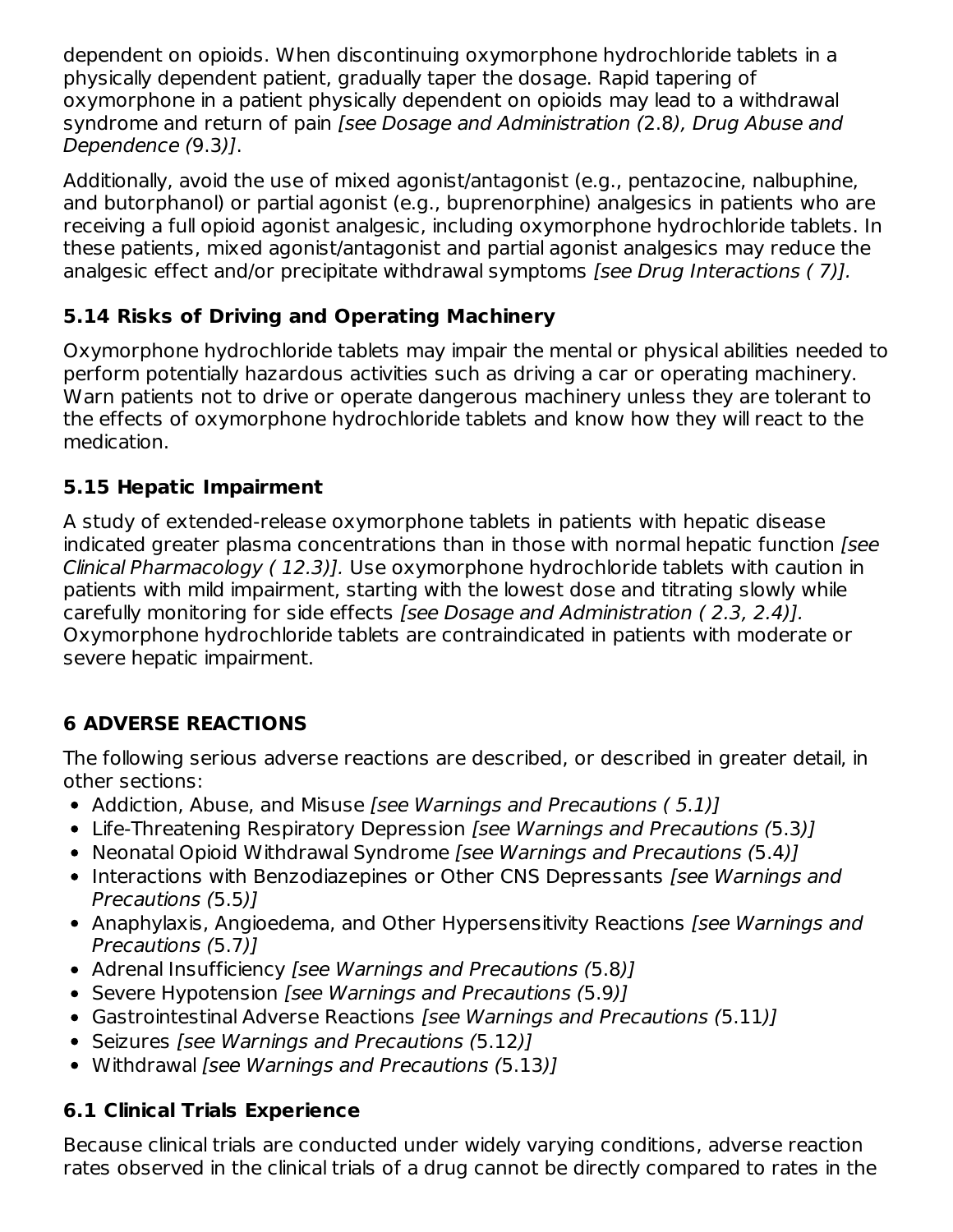dependent on opioids. When discontinuing oxymorphone hydrochloride tablets in a physically dependent patient, gradually taper the dosage. Rapid tapering of oxymorphone in a patient physically dependent on opioids may lead to a withdrawal syndrome and return of pain *[see Dosage and Administration (*2.8*), Drug Abuse and Dependence (*9.3*)]*.

Additionally, avoid the use of mixed agonist/antagonist (e.g., pentazocine, nalbuphine, and butorphanol) or partial agonist (e.g., buprenorphine) analgesics in patients who are receiving a full opioid agonist analgesic, including oxymorphone hydrochloride tablets. In these patients, mixed agonist/antagonist and partial agonist analgesics may reduce the analgesic effect and/or precipitate withdrawal symptoms *[see Drug Interactions ( 7)].*

### 5.14 Risks of Driving and Operating Machinery

Oxymorphone hydrochloride tablets may impair the mental or physical abilities needed to perform potentially hazardous activities such as driving a car or operating machinery. Warn patients not to drive or operate dangerous machinery unless they are tolerant to the effects of oxymorphone hydrochloride tablets and know how they will react to the medication.

### 5.15 Hepatic Impairment

A study of extended-release oxymorphone tablets in patients with hepatic disease indicated greater plasma concentrations than in those with normal hepatic function *[see Clinical Pharmacology ( 12.3)].* Use oxymorphone hydrochloride tablets with caution in patients with mild impairment, starting with the lowest dose and titrating slowly while carefully monitoring for side effects *[see Dosage and Administration ( 2.3, 2.4)].* Oxymorphone hydrochloride tablets are contraindicated in patients with moderate or severe hepatic impairment.

## 6 ADVERSE REACTIONS

The following serious adverse reactions are described, or described in greater detail, in other sections:

- Addiction, Abuse, and Misuse *[see Warnings and Precautions ( 5.1)]*
- Life-Threatening Respiratory Depression *[see Warnings and Precautions (*5.3*)]*
- Neonatal Opioid Withdrawal Syndrome *[see Warnings and Precautions (*5.4*)]*
- Interactions with Benzodiazepines or Other CNS Depressants *[see Warnings and Precautions (*5.5*)]*
- Anaphylaxis, Angioedema, and Other Hypersensitivity Reactions *[see Warnings and Precautions (*5.7*)]*
- Adrenal Insufficiency *[see Warnings and Precautions (*5.8*)]*
- Severe Hypotension *[see Warnings and Precautions (*5.9*)]*
- Gastrointestinal Adverse Reactions *[see Warnings and Precautions (*5.11*)]*
- Seizures *[see Warnings and Precautions (*5.12*)]*
- Withdrawal *[see Warnings and Precautions (*5.13*)]*

### 6.1 Clinical Trials Experience

Because clinical trials are conducted under widely varying conditions, adverse reaction rates observed in the clinical trials of a drug cannot be directly compared to rates in the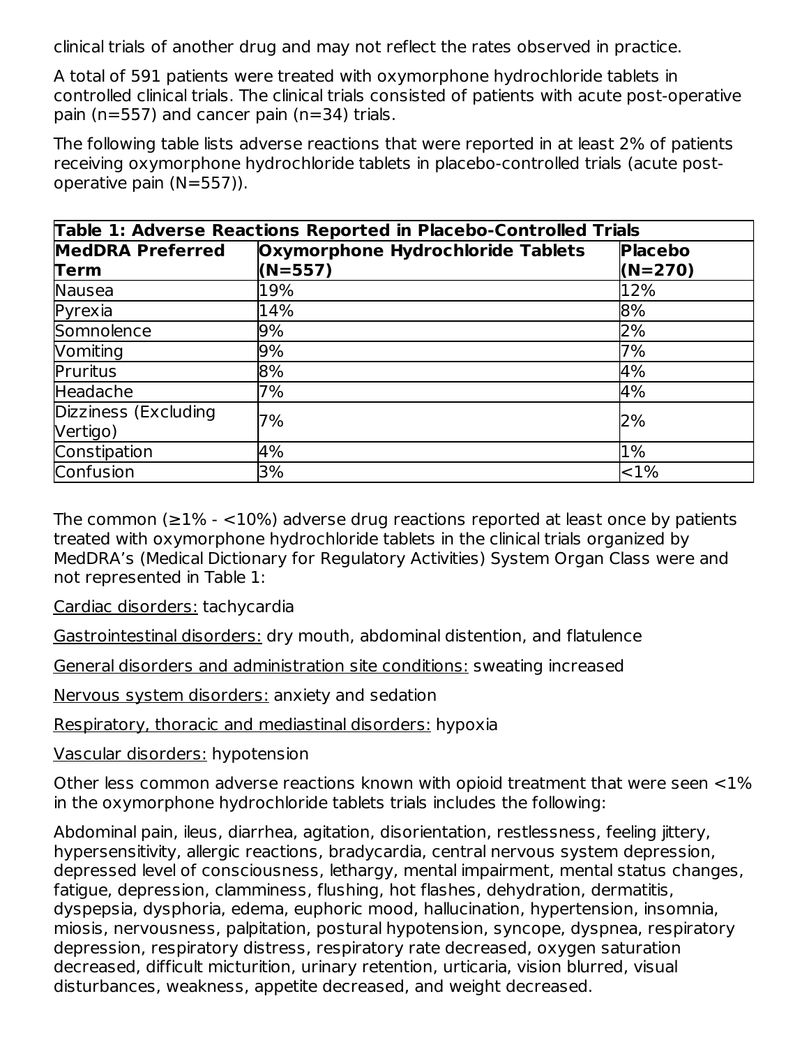clinical trials of another drug and may not reflect the rates observed in practice.

A total of 591 patients were treated with oxymorphone hydrochloride tablets in controlled clinical trials. The clinical trials consisted of patients with acute post-operative pain (n=557) and cancer pain (n=34) trials.

The following table lists adverse reactions that were reported in at least 2% of patients receiving oxymorphone hydrochloride tablets in placebo-controlled trials (acute post-operative pain (N=557)).

**Table 1: Adverse Reactions Reported in Placebo-Controlled Trials**

| MedDRA Preferred Term | Oxymorphone Hydrochloride Tablets (N=557) | Placebo (N=270) |
|---|---|---|
| Nausea | 19% | 12% |
| Pyrexia | 14% | 8% |
| Somnolence | 9% | 2% |
| Vomiting | 9% | 7% |
| Pruritus | 8% | 4% |
| Headache | 7% | 4% |
| Dizziness (Excluding Vertigo) | 7% | 2% |
| Constipation | 4% | 1% |
| Confusion | 3% | <1% |

The common (≥1% - <10%) adverse drug reactions reported at least once by patients treated with oxymorphone hydrochloride tablets in the clinical trials organized by MedDRA's (Medical Dictionary for Regulatory Activities) System Organ Class were and not represented in Table 1:

Cardiac disorders: tachycardia

Gastrointestinal disorders: dry mouth, abdominal distention, and flatulence

General disorders and administration site conditions: sweating increased

Nervous system disorders: anxiety and sedation

Respiratory, thoracic and mediastinal disorders: hypoxia

Vascular disorders: hypotension

Other less common adverse reactions known with opioid treatment that were seen <1% in the oxymorphone hydrochloride tablets trials includes the following:

Abdominal pain, ileus, diarrhea, agitation, disorientation, restlessness, feeling jittery, hypersensitivity, allergic reactions, bradycardia, central nervous system depression, depressed level of consciousness, lethargy, mental impairment, mental status changes, fatigue, depression, clamminess, flushing, hot flashes, dehydration, dermatitis, dyspepsia, dysphoria, edema, euphoric mood, hallucination, hypertension, insomnia, miosis, nervousness, palpitation, postural hypotension, syncope, dyspnea, respiratory depression, respiratory distress, respiratory rate decreased, oxygen saturation decreased, difficult micturition, urinary retention, urticaria, vision blurred, visual disturbances, weakness, appetite decreased, and weight decreased.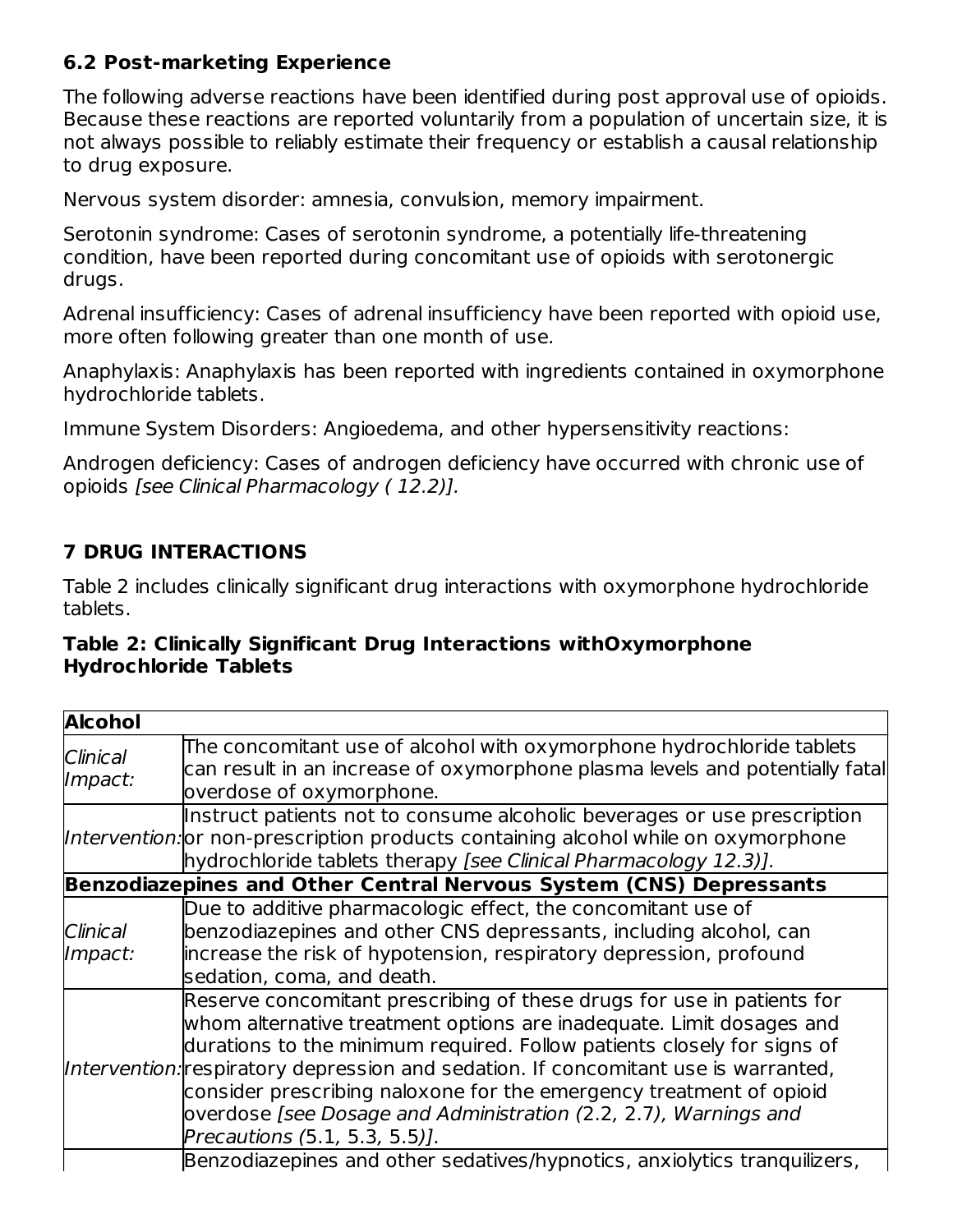### 6.2 Post-marketing Experience

The following adverse reactions have been identified during post approval use of opioids. Because these reactions are reported voluntarily from a population of uncertain size, it is not always possible to reliably estimate their frequency or establish a causal relationship to drug exposure.

Nervous system disorder: amnesia, convulsion, memory impairment.

Serotonin syndrome: Cases of serotonin syndrome, a potentially life-threatening condition, have been reported during concomitant use of opioids with serotonergic drugs.

Adrenal insufficiency: Cases of adrenal insufficiency have been reported with opioid use, more often following greater than one month of use.

Anaphylaxis: Anaphylaxis has been reported with ingredients contained in oxymorphone hydrochloride tablets.

Immune System Disorders: Angioedema, and other hypersensitivity reactions:

Androgen deficiency: Cases of androgen deficiency have occurred with chronic use of opioids *[see Clinical Pharmacology ( 12.2)].*

## 7 DRUG INTERACTIONS

Table 2 includes clinically significant drug interactions with oxymorphone hydrochloride tablets.

**Table 2: Clinically Significant Drug Interactions withOxymorphone Hydrochloride Tablets**

| **Alcohol** | |
|---|---|
| *Clinical Impact:* | The concomitant use of alcohol with oxymorphone hydrochloride tablets can result in an increase of oxymorphone plasma levels and potentially fatal overdose of oxymorphone. |
| *Intervention:* | Instruct patients not to consume alcoholic beverages or use prescription or non-prescription products containing alcohol while on oxymorphone hydrochloride tablets therapy *[see Clinical Pharmacology 12.3)].* |
| **Benzodiazepines and Other Central Nervous System (CNS) Depressants** | |
| *Clinical Impact:* | Due to additive pharmacologic effect, the concomitant use of benzodiazepines and other CNS depressants, including alcohol, can increase the risk of hypotension, respiratory depression, profound sedation, coma, and death. |
| *Intervention:* | Reserve concomitant prescribing of these drugs for use in patients for whom alternative treatment options are inadequate. Limit dosages and durations to the minimum required. Follow patients closely for signs of respiratory depression and sedation. If concomitant use is warranted, consider prescribing naloxone for the emergency treatment of opioid overdose *[see Dosage and Administration (*2.2, 2.7*), Warnings and Precautions (*5.1, 5.3, 5.5*)]*. |
| | Benzodiazepines and other sedatives/hypnotics, anxiolytics tranquilizers, |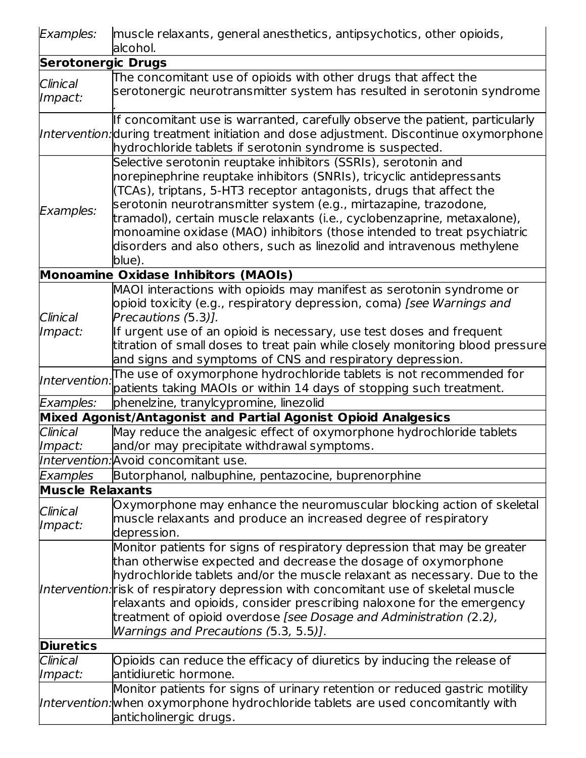| | |
|---|---|
| *Examples:* | muscle relaxants, general anesthetics, antipsychotics, other opioids, alcohol. |
| **Serotonergic Drugs** | |
| *Clinical Impact:* | The concomitant use of opioids with other drugs that affect the serotonergic neurotransmitter system has resulted in serotonin syndrome . |
| *Intervention:* | If concomitant use is warranted, carefully observe the patient, particularly during treatment initiation and dose adjustment. Discontinue oxymorphone hydrochloride tablets if serotonin syndrome is suspected. |
| *Examples:* | Selective serotonin reuptake inhibitors (SSRIs), serotonin and norepinephrine reuptake inhibitors (SNRIs), tricyclic antidepressants (TCAs), triptans, 5-HT3 receptor antagonists, drugs that affect the serotonin neurotransmitter system (e.g., mirtazapine, trazodone, tramadol), certain muscle relaxants (i.e., cyclobenzaprine, metaxalone), monoamine oxidase (MAO) inhibitors (those intended to treat psychiatric disorders and also others, such as linezolid and intravenous methylene blue). |
| **Monoamine Oxidase Inhibitors (MAOIs)** | |
| *Clinical Impact:* | MAOI interactions with opioids may manifest as serotonin syndrome or opioid toxicity (e.g., respiratory depression, coma) *[see Warnings and Precautions (*5.3*)].* If urgent use of an opioid is necessary, use test doses and frequent titration of small doses to treat pain while closely monitoring blood pressure and signs and symptoms of CNS and respiratory depression. |
| *Intervention:* | The use of oxymorphone hydrochloride tablets is not recommended for patients taking MAOIs or within 14 days of stopping such treatment. |
| *Examples:* | phenelzine, tranylcypromine, linezolid |
| **Mixed Agonist/Antagonist and Partial Agonist Opioid Analgesics** | |
| *Clinical Impact:* | May reduce the analgesic effect of oxymorphone hydrochloride tablets and/or may precipitate withdrawal symptoms. |
| *Intervention:* | Avoid concomitant use. |
| *Examples* | Butorphanol, nalbuphine, pentazocine, buprenorphine |
| **Muscle Relaxants** | |
| *Clinical Impact:* | Oxymorphone may enhance the neuromuscular blocking action of skeletal muscle relaxants and produce an increased degree of respiratory depression. |
| *Intervention:* | Monitor patients for signs of respiratory depression that may be greater than otherwise expected and decrease the dosage of oxymorphone hydrochloride tablets and/or the muscle relaxant as necessary. Due to the risk of respiratory depression with concomitant use of skeletal muscle relaxants and opioids, consider prescribing naloxone for the emergency treatment of opioid overdose *[see Dosage and Administration (*2.2*), Warnings and Precautions (*5.3, 5.5*)]*. |
| **Diuretics** | |
| *Clinical Impact:* | Opioids can reduce the efficacy of diuretics by inducing the release of antidiuretic hormone. |
| *Intervention:* | Monitor patients for signs of urinary retention or reduced gastric motility when oxymorphone hydrochloride tablets are used concomitantly with anticholinergic drugs. |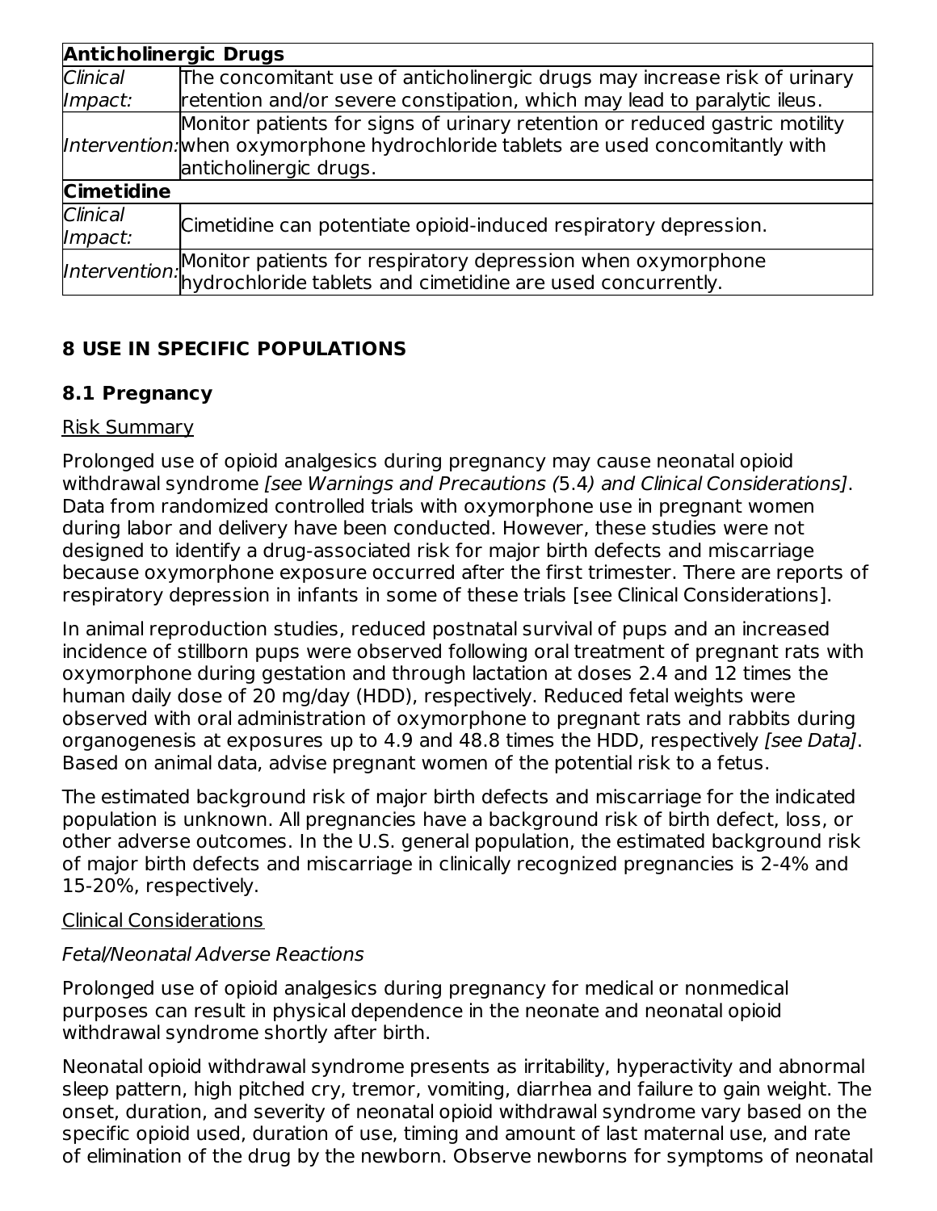| **Anticholinergic Drugs** | |
|---|---|
| *Clinical Impact:* | The concomitant use of anticholinergic drugs may increase risk of urinary retention and/or severe constipation, which may lead to paralytic ileus. |
| *Intervention:* | Monitor patients for signs of urinary retention or reduced gastric motility when oxymorphone hydrochloride tablets are used concomitantly with anticholinergic drugs. |
| **Cimetidine** | |
| *Clinical Impact:* | Cimetidine can potentiate opioid-induced respiratory depression. |
| *Intervention:* | Monitor patients for respiratory depression when oxymorphone hydrochloride tablets and cimetidine are used concurrently. |

## 8 USE IN SPECIFIC POPULATIONS

### 8.1 Pregnancy

Risk Summary

Prolonged use of opioid analgesics during pregnancy may cause neonatal opioid withdrawal syndrome *[see Warnings and Precautions (*5.4*) and Clinical Considerations]*. Data from randomized controlled trials with oxymorphone use in pregnant women during labor and delivery have been conducted. However, these studies were not designed to identify a drug-associated risk for major birth defects and miscarriage because oxymorphone exposure occurred after the first trimester. There are reports of respiratory depression in infants in some of these trials [see Clinical Considerations].

In animal reproduction studies, reduced postnatal survival of pups and an increased incidence of stillborn pups were observed following oral treatment of pregnant rats with oxymorphone during gestation and through lactation at doses 2.4 and 12 times the human daily dose of 20 mg/day (HDD), respectively. Reduced fetal weights were observed with oral administration of oxymorphone to pregnant rats and rabbits during organogenesis at exposures up to 4.9 and 48.8 times the HDD, respectively *[see Data]*. Based on animal data, advise pregnant women of the potential risk to a fetus.

The estimated background risk of major birth defects and miscarriage for the indicated population is unknown. All pregnancies have a background risk of birth defect, loss, or other adverse outcomes. In the U.S. general population, the estimated background risk of major birth defects and miscarriage in clinically recognized pregnancies is 2-4% and 15-20%, respectively.

Clinical Considerations

*Fetal/Neonatal Adverse Reactions*

Prolonged use of opioid analgesics during pregnancy for medical or nonmedical purposes can result in physical dependence in the neonate and neonatal opioid withdrawal syndrome shortly after birth.

Neonatal opioid withdrawal syndrome presents as irritability, hyperactivity and abnormal sleep pattern, high pitched cry, tremor, vomiting, diarrhea and failure to gain weight. The onset, duration, and severity of neonatal opioid withdrawal syndrome vary based on the specific opioid used, duration of use, timing and amount of last maternal use, and rate of elimination of the drug by the newborn. Observe newborns for symptoms of neonatal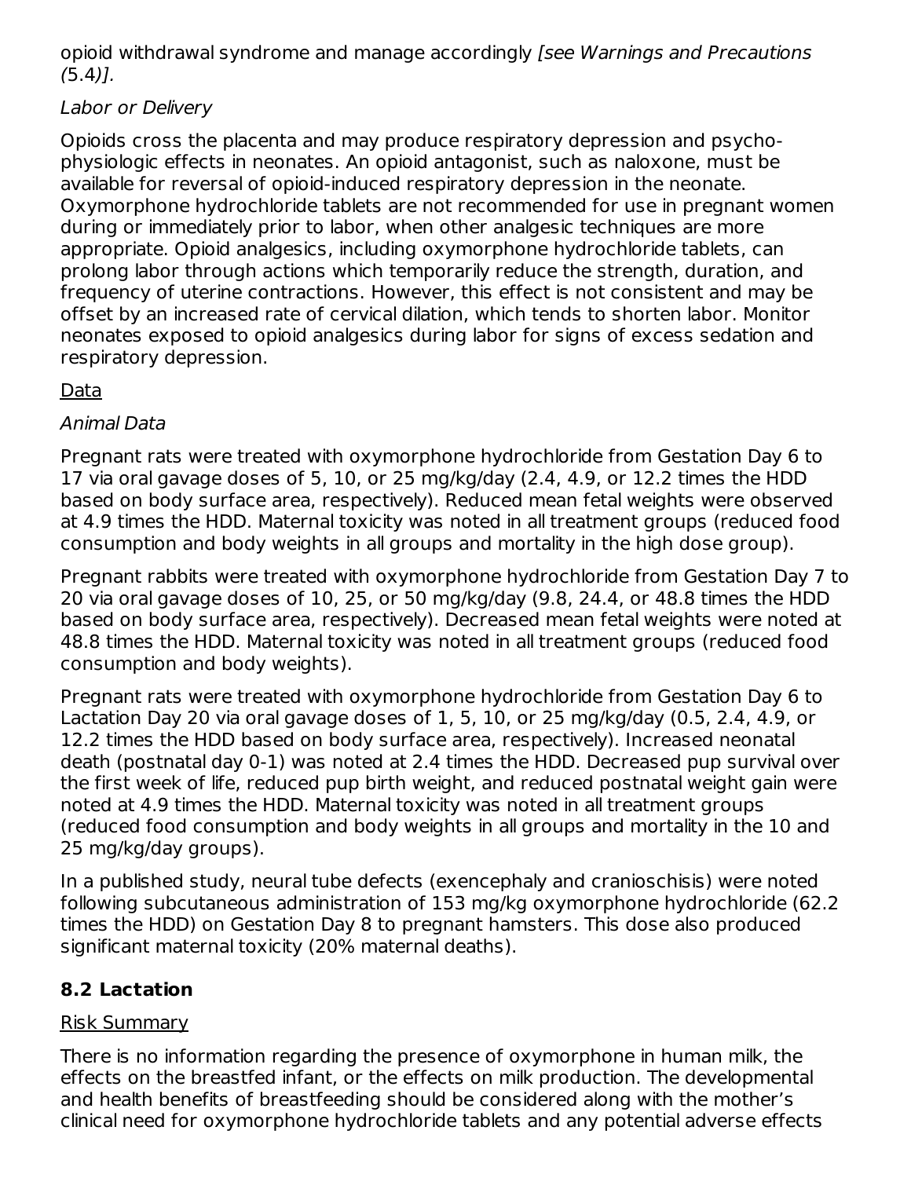opioid withdrawal syndrome and manage accordingly *[see Warnings and Precautions (5.4)]*.

*Labor or Delivery*

Opioids cross the placenta and may produce respiratory depression and psycho-physiologic effects in neonates. An opioid antagonist, such as naloxone, must be available for reversal of opioid-induced respiratory depression in the neonate. Oxymorphone hydrochloride tablets are not recommended for use in pregnant women during or immediately prior to labor, when other analgesic techniques are more appropriate. Opioid analgesics, including oxymorphone hydrochloride tablets, can prolong labor through actions which temporarily reduce the strength, duration, and frequency of uterine contractions. However, this effect is not consistent and may be offset by an increased rate of cervical dilation, which tends to shorten labor. Monitor neonates exposed to opioid analgesics during labor for signs of excess sedation and respiratory depression.

Data

*Animal Data*

Pregnant rats were treated with oxymorphone hydrochloride from Gestation Day 6 to 17 via oral gavage doses of 5, 10, or 25 mg/kg/day (2.4, 4.9, or 12.2 times the HDD based on body surface area, respectively). Reduced mean fetal weights were observed at 4.9 times the HDD. Maternal toxicity was noted in all treatment groups (reduced food consumption and body weights in all groups and mortality in the high dose group).

Pregnant rabbits were treated with oxymorphone hydrochloride from Gestation Day 7 to 20 via oral gavage doses of 10, 25, or 50 mg/kg/day (9.8, 24.4, or 48.8 times the HDD based on body surface area, respectively). Decreased mean fetal weights were noted at 48.8 times the HDD. Maternal toxicity was noted in all treatment groups (reduced food consumption and body weights).

Pregnant rats were treated with oxymorphone hydrochloride from Gestation Day 6 to Lactation Day 20 via oral gavage doses of 1, 5, 10, or 25 mg/kg/day (0.5, 2.4, 4.9, or 12.2 times the HDD based on body surface area, respectively). Increased neonatal death (postnatal day 0-1) was noted at 2.4 times the HDD. Decreased pup survival over the first week of life, reduced pup birth weight, and reduced postnatal weight gain were noted at 4.9 times the HDD. Maternal toxicity was noted in all treatment groups (reduced food consumption and body weights in all groups and mortality in the 10 and 25 mg/kg/day groups).

In a published study, neural tube defects (exencephaly and cranioschisis) were noted following subcutaneous administration of 153 mg/kg oxymorphone hydrochloride (62.2 times the HDD) on Gestation Day 8 to pregnant hamsters. This dose also produced significant maternal toxicity (20% maternal deaths).

## 8.2 Lactation

Risk Summary

There is no information regarding the presence of oxymorphone in human milk, the effects on the breastfed infant, or the effects on milk production. The developmental and health benefits of breastfeeding should be considered along with the mother's clinical need for oxymorphone hydrochloride tablets and any potential adverse effects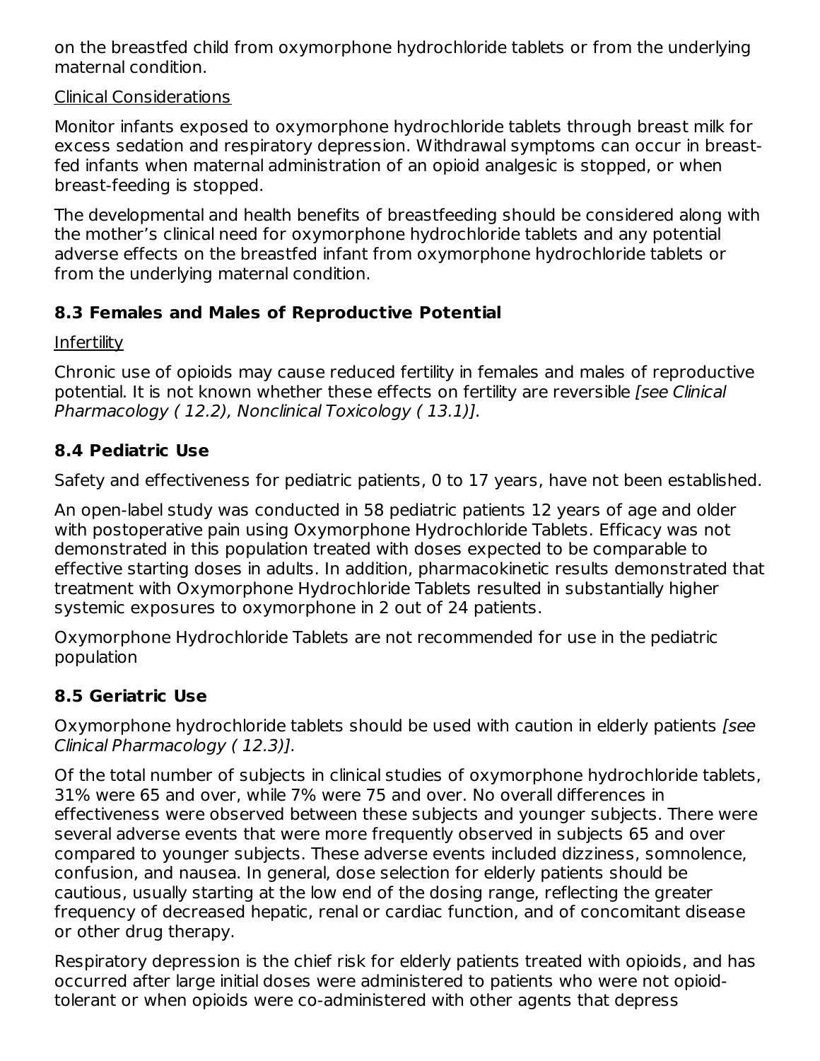on the breastfed child from oxymorphone hydrochloride tablets or from the underlying maternal condition.

Clinical Considerations

Monitor infants exposed to oxymorphone hydrochloride tablets through breast milk for excess sedation and respiratory depression. Withdrawal symptoms can occur in breast-fed infants when maternal administration of an opioid analgesic is stopped, or when breast-feeding is stopped.

The developmental and health benefits of breastfeeding should be considered along with the mother's clinical need for oxymorphone hydrochloride tablets and any potential adverse effects on the breastfed infant from oxymorphone hydrochloride tablets or from the underlying maternal condition.

### 8.3 Females and Males of Reproductive Potential

Infertility

Chronic use of opioids may cause reduced fertility in females and males of reproductive potential. It is not known whether these effects on fertility are reversible *[see Clinical Pharmacology ( 12.2), Nonclinical Toxicology ( 13.1)].*

### 8.4 Pediatric Use

Safety and effectiveness for pediatric patients, 0 to 17 years, have not been established.

An open-label study was conducted in 58 pediatric patients 12 years of age and older with postoperative pain using Oxymorphone Hydrochloride Tablets. Efficacy was not demonstrated in this population treated with doses expected to be comparable to effective starting doses in adults. In addition, pharmacokinetic results demonstrated that treatment with Oxymorphone Hydrochloride Tablets resulted in substantially higher systemic exposures to oxymorphone in 2 out of 24 patients.

Oxymorphone Hydrochloride Tablets are not recommended for use in the pediatric population

### 8.5 Geriatric Use

Oxymorphone hydrochloride tablets should be used with caution in elderly patients *[see Clinical Pharmacology ( 12.3)].*

Of the total number of subjects in clinical studies of oxymorphone hydrochloride tablets, 31% were 65 and over, while 7% were 75 and over. No overall differences in effectiveness were observed between these subjects and younger subjects. There were several adverse events that were more frequently observed in subjects 65 and over compared to younger subjects. These adverse events included dizziness, somnolence, confusion, and nausea. In general, dose selection for elderly patients should be cautious, usually starting at the low end of the dosing range, reflecting the greater frequency of decreased hepatic, renal or cardiac function, and of concomitant disease or other drug therapy.

Respiratory depression is the chief risk for elderly patients treated with opioids, and has occurred after large initial doses were administered to patients who were not opioid-tolerant or when opioids were co-administered with other agents that depress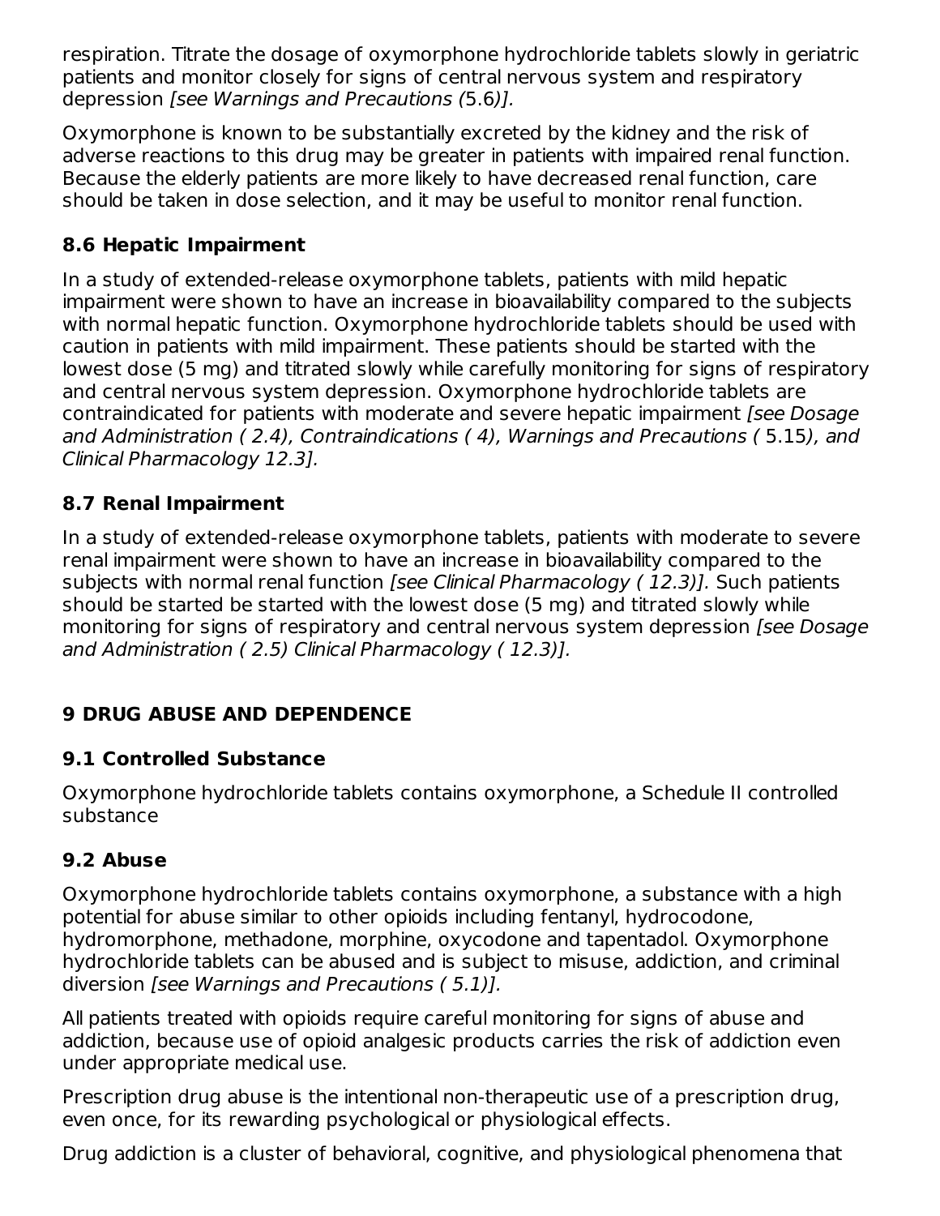respiration. Titrate the dosage of oxymorphone hydrochloride tablets slowly in geriatric patients and monitor closely for signs of central nervous system and respiratory depression *[see Warnings and Precautions (*5.6*)].*

Oxymorphone is known to be substantially excreted by the kidney and the risk of adverse reactions to this drug may be greater in patients with impaired renal function. Because the elderly patients are more likely to have decreased renal function, care should be taken in dose selection, and it may be useful to monitor renal function.

### 8.6 Hepatic Impairment

In a study of extended-release oxymorphone tablets, patients with mild hepatic impairment were shown to have an increase in bioavailability compared to the subjects with normal hepatic function. Oxymorphone hydrochloride tablets should be used with caution in patients with mild impairment. These patients should be started with the lowest dose (5 mg) and titrated slowly while carefully monitoring for signs of respiratory and central nervous system depression. Oxymorphone hydrochloride tablets are contraindicated for patients with moderate and severe hepatic impairment *[see Dosage and Administration ( 2.4), Contraindications ( 4), Warnings and Precautions (* 5.15*), and Clinical Pharmacology 12.3].*

### 8.7 Renal Impairment

In a study of extended-release oxymorphone tablets, patients with moderate to severe renal impairment were shown to have an increase in bioavailability compared to the subjects with normal renal function *[see Clinical Pharmacology ( 12.3)].* Such patients should be started be started with the lowest dose (5 mg) and titrated slowly while monitoring for signs of respiratory and central nervous system depression *[see Dosage and Administration ( 2.5) Clinical Pharmacology ( 12.3)].*

## 9 DRUG ABUSE AND DEPENDENCE

### 9.1 Controlled Substance

Oxymorphone hydrochloride tablets contains oxymorphone, a Schedule II controlled substance

### 9.2 Abuse

Oxymorphone hydrochloride tablets contains oxymorphone, a substance with a high potential for abuse similar to other opioids including fentanyl, hydrocodone, hydromorphone, methadone, morphine, oxycodone and tapentadol. Oxymorphone hydrochloride tablets can be abused and is subject to misuse, addiction, and criminal diversion *[see Warnings and Precautions ( 5.1)].*

All patients treated with opioids require careful monitoring for signs of abuse and addiction, because use of opioid analgesic products carries the risk of addiction even under appropriate medical use.

Prescription drug abuse is the intentional non-therapeutic use of a prescription drug, even once, for its rewarding psychological or physiological effects.

Drug addiction is a cluster of behavioral, cognitive, and physiological phenomena that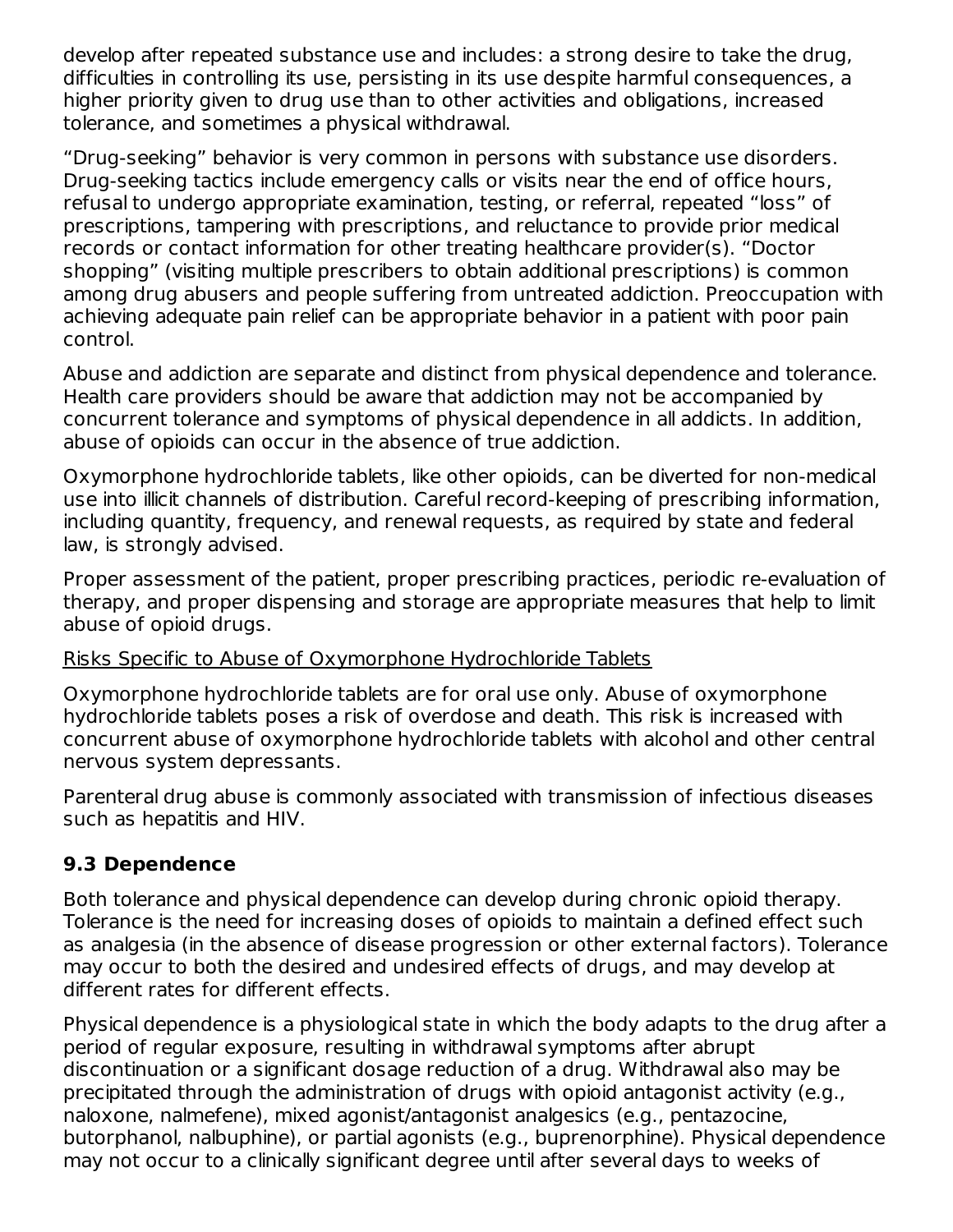develop after repeated substance use and includes: a strong desire to take the drug, difficulties in controlling its use, persisting in its use despite harmful consequences, a higher priority given to drug use than to other activities and obligations, increased tolerance, and sometimes a physical withdrawal.

"Drug-seeking" behavior is very common in persons with substance use disorders. Drug-seeking tactics include emergency calls or visits near the end of office hours, refusal to undergo appropriate examination, testing, or referral, repeated "loss" of prescriptions, tampering with prescriptions, and reluctance to provide prior medical records or contact information for other treating healthcare provider(s). "Doctor shopping" (visiting multiple prescribers to obtain additional prescriptions) is common among drug abusers and people suffering from untreated addiction. Preoccupation with achieving adequate pain relief can be appropriate behavior in a patient with poor pain control.

Abuse and addiction are separate and distinct from physical dependence and tolerance. Health care providers should be aware that addiction may not be accompanied by concurrent tolerance and symptoms of physical dependence in all addicts. In addition, abuse of opioids can occur in the absence of true addiction.

Oxymorphone hydrochloride tablets, like other opioids, can be diverted for non-medical use into illicit channels of distribution. Careful record-keeping of prescribing information, including quantity, frequency, and renewal requests, as required by state and federal law, is strongly advised.

Proper assessment of the patient, proper prescribing practices, periodic re-evaluation of therapy, and proper dispensing and storage are appropriate measures that help to limit abuse of opioid drugs.

Risks Specific to Abuse of Oxymorphone Hydrochloride Tablets

Oxymorphone hydrochloride tablets are for oral use only. Abuse of oxymorphone hydrochloride tablets poses a risk of overdose and death. This risk is increased with concurrent abuse of oxymorphone hydrochloride tablets with alcohol and other central nervous system depressants.

Parenteral drug abuse is commonly associated with transmission of infectious diseases such as hepatitis and HIV.

## 9.3 Dependence

Both tolerance and physical dependence can develop during chronic opioid therapy. Tolerance is the need for increasing doses of opioids to maintain a defined effect such as analgesia (in the absence of disease progression or other external factors). Tolerance may occur to both the desired and undesired effects of drugs, and may develop at different rates for different effects.

Physical dependence is a physiological state in which the body adapts to the drug after a period of regular exposure, resulting in withdrawal symptoms after abrupt discontinuation or a significant dosage reduction of a drug. Withdrawal also may be precipitated through the administration of drugs with opioid antagonist activity (e.g., naloxone, nalmefene), mixed agonist/antagonist analgesics (e.g., pentazocine, butorphanol, nalbuphine), or partial agonists (e.g., buprenorphine). Physical dependence may not occur to a clinically significant degree until after several days to weeks of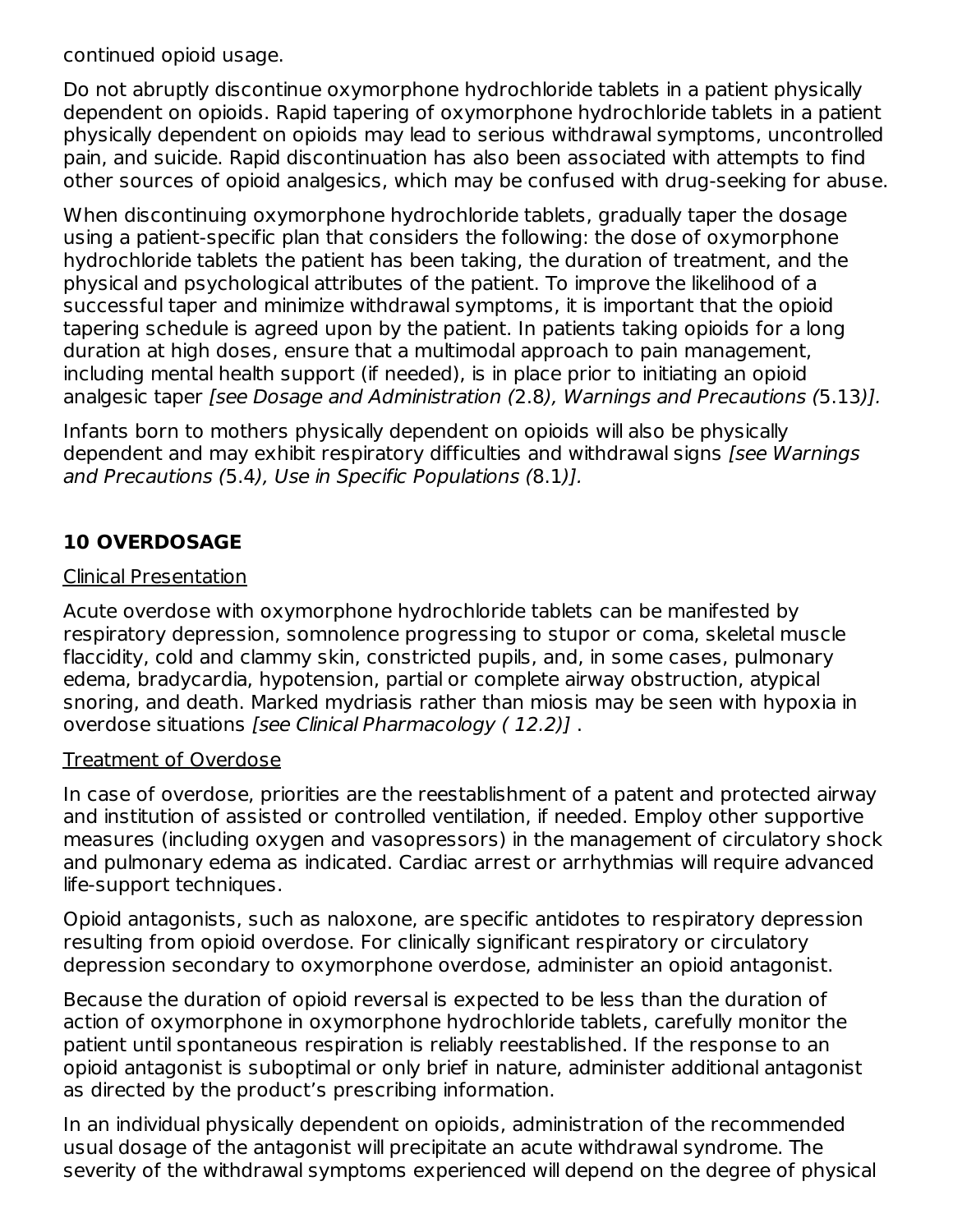continued opioid usage.

Do not abruptly discontinue oxymorphone hydrochloride tablets in a patient physically dependent on opioids. Rapid tapering of oxymorphone hydrochloride tablets in a patient physically dependent on opioids may lead to serious withdrawal symptoms, uncontrolled pain, and suicide. Rapid discontinuation has also been associated with attempts to find other sources of opioid analgesics, which may be confused with drug-seeking for abuse.

When discontinuing oxymorphone hydrochloride tablets, gradually taper the dosage using a patient-specific plan that considers the following: the dose of oxymorphone hydrochloride tablets the patient has been taking, the duration of treatment, and the physical and psychological attributes of the patient. To improve the likelihood of a successful taper and minimize withdrawal symptoms, it is important that the opioid tapering schedule is agreed upon by the patient. In patients taking opioids for a long duration at high doses, ensure that a multimodal approach to pain management, including mental health support (if needed), is in place prior to initiating an opioid analgesic taper *[see Dosage and Administration (*2.8*), Warnings and Precautions (*5.13*)].*

Infants born to mothers physically dependent on opioids will also be physically dependent and may exhibit respiratory difficulties and withdrawal signs *[see Warnings and Precautions (*5.4*), Use in Specific Populations (*8.1*)].*

## 10 OVERDOSAGE

Clinical Presentation

Acute overdose with oxymorphone hydrochloride tablets can be manifested by respiratory depression, somnolence progressing to stupor or coma, skeletal muscle flaccidity, cold and clammy skin, constricted pupils, and, in some cases, pulmonary edema, bradycardia, hypotension, partial or complete airway obstruction, atypical snoring, and death. Marked mydriasis rather than miosis may be seen with hypoxia in overdose situations *[see Clinical Pharmacology ( 12.2)]* .

Treatment of Overdose

In case of overdose, priorities are the reestablishment of a patent and protected airway and institution of assisted or controlled ventilation, if needed. Employ other supportive measures (including oxygen and vasopressors) in the management of circulatory shock and pulmonary edema as indicated. Cardiac arrest or arrhythmias will require advanced life-support techniques.

Opioid antagonists, such as naloxone, are specific antidotes to respiratory depression resulting from opioid overdose. For clinically significant respiratory or circulatory depression secondary to oxymorphone overdose, administer an opioid antagonist.

Because the duration of opioid reversal is expected to be less than the duration of action of oxymorphone in oxymorphone hydrochloride tablets, carefully monitor the patient until spontaneous respiration is reliably reestablished. If the response to an opioid antagonist is suboptimal or only brief in nature, administer additional antagonist as directed by the product's prescribing information.

In an individual physically dependent on opioids, administration of the recommended usual dosage of the antagonist will precipitate an acute withdrawal syndrome. The severity of the withdrawal symptoms experienced will depend on the degree of physical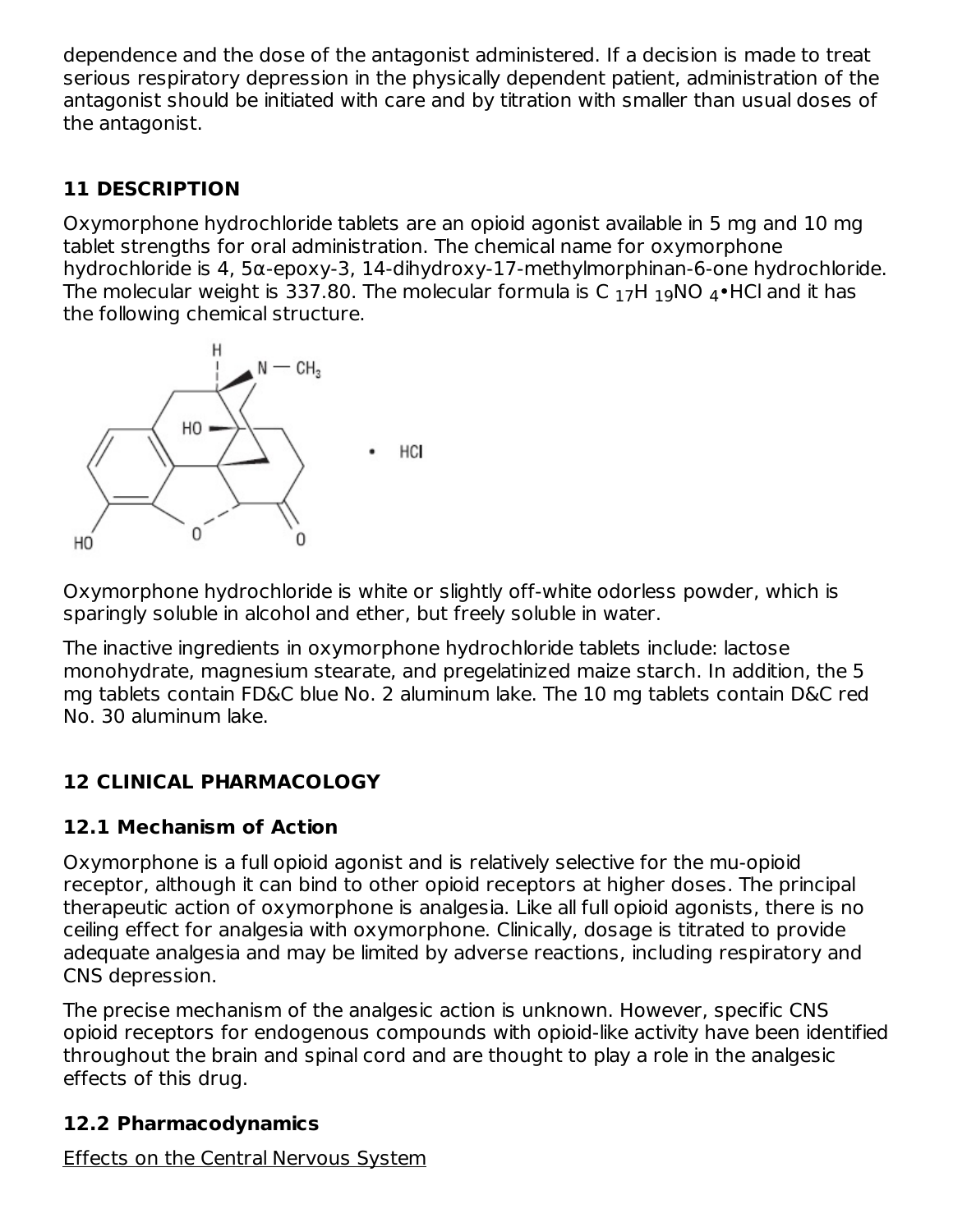dependence and the dose of the antagonist administered. If a decision is made to treat serious respiratory depression in the physically dependent patient, administration of the antagonist should be initiated with care and by titration with smaller than usual doses of the antagonist.

## 11 DESCRIPTION

Oxymorphone hydrochloride tablets are an opioid agonist available in 5 mg and 10 mg tablet strengths for oral administration. The chemical name for oxymorphone hydrochloride is 4, 5α-epoxy-3, 14-dihydroxy-17-methylmorphinan-6-one hydrochloride. The molecular weight is 337.80. The molecular formula is $C_{17}H_{19}NO_4$•HCl and it has the following chemical structure.

Oxymorphone hydrochloride is white or slightly off-white odorless powder, which is sparingly soluble in alcohol and ether, but freely soluble in water.

The inactive ingredients in oxymorphone hydrochloride tablets include: lactose monohydrate, magnesium stearate, and pregelatinized maize starch. In addition, the 5 mg tablets contain FD&C blue No. 2 aluminum lake. The 10 mg tablets contain D&C red No. 30 aluminum lake.

## 12 CLINICAL PHARMACOLOGY

### 12.1 Mechanism of Action

Oxymorphone is a full opioid agonist and is relatively selective for the mu-opioid receptor, although it can bind to other opioid receptors at higher doses. The principal therapeutic action of oxymorphone is analgesia. Like all full opioid agonists, there is no ceiling effect for analgesia with oxymorphone. Clinically, dosage is titrated to provide adequate analgesia and may be limited by adverse reactions, including respiratory and CNS depression.

The precise mechanism of the analgesic action is unknown. However, specific CNS opioid receptors for endogenous compounds with opioid-like activity have been identified throughout the brain and spinal cord and are thought to play a role in the analgesic effects of this drug.

### 12.2 Pharmacodynamics

Effects on the Central Nervous System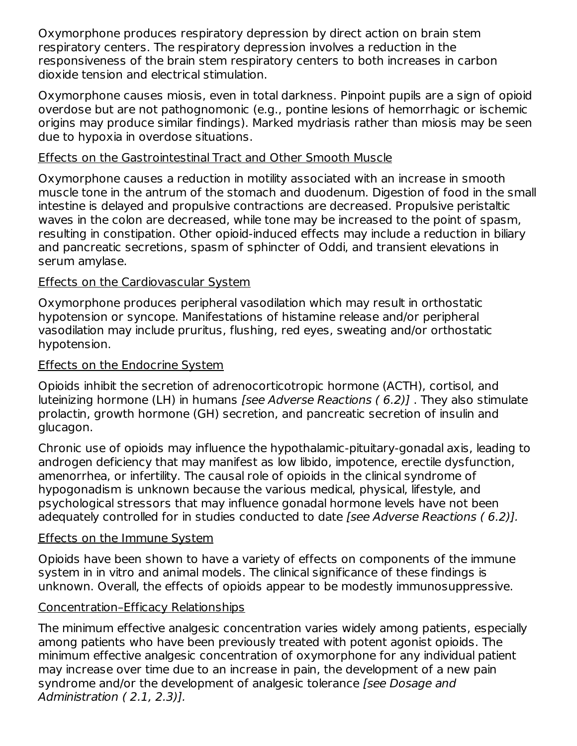Oxymorphone produces respiratory depression by direct action on brain stem respiratory centers. The respiratory depression involves a reduction in the responsiveness of the brain stem respiratory centers to both increases in carbon dioxide tension and electrical stimulation.

Oxymorphone causes miosis, even in total darkness. Pinpoint pupils are a sign of opioid overdose but are not pathognomonic (e.g., pontine lesions of hemorrhagic or ischemic origins may produce similar findings). Marked mydriasis rather than miosis may be seen due to hypoxia in overdose situations.

Effects on the Gastrointestinal Tract and Other Smooth Muscle

Oxymorphone causes a reduction in motility associated with an increase in smooth muscle tone in the antrum of the stomach and duodenum. Digestion of food in the small intestine is delayed and propulsive contractions are decreased. Propulsive peristaltic waves in the colon are decreased, while tone may be increased to the point of spasm, resulting in constipation. Other opioid-induced effects may include a reduction in biliary and pancreatic secretions, spasm of sphincter of Oddi, and transient elevations in serum amylase.

Effects on the Cardiovascular System

Oxymorphone produces peripheral vasodilation which may result in orthostatic hypotension or syncope. Manifestations of histamine release and/or peripheral vasodilation may include pruritus, flushing, red eyes, sweating and/or orthostatic hypotension.

Effects on the Endocrine System

Opioids inhibit the secretion of adrenocorticotropic hormone (ACTH), cortisol, and luteinizing hormone (LH) in humans *[see Adverse Reactions ( 6.2)]* . They also stimulate prolactin, growth hormone (GH) secretion, and pancreatic secretion of insulin and glucagon.

Chronic use of opioids may influence the hypothalamic-pituitary-gonadal axis, leading to androgen deficiency that may manifest as low libido, impotence, erectile dysfunction, amenorrhea, or infertility. The causal role of opioids in the clinical syndrome of hypogonadism is unknown because the various medical, physical, lifestyle, and psychological stressors that may influence gonadal hormone levels have not been adequately controlled for in studies conducted to date *[see Adverse Reactions ( 6.2)].*

Effects on the Immune System

Opioids have been shown to have a variety of effects on components of the immune system in in vitro and animal models. The clinical significance of these findings is unknown. Overall, the effects of opioids appear to be modestly immunosuppressive.

Concentration–Efficacy Relationships

The minimum effective analgesic concentration varies widely among patients, especially among patients who have been previously treated with potent agonist opioids. The minimum effective analgesic concentration of oxymorphone for any individual patient may increase over time due to an increase in pain, the development of a new pain syndrome and/or the development of analgesic tolerance *[see Dosage and Administration ( 2.1, 2.3)].*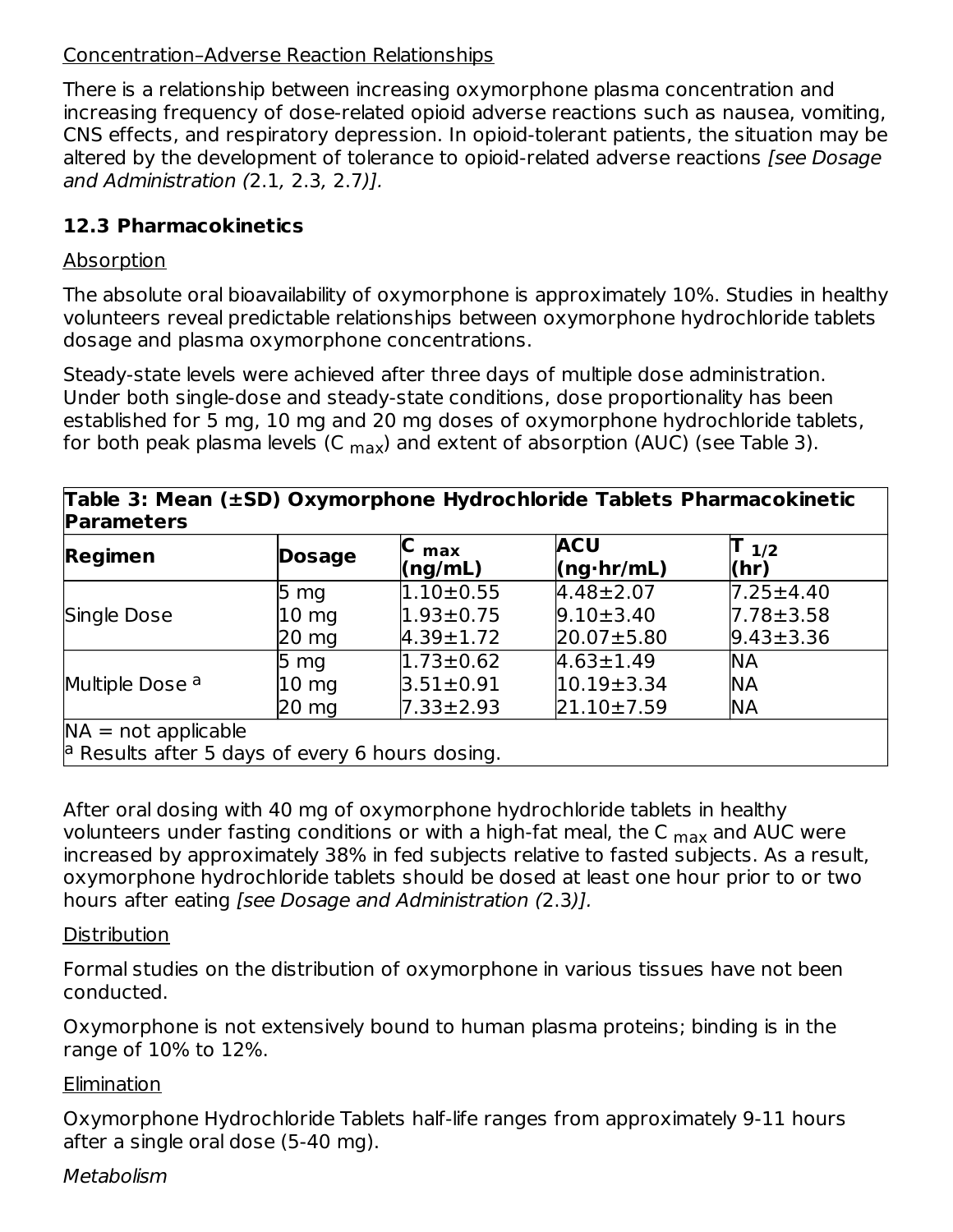Concentration–Adverse Reaction Relationships

There is a relationship between increasing oxymorphone plasma concentration and increasing frequency of dose-related opioid adverse reactions such as nausea, vomiting, CNS effects, and respiratory depression. In opioid-tolerant patients, the situation may be altered by the development of tolerance to opioid-related adverse reactions *[see Dosage and Administration (*2.1*,* 2.3*,* 2.7*)].*

### 12.3 Pharmacokinetics

Absorption

The absolute oral bioavailability of oxymorphone is approximately 10%. Studies in healthy volunteers reveal predictable relationships between oxymorphone hydrochloride tablets dosage and plasma oxymorphone concentrations.

Steady-state levels were achieved after three days of multiple dose administration. Under both single-dose and steady-state conditions, dose proportionality has been established for 5 mg, 10 mg and 20 mg doses of oxymorphone hydrochloride tablets, for both peak plasma levels ($C_{max}$) and extent of absorption (AUC) (see Table 3).

**Table 3: Mean (±SD) Oxymorphone Hydrochloride Tablets Pharmacokinetic Parameters**

| Regimen | Dosage | $C_{max}$ (ng/mL) | ACU (ng·hr/mL) | $T_{1/2}$ (hr) |
|---|---|---|---|---|
| Single Dose | 5 mg | 1.10±0.55 | 4.48±2.07 | 7.25±4.40 |
| | 10 mg | 1.93±0.75 | 9.10±3.40 | 7.78±3.58 |
| | 20 mg | 4.39±1.72 | 20.07±5.80 | 9.43±3.36 |
| Multiple Dose [a] | 5 mg | 1.73±0.62 | 4.63±1.49 | NA |
| | 10 mg | 3.51±0.91 | 10.19±3.34 | NA |
| | 20 mg | 7.33±2.93 | 21.10±7.59 | NA |

NA = not applicable
[a] Results after 5 days of every 6 hours dosing.

After oral dosing with 40 mg of oxymorphone hydrochloride tablets in healthy volunteers under fasting conditions or with a high-fat meal, the $C_{max}$ and AUC were increased by approximately 38% in fed subjects relative to fasted subjects. As a result, oxymorphone hydrochloride tablets should be dosed at least one hour prior to or two hours after eating *[see Dosage and Administration (*2.3*)].*

Distribution

Formal studies on the distribution of oxymorphone in various tissues have not been conducted.

Oxymorphone is not extensively bound to human plasma proteins; binding is in the range of 10% to 12%.

Elimination

Oxymorphone Hydrochloride Tablets half-life ranges from approximately 9-11 hours after a single oral dose (5-40 mg).

*Metabolism*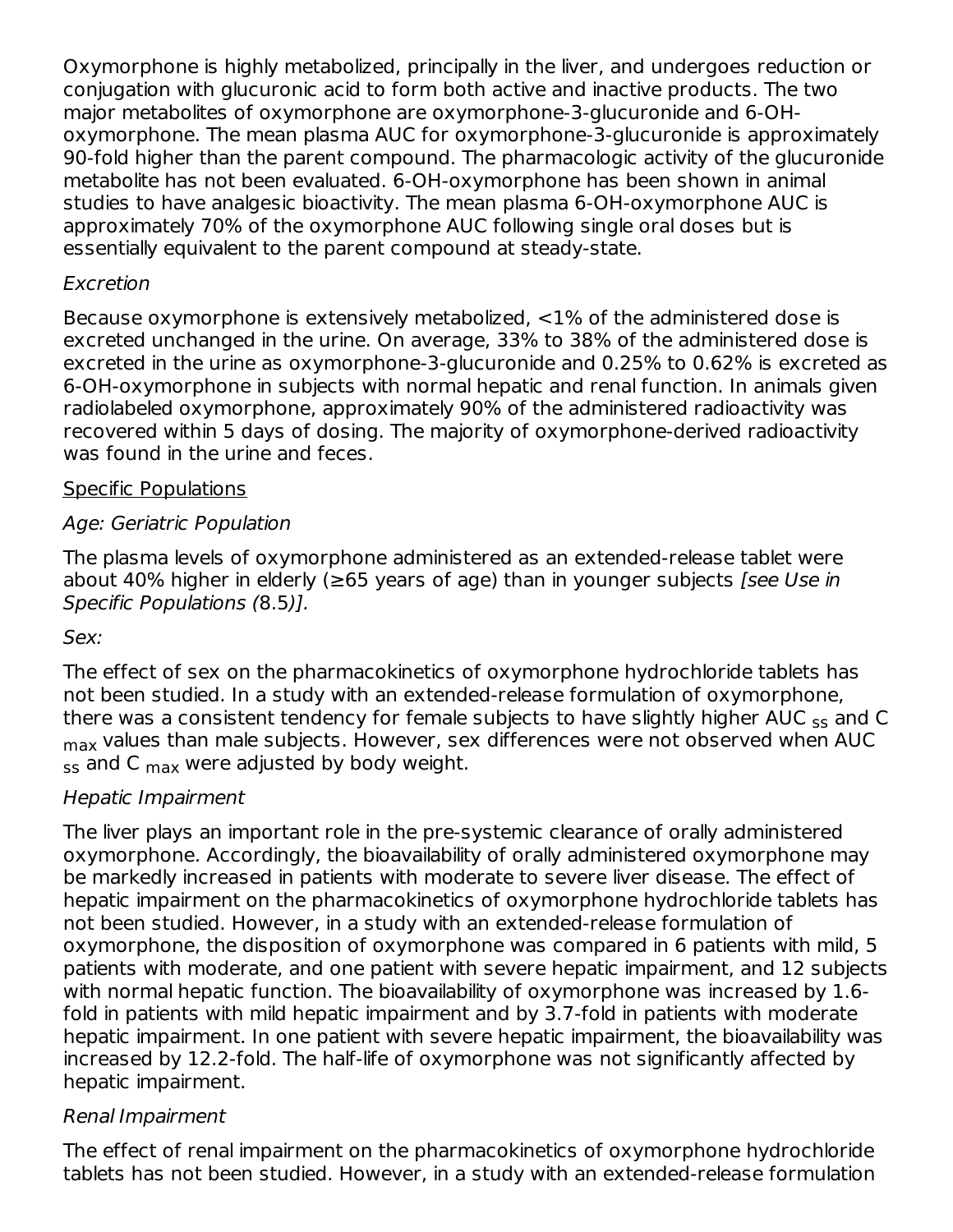Oxymorphone is highly metabolized, principally in the liver, and undergoes reduction or conjugation with glucuronic acid to form both active and inactive products. The two major metabolites of oxymorphone are oxymorphone-3-glucuronide and 6-OH-oxymorphone. The mean plasma AUC for oxymorphone-3-glucuronide is approximately 90-fold higher than the parent compound. The pharmacologic activity of the glucuronide metabolite has not been evaluated. 6-OH-oxymorphone has been shown in animal studies to have analgesic bioactivity. The mean plasma 6-OH-oxymorphone AUC is approximately 70% of the oxymorphone AUC following single oral doses but is essentially equivalent to the parent compound at steady-state.

*Excretion*

Because oxymorphone is extensively metabolized, <1% of the administered dose is excreted unchanged in the urine. On average, 33% to 38% of the administered dose is excreted in the urine as oxymorphone-3-glucuronide and 0.25% to 0.62% is excreted as 6-OH-oxymorphone in subjects with normal hepatic and renal function. In animals given radiolabeled oxymorphone, approximately 90% of the administered radioactivity was recovered within 5 days of dosing. The majority of oxymorphone-derived radioactivity was found in the urine and feces.

Specific Populations

*Age: Geriatric Population*

The plasma levels of oxymorphone administered as an extended-release tablet were about 40% higher in elderly (≥65 years of age) than in younger subjects *[see Use in Specific Populations (8.5)].*

*Sex:*

The effect of sex on the pharmacokinetics of oxymorphone hydrochloride tablets has not been studied. In a study with an extended-release formulation of oxymorphone, there was a consistent tendency for female subjects to have slightly higher $AUC_{ss}$ and $C_{max}$ values than male subjects. However, sex differences were not observed when $AUC_{ss}$ and $C_{max}$ were adjusted by body weight.

*Hepatic Impairment*

The liver plays an important role in the pre-systemic clearance of orally administered oxymorphone. Accordingly, the bioavailability of orally administered oxymorphone may be markedly increased in patients with moderate to severe liver disease. The effect of hepatic impairment on the pharmacokinetics of oxymorphone hydrochloride tablets has not been studied. However, in a study with an extended-release formulation of oxymorphone, the disposition of oxymorphone was compared in 6 patients with mild, 5 patients with moderate, and one patient with severe hepatic impairment, and 12 subjects with normal hepatic function. The bioavailability of oxymorphone was increased by 1.6-fold in patients with mild hepatic impairment and by 3.7-fold in patients with moderate hepatic impairment. In one patient with severe hepatic impairment, the bioavailability was increased by 12.2-fold. The half-life of oxymorphone was not significantly affected by hepatic impairment.

*Renal Impairment*

The effect of renal impairment on the pharmacokinetics of oxymorphone hydrochloride tablets has not been studied. However, in a study with an extended-release formulation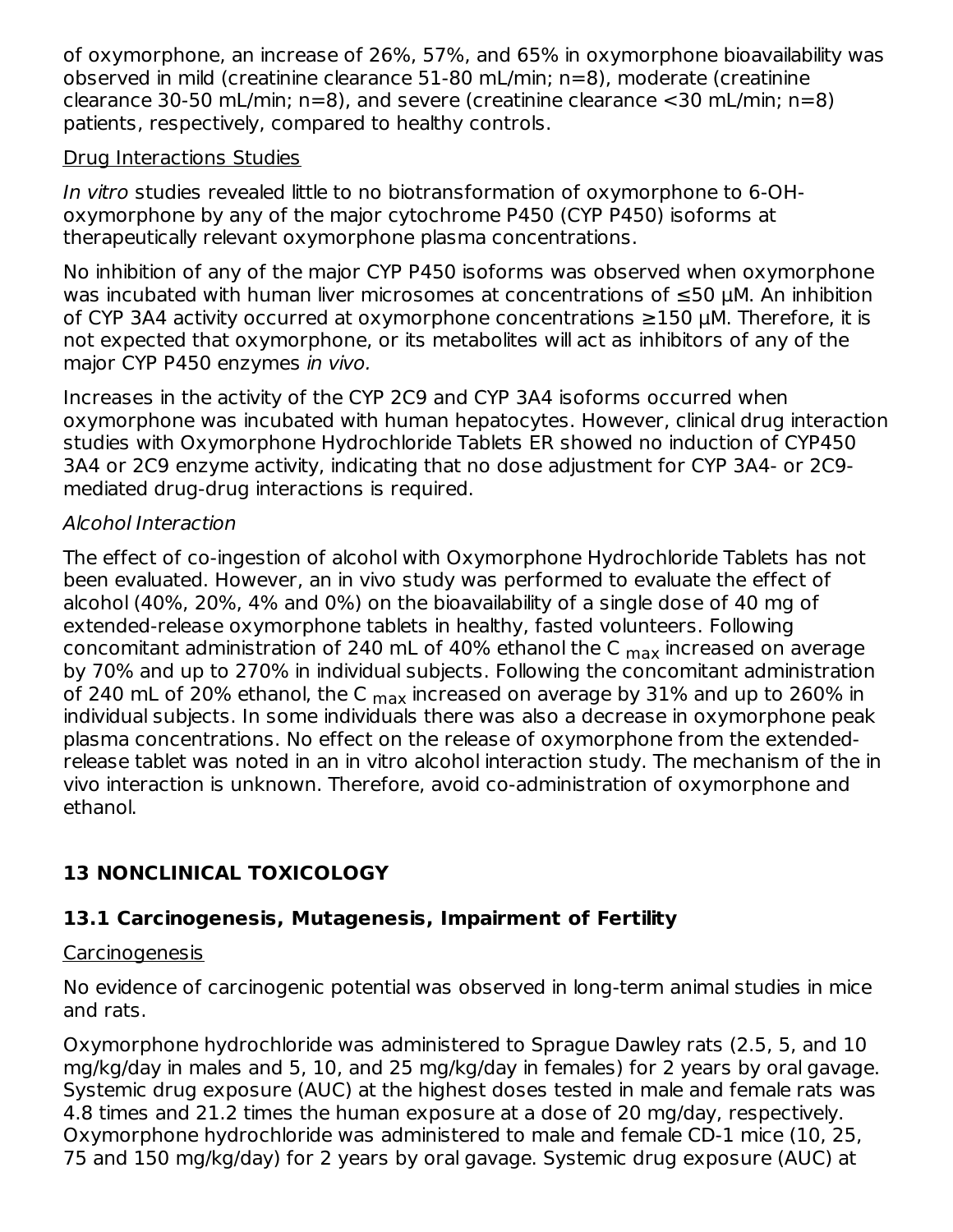of oxymorphone, an increase of 26%, 57%, and 65% in oxymorphone bioavailability was observed in mild (creatinine clearance 51-80 mL/min; n=8), moderate (creatinine clearance 30-50 mL/min; n=8), and severe (creatinine clearance <30 mL/min; n=8) patients, respectively, compared to healthy controls.

Drug Interactions Studies

*In vitro* studies revealed little to no biotransformation of oxymorphone to 6-OH-oxymorphone by any of the major cytochrome P450 (CYP P450) isoforms at therapeutically relevant oxymorphone plasma concentrations.

No inhibition of any of the major CYP P450 isoforms was observed when oxymorphone was incubated with human liver microsomes at concentrations of ≤50 µM. An inhibition of CYP 3A4 activity occurred at oxymorphone concentrations ≥150 µM. Therefore, it is not expected that oxymorphone, or its metabolites will act as inhibitors of any of the major CYP P450 enzymes *in vivo.*

Increases in the activity of the CYP 2C9 and CYP 3A4 isoforms occurred when oxymorphone was incubated with human hepatocytes. However, clinical drug interaction studies with Oxymorphone Hydrochloride Tablets ER showed no induction of CYP450 3A4 or 2C9 enzyme activity, indicating that no dose adjustment for CYP 3A4- or 2C9-mediated drug-drug interactions is required.

*Alcohol Interaction*

The effect of co-ingestion of alcohol with Oxymorphone Hydrochloride Tablets has not been evaluated. However, an in vivo study was performed to evaluate the effect of alcohol (40%, 20%, 4% and 0%) on the bioavailability of a single dose of 40 mg of extended-release oxymorphone tablets in healthy, fasted volunteers. Following concomitant administration of 240 mL of 40% ethanol the $C_{max}$ increased on average by 70% and up to 270% in individual subjects. Following the concomitant administration of 240 mL of 20% ethanol, the $C_{max}$ increased on average by 31% and up to 260% in individual subjects. In some individuals there was also a decrease in oxymorphone peak plasma concentrations. No effect on the release of oxymorphone from the extended-release tablet was noted in an in vitro alcohol interaction study. The mechanism of the in vivo interaction is unknown. Therefore, avoid co-administration of oxymorphone and ethanol.

## 13 NONCLINICAL TOXICOLOGY

### 13.1 Carcinogenesis, Mutagenesis, Impairment of Fertility

Carcinogenesis

No evidence of carcinogenic potential was observed in long-term animal studies in mice and rats.

Oxymorphone hydrochloride was administered to Sprague Dawley rats (2.5, 5, and 10 mg/kg/day in males and 5, 10, and 25 mg/kg/day in females) for 2 years by oral gavage. Systemic drug exposure (AUC) at the highest doses tested in male and female rats was 4.8 times and 21.2 times the human exposure at a dose of 20 mg/day, respectively. Oxymorphone hydrochloride was administered to male and female CD-1 mice (10, 25, 75 and 150 mg/kg/day) for 2 years by oral gavage. Systemic drug exposure (AUC) at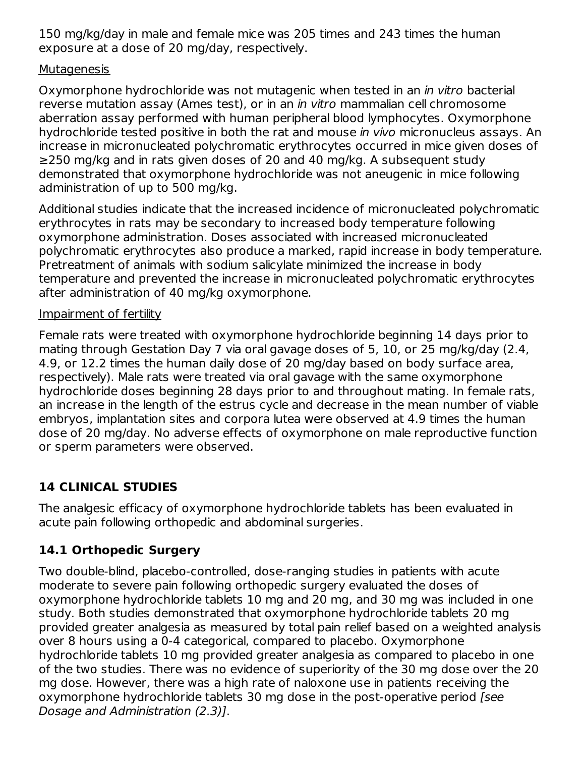150 mg/kg/day in male and female mice was 205 times and 243 times the human exposure at a dose of 20 mg/day, respectively.

Mutagenesis

Oxymorphone hydrochloride was not mutagenic when tested in an *in vitro* bacterial reverse mutation assay (Ames test), or in an *in vitro* mammalian cell chromosome aberration assay performed with human peripheral blood lymphocytes. Oxymorphone hydrochloride tested positive in both the rat and mouse *in vivo* micronucleus assays. An increase in micronucleated polychromatic erythrocytes occurred in mice given doses of ≥250 mg/kg and in rats given doses of 20 and 40 mg/kg. A subsequent study demonstrated that oxymorphone hydrochloride was not aneugenic in mice following administration of up to 500 mg/kg.

Additional studies indicate that the increased incidence of micronucleated polychromatic erythrocytes in rats may be secondary to increased body temperature following oxymorphone administration. Doses associated with increased micronucleated polychromatic erythrocytes also produce a marked, rapid increase in body temperature. Pretreatment of animals with sodium salicylate minimized the increase in body temperature and prevented the increase in micronucleated polychromatic erythrocytes after administration of 40 mg/kg oxymorphone.

Impairment of fertility

Female rats were treated with oxymorphone hydrochloride beginning 14 days prior to mating through Gestation Day 7 via oral gavage doses of 5, 10, or 25 mg/kg/day (2.4, 4.9, or 12.2 times the human daily dose of 20 mg/day based on body surface area, respectively). Male rats were treated via oral gavage with the same oxymorphone hydrochloride doses beginning 28 days prior to and throughout mating. In female rats, an increase in the length of the estrus cycle and decrease in the mean number of viable embryos, implantation sites and corpora lutea were observed at 4.9 times the human dose of 20 mg/day. No adverse effects of oxymorphone on male reproductive function or sperm parameters were observed.

## 14 CLINICAL STUDIES

The analgesic efficacy of oxymorphone hydrochloride tablets has been evaluated in acute pain following orthopedic and abdominal surgeries.

### 14.1 Orthopedic Surgery

Two double-blind, placebo-controlled, dose-ranging studies in patients with acute moderate to severe pain following orthopedic surgery evaluated the doses of oxymorphone hydrochloride tablets 10 mg and 20 mg, and 30 mg was included in one study. Both studies demonstrated that oxymorphone hydrochloride tablets 20 mg provided greater analgesia as measured by total pain relief based on a weighted analysis over 8 hours using a 0-4 categorical, compared to placebo. Oxymorphone hydrochloride tablets 10 mg provided greater analgesia as compared to placebo in one of the two studies. There was no evidence of superiority of the 30 mg dose over the 20 mg dose. However, there was a high rate of naloxone use in patients receiving the oxymorphone hydrochloride tablets 30 mg dose in the post-operative period *[see Dosage and Administration (2.3)]*.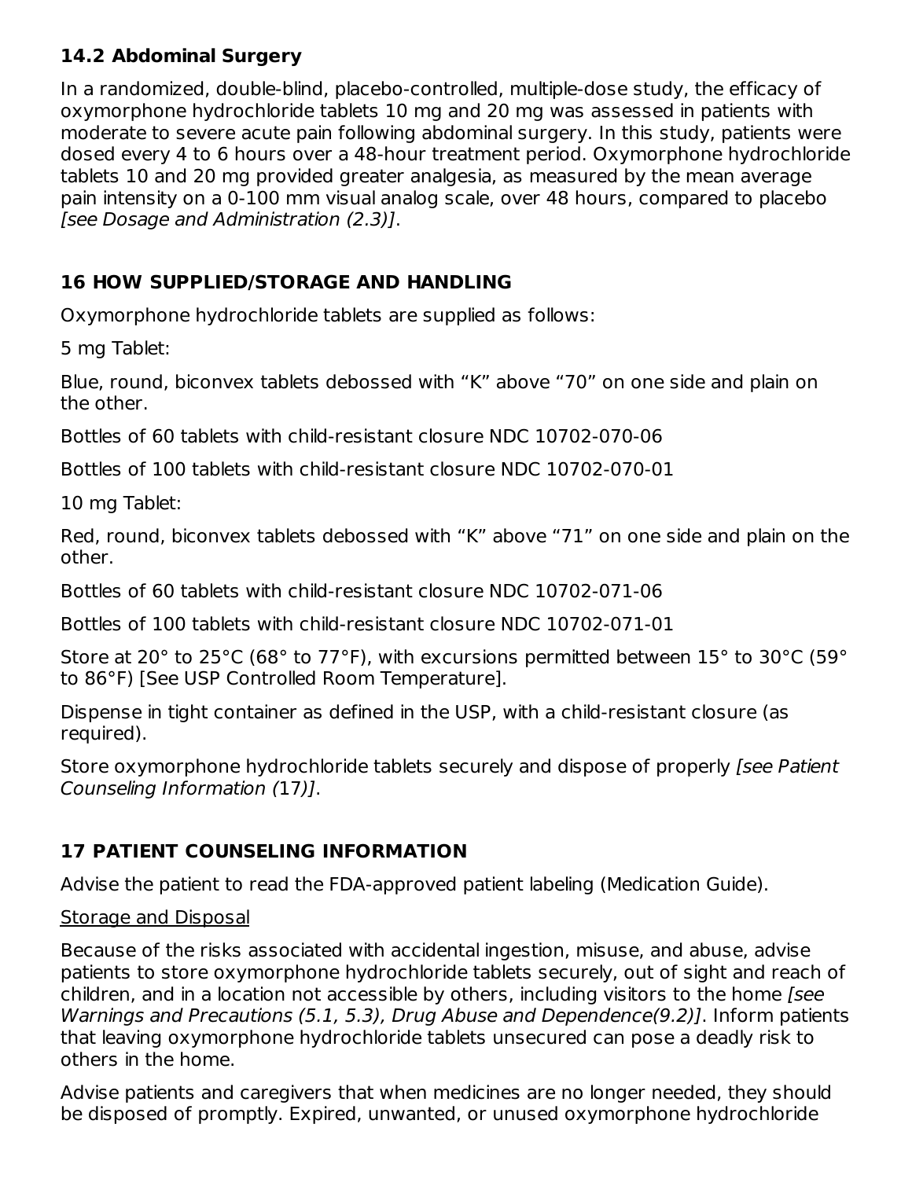### 14.2 Abdominal Surgery

In a randomized, double-blind, placebo-controlled, multiple-dose study, the efficacy of oxymorphone hydrochloride tablets 10 mg and 20 mg was assessed in patients with moderate to severe acute pain following abdominal surgery. In this study, patients were dosed every 4 to 6 hours over a 48-hour treatment period. Oxymorphone hydrochloride tablets 10 and 20 mg provided greater analgesia, as measured by the mean average pain intensity on a 0-100 mm visual analog scale, over 48 hours, compared to placebo *[see Dosage and Administration (2.3)]*.

## 16 HOW SUPPLIED/STORAGE AND HANDLING

Oxymorphone hydrochloride tablets are supplied as follows:

5 mg Tablet:

Blue, round, biconvex tablets debossed with “K” above “70” on one side and plain on the other.

Bottles of 60 tablets with child-resistant closure NDC 10702-070-06

Bottles of 100 tablets with child-resistant closure NDC 10702-070-01

10 mg Tablet:

Red, round, biconvex tablets debossed with “K” above “71” on one side and plain on the other.

Bottles of 60 tablets with child-resistant closure NDC 10702-071-06

Bottles of 100 tablets with child-resistant closure NDC 10702-071-01

Store at 20° to 25°C (68° to 77°F), with excursions permitted between 15° to 30°C (59° to 86°F) [See USP Controlled Room Temperature].

Dispense in tight container as defined in the USP, with a child-resistant closure (as required).

Store oxymorphone hydrochloride tablets securely and dispose of properly *[see Patient Counseling Information (17)]*.

## 17 PATIENT COUNSELING INFORMATION

Advise the patient to read the FDA-approved patient labeling (Medication Guide).

Storage and Disposal

Because of the risks associated with accidental ingestion, misuse, and abuse, advise patients to store oxymorphone hydrochloride tablets securely, out of sight and reach of children, and in a location not accessible by others, including visitors to the home *[see Warnings and Precautions (5.1, 5.3), Drug Abuse and Dependence(9.2)]*. Inform patients that leaving oxymorphone hydrochloride tablets unsecured can pose a deadly risk to others in the home.

Advise patients and caregivers that when medicines are no longer needed, they should be disposed of promptly. Expired, unwanted, or unused oxymorphone hydrochloride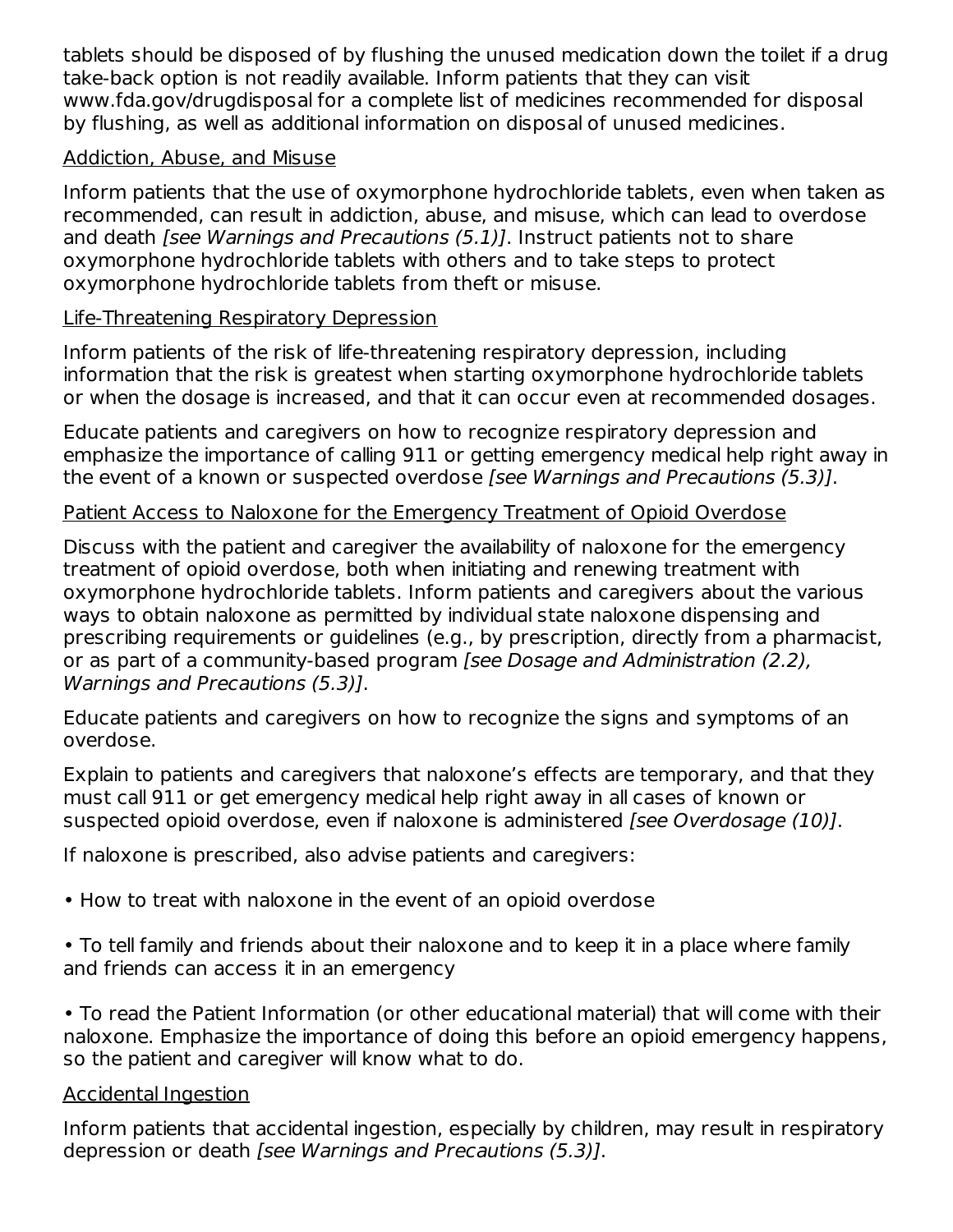tablets should be disposed of by flushing the unused medication down the toilet if a drug take-back option is not readily available. Inform patients that they can visit www.fda.gov/drugdisposal for a complete list of medicines recommended for disposal by flushing, as well as additional information on disposal of unused medicines.

Addiction, Abuse, and Misuse

Inform patients that the use of oxymorphone hydrochloride tablets, even when taken as recommended, can result in addiction, abuse, and misuse, which can lead to overdose and death *[see Warnings and Precautions (5.1)]*. Instruct patients not to share oxymorphone hydrochloride tablets with others and to take steps to protect oxymorphone hydrochloride tablets from theft or misuse.

Life-Threatening Respiratory Depression

Inform patients of the risk of life-threatening respiratory depression, including information that the risk is greatest when starting oxymorphone hydrochloride tablets or when the dosage is increased, and that it can occur even at recommended dosages.

Educate patients and caregivers on how to recognize respiratory depression and emphasize the importance of calling 911 or getting emergency medical help right away in the event of a known or suspected overdose *[see Warnings and Precautions (5.3)]*.

Patient Access to Naloxone for the Emergency Treatment of Opioid Overdose

Discuss with the patient and caregiver the availability of naloxone for the emergency treatment of opioid overdose, both when initiating and renewing treatment with oxymorphone hydrochloride tablets. Inform patients and caregivers about the various ways to obtain naloxone as permitted by individual state naloxone dispensing and prescribing requirements or guidelines (e.g., by prescription, directly from a pharmacist, or as part of a community-based program *[see Dosage and Administration (2.2), Warnings and Precautions (5.3)]*.

Educate patients and caregivers on how to recognize the signs and symptoms of an overdose.

Explain to patients and caregivers that naloxone's effects are temporary, and that they must call 911 or get emergency medical help right away in all cases of known or suspected opioid overdose, even if naloxone is administered *[see Overdosage (10)]*.

If naloxone is prescribed, also advise patients and caregivers:

- How to treat with naloxone in the event of an opioid overdose
- To tell family and friends about their naloxone and to keep it in a place where family and friends can access it in an emergency
- To read the Patient Information (or other educational material) that will come with their naloxone. Emphasize the importance of doing this before an opioid emergency happens, so the patient and caregiver will know what to do.

Accidental Ingestion

Inform patients that accidental ingestion, especially by children, may result in respiratory depression or death *[see Warnings and Precautions (5.3)]*.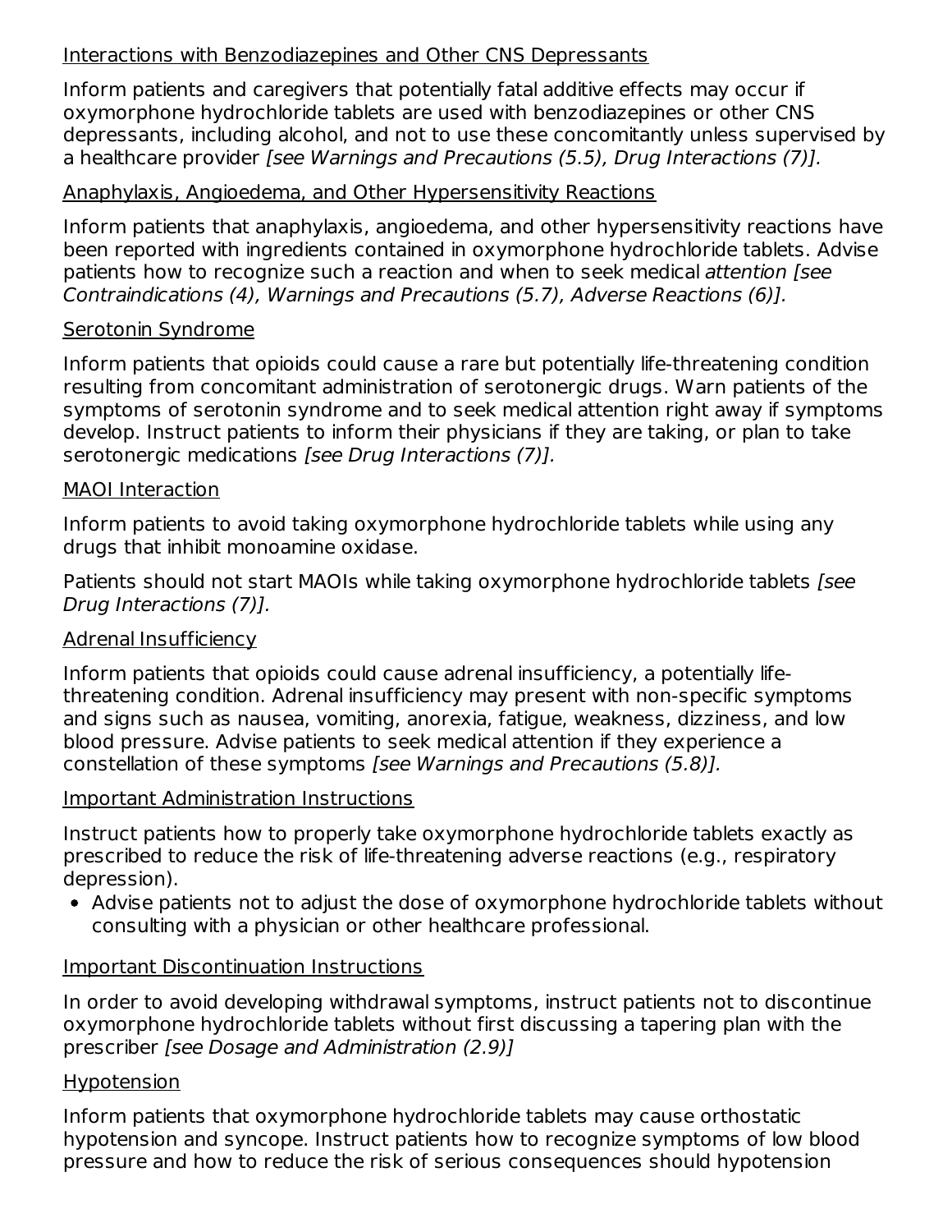Interactions with Benzodiazepines and Other CNS Depressants

Inform patients and caregivers that potentially fatal additive effects may occur if oxymorphone hydrochloride tablets are used with benzodiazepines or other CNS depressants, including alcohol, and not to use these concomitantly unless supervised by a healthcare provider *[see Warnings and Precautions (5.5), Drug Interactions (7)].*

Anaphylaxis, Angioedema, and Other Hypersensitivity Reactions

Inform patients that anaphylaxis, angioedema, and other hypersensitivity reactions have been reported with ingredients contained in oxymorphone hydrochloride tablets. Advise patients how to recognize such a reaction and when to seek medical *attention [see Contraindications (4), Warnings and Precautions (5.7), Adverse Reactions (6)].*

Serotonin Syndrome

Inform patients that opioids could cause a rare but potentially life-threatening condition resulting from concomitant administration of serotonergic drugs. Warn patients of the symptoms of serotonin syndrome and to seek medical attention right away if symptoms develop. Instruct patients to inform their physicians if they are taking, or plan to take serotonergic medications *[see Drug Interactions (7)].*

MAOI Interaction

Inform patients to avoid taking oxymorphone hydrochloride tablets while using any drugs that inhibit monoamine oxidase.

Patients should not start MAOIs while taking oxymorphone hydrochloride tablets *[see Drug Interactions (7)].*

Adrenal Insufficiency

Inform patients that opioids could cause adrenal insufficiency, a potentially life-threatening condition. Adrenal insufficiency may present with non-specific symptoms and signs such as nausea, vomiting, anorexia, fatigue, weakness, dizziness, and low blood pressure. Advise patients to seek medical attention if they experience a constellation of these symptoms *[see Warnings and Precautions (5.8)].*

Important Administration Instructions

Instruct patients how to properly take oxymorphone hydrochloride tablets exactly as prescribed to reduce the risk of life-threatening adverse reactions (e.g., respiratory depression).

- Advise patients not to adjust the dose of oxymorphone hydrochloride tablets without consulting with a physician or other healthcare professional.

Important Discontinuation Instructions

In order to avoid developing withdrawal symptoms, instruct patients not to discontinue oxymorphone hydrochloride tablets without first discussing a tapering plan with the prescriber *[see Dosage and Administration (2.9)]*

Hypotension

Inform patients that oxymorphone hydrochloride tablets may cause orthostatic hypotension and syncope. Instruct patients how to recognize symptoms of low blood pressure and how to reduce the risk of serious consequences should hypotension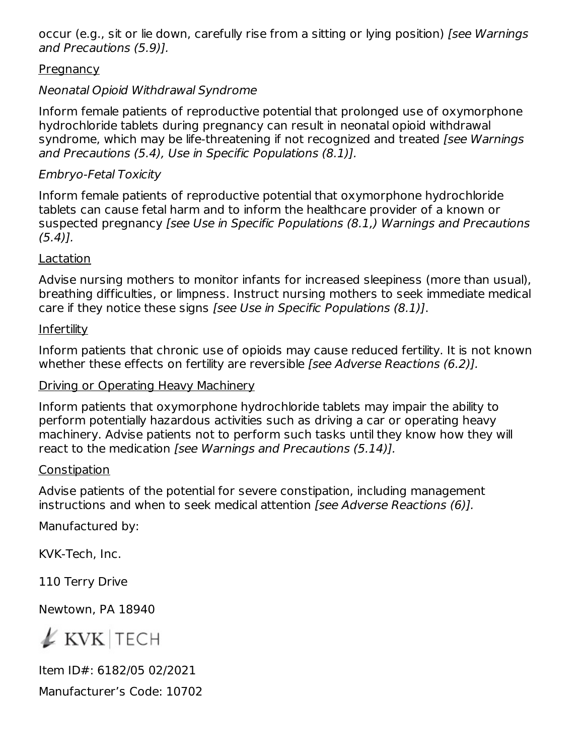occur (e.g., sit or lie down, carefully rise from a sitting or lying position) *[see Warnings and Precautions (5.9)].*

Pregnancy

*Neonatal Opioid Withdrawal Syndrome*

Inform female patients of reproductive potential that prolonged use of oxymorphone hydrochloride tablets during pregnancy can result in neonatal opioid withdrawal syndrome, which may be life-threatening if not recognized and treated *[see Warnings and Precautions (5.4), Use in Specific Populations (8.1)].*

*Embryo-Fetal Toxicity*

Inform female patients of reproductive potential that oxymorphone hydrochloride tablets can cause fetal harm and to inform the healthcare provider of a known or suspected pregnancy *[see Use in Specific Populations (8.1,) Warnings and Precautions (5.4)].*

Lactation

Advise nursing mothers to monitor infants for increased sleepiness (more than usual), breathing difficulties, or limpness. Instruct nursing mothers to seek immediate medical care if they notice these signs *[see Use in Specific Populations (8.1)]*.

Infertility

Inform patients that chronic use of opioids may cause reduced fertility. It is not known whether these effects on fertility are reversible *[see Adverse Reactions (6.2)].*

Driving or Operating Heavy Machinery

Inform patients that oxymorphone hydrochloride tablets may impair the ability to perform potentially hazardous activities such as driving a car or operating heavy machinery. Advise patients not to perform such tasks until they know how they will react to the medication *[see Warnings and Precautions (5.14)].*

Constipation

Advise patients of the potential for severe constipation, including management instructions and when to seek medical attention *[see Adverse Reactions (6)].*

Manufactured by:

KVK-Tech, Inc.

110 Terry Drive

Newtown, PA 18940

KVK | TECH

Item ID#: 6182/05 02/2021

Manufacturer's Code: 10702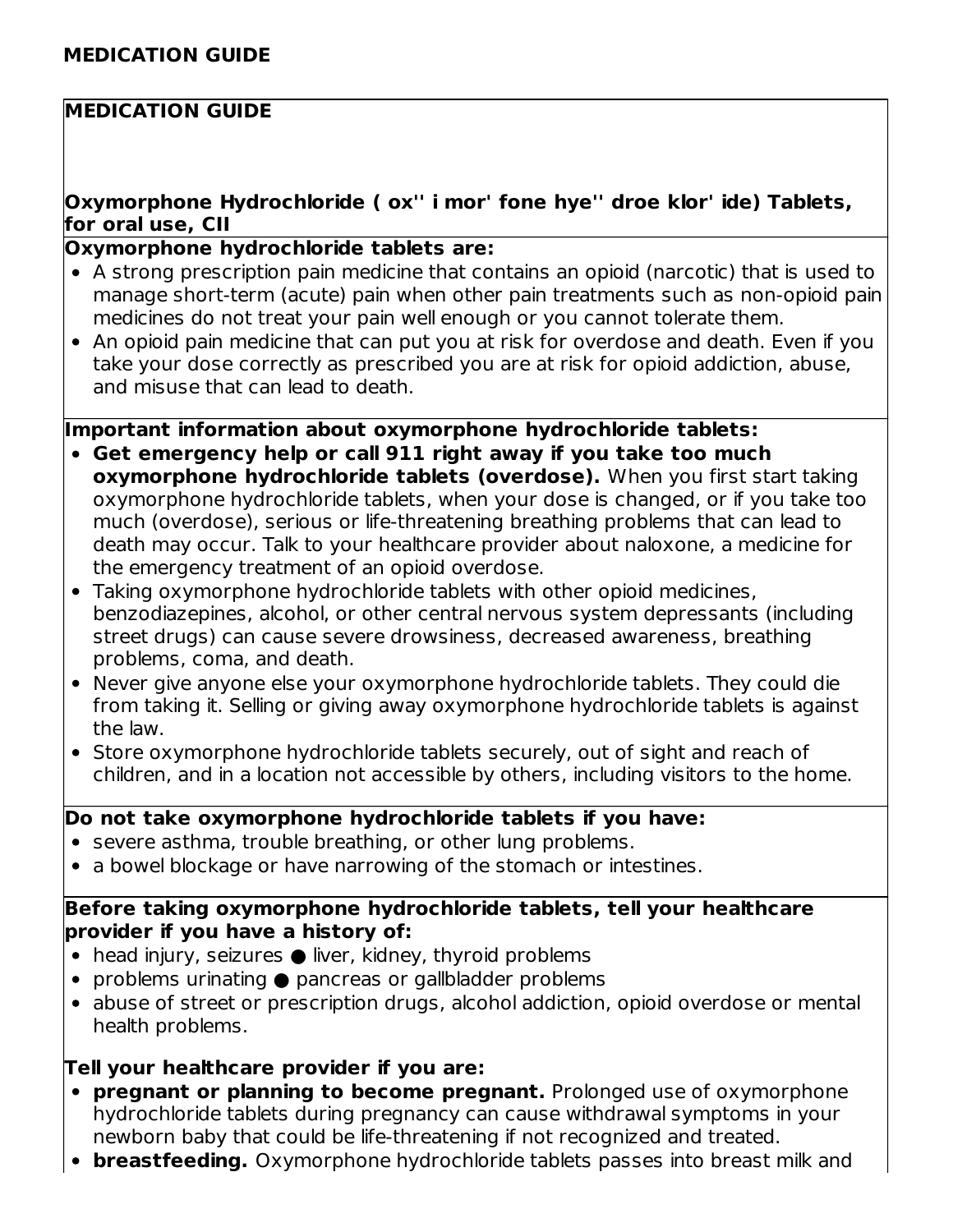**MEDICATION GUIDE**

**MEDICATION GUIDE**

**Oxymorphone Hydrochloride ( ox'' i mor' fone hye'' droe klor' ide) Tablets, for oral use, CII**

**Oxymorphone hydrochloride tablets are:**

- A strong prescription pain medicine that contains an opioid (narcotic) that is used to manage short-term (acute) pain when other pain treatments such as non-opioid pain medicines do not treat your pain well enough or you cannot tolerate them.
- An opioid pain medicine that can put you at risk for overdose and death. Even if you take your dose correctly as prescribed you are at risk for opioid addiction, abuse, and misuse that can lead to death.

**Important information about oxymorphone hydrochloride tablets:**

- **Get emergency help or call 911 right away if you take too much oxymorphone hydrochloride tablets (overdose).** When you first start taking oxymorphone hydrochloride tablets, when your dose is changed, or if you take too much (overdose), serious or life-threatening breathing problems that can lead to death may occur. Talk to your healthcare provider about naloxone, a medicine for the emergency treatment of an opioid overdose.
- Taking oxymorphone hydrochloride tablets with other opioid medicines, benzodiazepines, alcohol, or other central nervous system depressants (including street drugs) can cause severe drowsiness, decreased awareness, breathing problems, coma, and death.
- Never give anyone else your oxymorphone hydrochloride tablets. They could die from taking it. Selling or giving away oxymorphone hydrochloride tablets is against the law.
- Store oxymorphone hydrochloride tablets securely, out of sight and reach of children, and in a location not accessible by others, including visitors to the home.

**Do not take oxymorphone hydrochloride tablets if you have:**

- severe asthma, trouble breathing, or other lung problems.
- a bowel blockage or have narrowing of the stomach or intestines.

**Before taking oxymorphone hydrochloride tablets, tell your healthcare provider if you have a history of:**

- head injury, seizures ● liver, kidney, thyroid problems
- problems urinating ● pancreas or gallbladder problems
- abuse of street or prescription drugs, alcohol addiction, opioid overdose or mental health problems.

**Tell your healthcare provider if you are:**

- **pregnant or planning to become pregnant.** Prolonged use of oxymorphone hydrochloride tablets during pregnancy can cause withdrawal symptoms in your newborn baby that could be life-threatening if not recognized and treated.
- **breastfeeding.** Oxymorphone hydrochloride tablets passes into breast milk and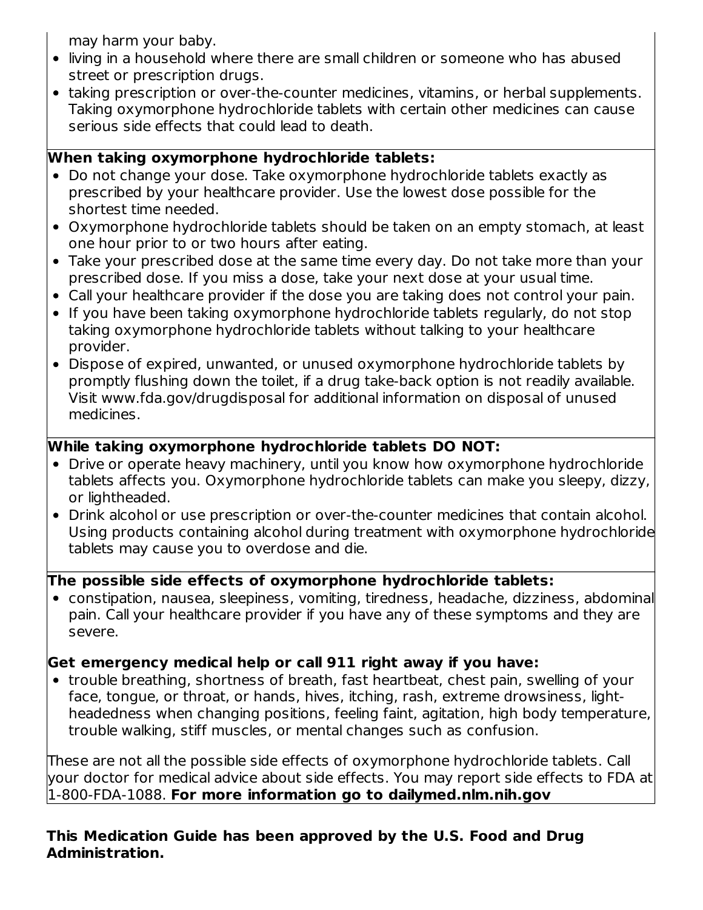may harm your baby.

- living in a household where there are small children or someone who has abused street or prescription drugs.
- taking prescription or over-the-counter medicines, vitamins, or herbal supplements. Taking oxymorphone hydrochloride tablets with certain other medicines can cause serious side effects that could lead to death.

**When taking oxymorphone hydrochloride tablets:**

- Do not change your dose. Take oxymorphone hydrochloride tablets exactly as prescribed by your healthcare provider. Use the lowest dose possible for the shortest time needed.
- Oxymorphone hydrochloride tablets should be taken on an empty stomach, at least one hour prior to or two hours after eating.
- Take your prescribed dose at the same time every day. Do not take more than your prescribed dose. If you miss a dose, take your next dose at your usual time.
- Call your healthcare provider if the dose you are taking does not control your pain.
- If you have been taking oxymorphone hydrochloride tablets regularly, do not stop taking oxymorphone hydrochloride tablets without talking to your healthcare provider.
- Dispose of expired, unwanted, or unused oxymorphone hydrochloride tablets by promptly flushing down the toilet, if a drug take-back option is not readily available. Visit www.fda.gov/drugdisposal for additional information on disposal of unused medicines.

**While taking oxymorphone hydrochloride tablets DO NOT:**

- Drive or operate heavy machinery, until you know how oxymorphone hydrochloride tablets affects you. Oxymorphone hydrochloride tablets can make you sleepy, dizzy, or lightheaded.
- Drink alcohol or use prescription or over-the-counter medicines that contain alcohol. Using products containing alcohol during treatment with oxymorphone hydrochloride tablets may cause you to overdose and die.

**The possible side effects of oxymorphone hydrochloride tablets:**

- constipation, nausea, sleepiness, vomiting, tiredness, headache, dizziness, abdominal pain. Call your healthcare provider if you have any of these symptoms and they are severe.

**Get emergency medical help or call 911 right away if you have:**

- trouble breathing, shortness of breath, fast heartbeat, chest pain, swelling of your face, tongue, or throat, or hands, hives, itching, rash, extreme drowsiness, light-headedness when changing positions, feeling faint, agitation, high body temperature, trouble walking, stiff muscles, or mental changes such as confusion.

These are not all the possible side effects of oxymorphone hydrochloride tablets. Call your doctor for medical advice about side effects. You may report side effects to FDA at 1-800-FDA-1088. **For more information go to dailymed.nlm.nih.gov**

**This Medication Guide has been approved by the U.S. Food and Drug Administration.**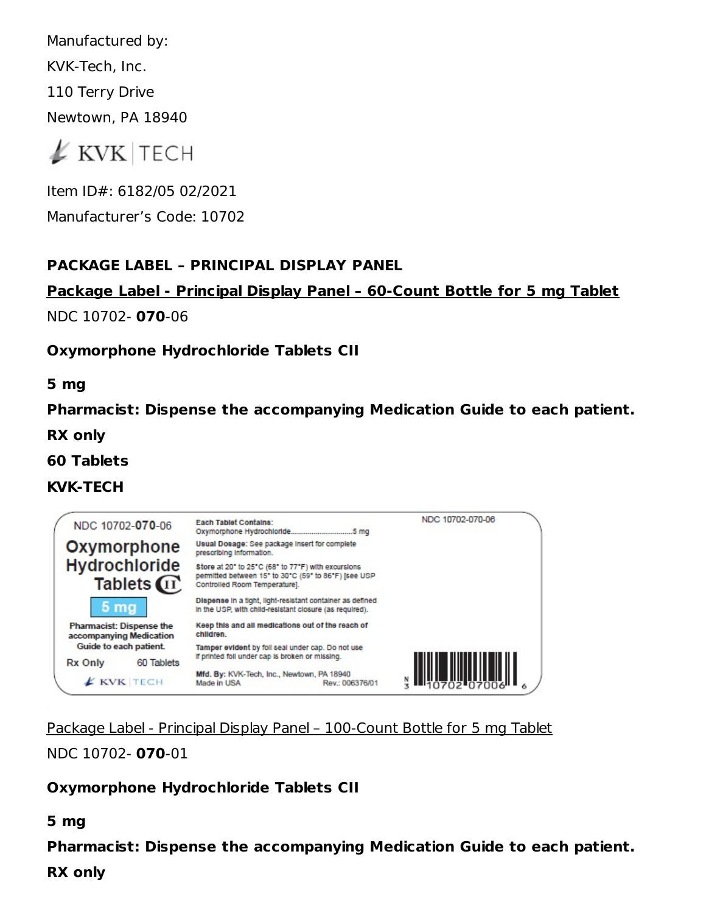Manufactured by:

KVK-Tech, Inc.

110 Terry Drive

Newtown, PA 18940

KVK | TECH

Item ID#: 6182/05 02/2021

Manufacturer's Code: 10702

## PACKAGE LABEL – PRINCIPAL DISPLAY PANEL

**Package Label - Principal Display Panel – 60-Count Bottle for 5 mg Tablet**

NDC 10702- **070**-06

**Oxymorphone Hydrochloride Tablets CII**

**5 mg**

**Pharmacist: Dispense the accompanying Medication Guide to each patient.**

**RX only**

**60 Tablets**

**KVK-TECH**

NDC 10702-**070**-06

Oxymorphone Hydrochloride Tablets CII

5 mg

Pharmacist: Dispense the accompanying Medication Guide to each patient.

Rx Only 60 Tablets

KVK | TECH

**Each Tablet Contains:**
Oxymorphone Hydrochloride..............................5 mg

**Usual Dosage:** See package insert for complete prescribing information.

**Store** at 20° to 25°C (68° to 77°F) with excursions permitted between 15° to 30°C (59° to 86°F) [see USP Controlled Room Temperature].

**Dispense** in a tight, light-resistant container as defined in the USP, with child-resistant closure (as required).

**Keep this and all medications out of the reach of children.**

**Tamper evident** by foil seal under cap. Do not use if printed foil under cap is broken or missing.

**Mfd. By:** KVK-Tech, Inc., Newtown, PA 18940
Made in USA Rev.: 006376/01

NDC 10702-070-06

N 3 10702 07006 6

Package Label - Principal Display Panel – 100-Count Bottle for 5 mg Tablet

NDC 10702- **070**-01

**Oxymorphone Hydrochloride Tablets CII**

**5 mg**

**Pharmacist: Dispense the accompanying Medication Guide to each patient.**

**RX only**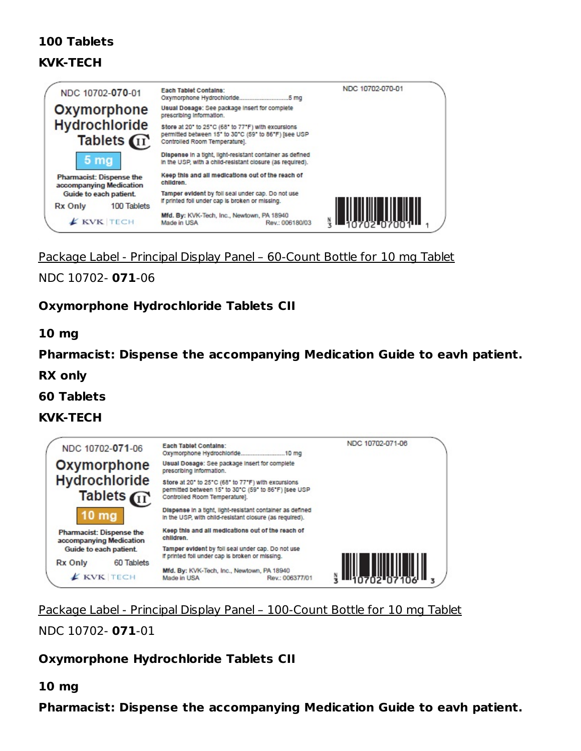**100 Tablets**

**KVK-TECH**

NDC 10702-**070**-01

Oxymorphone Hydrochloride Tablets CII

5 mg

Pharmacist: Dispense the accompanying Medication Guide to each patient.

Rx Only 100 Tablets

KVK TECH

Each Tablet Contains:
Oxymorphone Hydrochloride..............................5 mg

**Usual Dosage:** See package insert for complete prescribing information.

**Store** at 20° to 25°C (68° to 77°F) with excursions permitted between 15° to 30°C (59° to 86°F) [see USP Controlled Room Temperature].

**Dispense** in a tight, light-resistant container as defined in the USP, with a child-resistant closure (as required).

**Keep this and all medications out of the reach of children.**

**Tamper evident** by foil seal under cap. Do not use if printed foil under cap is broken or missing.

**Mfd. By:** KVK-Tech, Inc., Newtown, PA 18940
Made in USA Rev.: 006180/03

NDC 10702-070-01

N 3 10702 07001 1

Package Label - Principal Display Panel – 60-Count Bottle for 10 mg Tablet

NDC 10702- **071**-06

**Oxymorphone Hydrochloride Tablets CII**

**10 mg**

**Pharmacist: Dispense the accompanying Medication Guide to eavh patient.**

**RX only**

**60 Tablets**

**KVK-TECH**

NDC 10702-**071**-06

Oxymorphone Hydrochloride Tablets CII

10 mg

Pharmacist: Dispense the accompanying Medication Guide to each patient.

Rx Only 60 Tablets

KVK TECH

Each Tablet Contains:
Oxymorphone Hydrochloride..............................10 mg

**Usual Dosage:** See package insert for complete prescribing information.

**Store** at 20° to 25°C (68° to 77°F) with excursions permitted between 15° to 30°C (59° to 86°F) [see USP Controlled Room Temperature].

**Dispense** in a tight, light-resistant container as defined in the USP, with child-resistant closure (as required).

**Keep this and all medications out of the reach of children.**

**Tamper evident** by foil seal under cap. Do not use if printed foil under cap is broken or missing.

**Mfd. By:** KVK-Tech, Inc., Newtown, PA 18940
Made in USA Rev.: 006377/01

NDC 10702-071-06

N 3 10702 07106 3

Package Label - Principal Display Panel – 100-Count Bottle for 10 mg Tablet

NDC 10702- **071**-01

**Oxymorphone Hydrochloride Tablets CII**

**10 mg**

**Pharmacist: Dispense the accompanying Medication Guide to eavh patient.**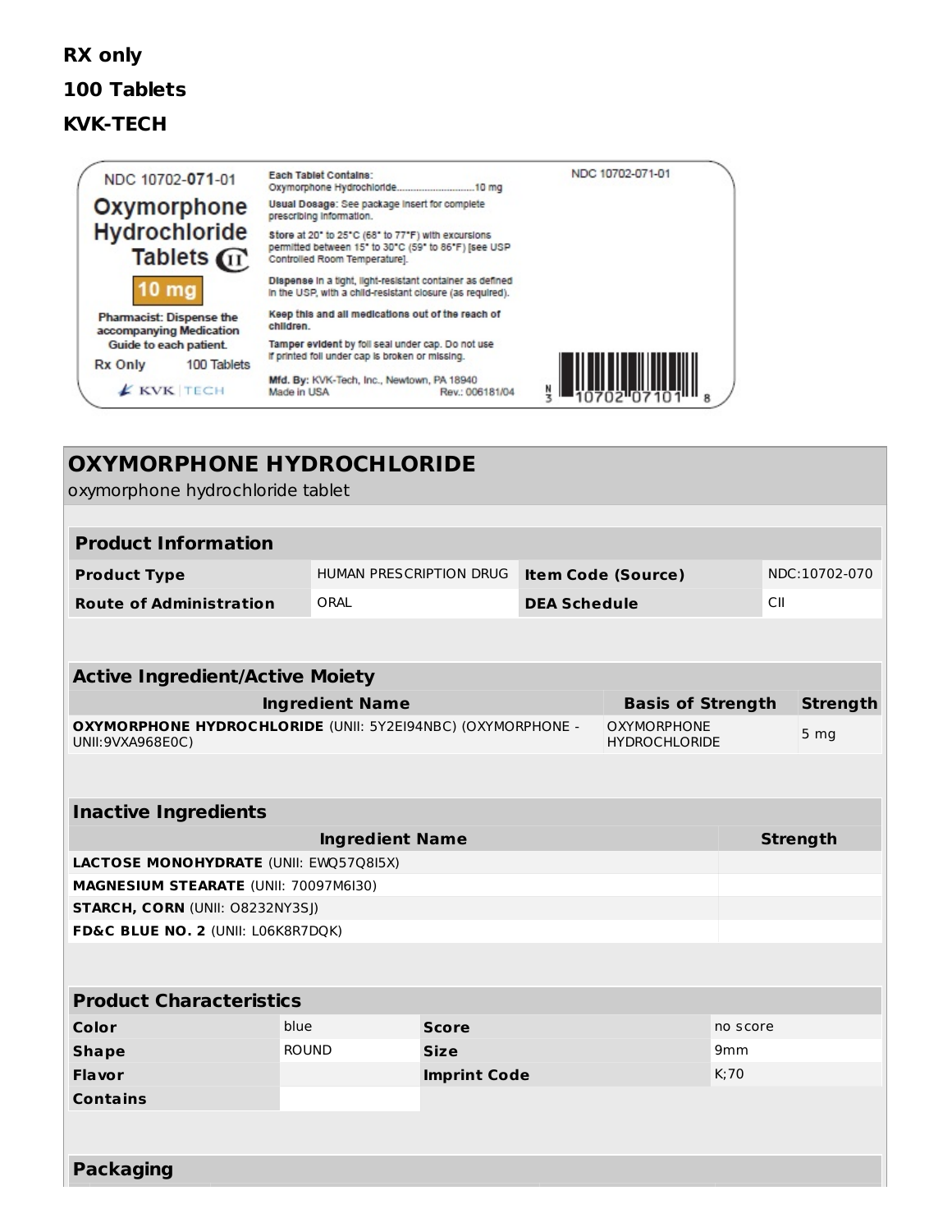**RX only**

**100 Tablets**

**KVK-TECH**

NDC 10702-**071**-01

**Oxymorphone Hydrochloride Tablets** CII

**10 mg**

**Pharmacist: Dispense the accompanying Medication Guide to each patient.**

Rx Only 100 Tablets

KVK TECH

**Each Tablet Contains:**
Oxymorphone Hydrochloride.............................10 mg

**Usual Dosage:** See package insert for complete prescribing information.

**Store** at 20° to 25°C (68° to 77°F) with excursions permitted between 15° to 30°C (59° to 86°F) [see USP Controlled Room Temperature].

**Dispense** in a tight, light-resistant container as defined in the USP, with a child-resistant closure (as required).

**Keep this and all medications out of the reach of children.**

**Tamper evident** by foil seal under cap. Do not use if printed foil under cap is broken or missing.

**Mfd. By:** KVK-Tech, Inc., Newtown, PA 18940
Made in USA Rev.: 006181/04

NDC 10702-071-01

N 3 10702 07101 8

## OXYMORPHONE HYDROCHLORIDE

oxymorphone hydrochloride tablet

| **Product Information** | | | |
|---|---|---|---|
| **Product Type** | HUMAN PRESCRIPTION DRUG | **Item Code (Source)** | NDC:10702-070 |
| **Route of Administration** | ORAL | **DEA Schedule** | CII |

| **Active Ingredient/Active Moiety** | | |
|---|---|---|
| **Ingredient Name** | **Basis of Strength** | **Strength** |
| **OXYMORPHONE HYDROCHLORIDE** (UNII: 5Y2EI94NBC) (OXYMORPHONE - UNII:9VXA968E0C) | OXYMORPHONE HYDROCHLORIDE | 5 mg |

| **Inactive Ingredients** | |
|---|---|
| **Ingredient Name** | **Strength** |
| **LACTOSE MONOHYDRATE** (UNII: EWQ57Q8I5X) | |
| **MAGNESIUM STEARATE** (UNII: 70097M6I30) | |
| **STARCH, CORN** (UNII: O8232NY3SJ) | |
| **FD&C BLUE NO. 2** (UNII: L06K8R7DQK) | |

| **Product Characteristics** | | | |
|---|---|---|---|
| **Color** | blue | **Score** | no score |
| **Shape** | ROUND | **Size** | 9mm |
| **Flavor** | | **Imprint Code** | K;70 |
| **Contains** | | | |

**Packaging**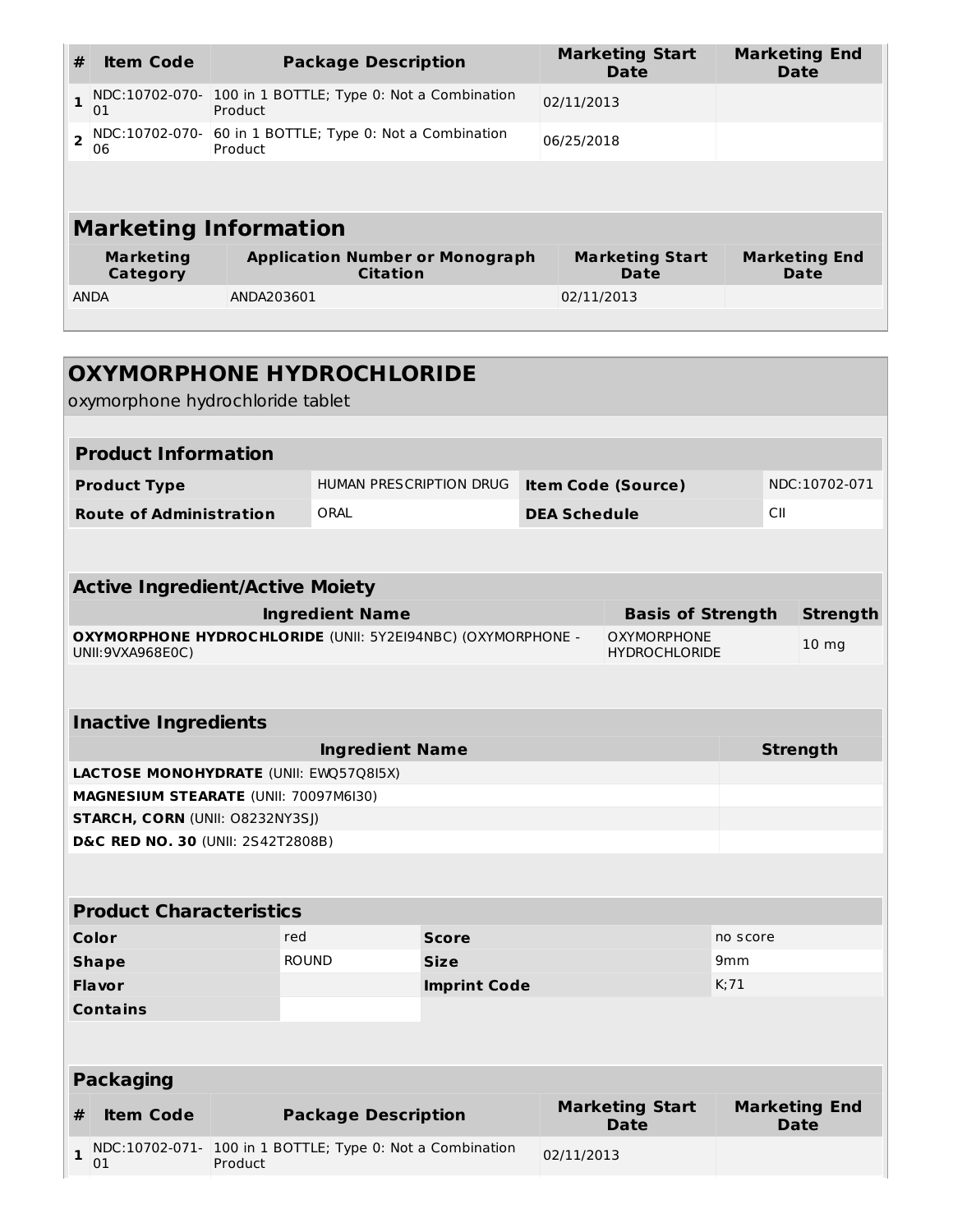| # | Item Code | Package Description | Marketing Start Date | Marketing End Date |
|---|---|---|---|---|
| 1 | NDC:10702-070-01 | 100 in 1 BOTTLE; Type 0: Not a Combination Product | 02/11/2013 | |
| 2 | NDC:10702-070-06 | 60 in 1 BOTTLE; Type 0: Not a Combination Product | 06/25/2018 | |

## Marketing Information

| Marketing Category | Application Number or Monograph Citation | Marketing Start Date | Marketing End Date |
|---|---|---|---|
| ANDA | ANDA203601 | 02/11/2013 | |

# OXYMORPHONE HYDROCHLORIDE

oxymorphone hydrochloride tablet

## Product Information

| | | | |
|---|---|---|---|
| **Product Type** | HUMAN PRESCRIPTION DRUG | **Item Code (Source)** | NDC:10702-071 |
| **Route of Administration** | ORAL | **DEA Schedule** | CII |

## Active Ingredient/Active Moiety

| Ingredient Name | Basis of Strength | Strength |
|---|---|---|
| **OXYMORPHONE HYDROCHLORIDE** (UNII: 5Y2EI94NBC) (OXYMORPHONE - UNII:9VXA968E0C) | OXYMORPHONE HYDROCHLORIDE | 10 mg |

## Inactive Ingredients

| Ingredient Name | Strength |
|---|---|
| **LACTOSE MONOHYDRATE** (UNII: EWQ57Q8I5X) | |
| **MAGNESIUM STEARATE** (UNII: 70097M6I30) | |
| **STARCH, CORN** (UNII: O8232NY3SJ) | |
| **D&C RED NO. 30** (UNII: 2S42T2808B) | |

## Product Characteristics

| | | | |
|---|---|---|---|
| **Color** | red | **Score** | no score |
| **Shape** | ROUND | **Size** | 9mm |
| **Flavor** | | **Imprint Code** | K;71 |
| **Contains** | | | |

## Packaging

| # | Item Code | Package Description | Marketing Start Date | Marketing End Date |
|---|---|---|---|---|
| 1 | NDC:10702-071-01 | 100 in 1 BOTTLE; Type 0: Not a Combination Product | 02/11/2013 | |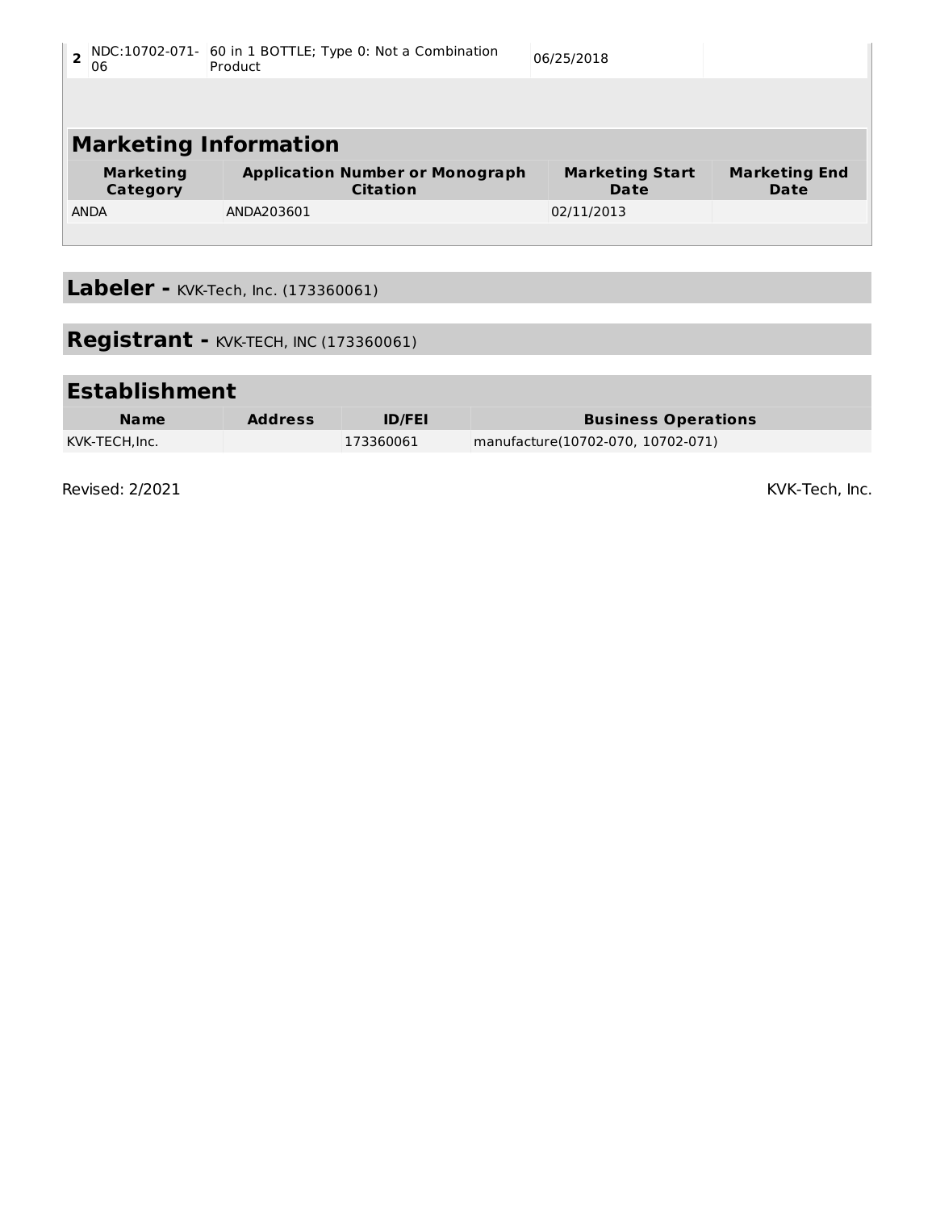| | | | | |
|---|---|---|---|---|
| 2 | NDC:10702-071-06 | 60 in 1 BOTTLE; Type 0: Not a Combination Product | 06/25/2018 | |

## Marketing Information

| Marketing Category | Application Number or Monograph Citation | Marketing Start Date | Marketing End Date |
|---|---|---|---|
| ANDA | ANDA203601 | 02/11/2013 | |

## Labeler - KVK-Tech, Inc. (173360061)

## Registrant - KVK-TECH, INC (173360061)

## Establishment

| Name | Address | ID/FEI | Business Operations |
|---|---|---|---|
| KVK-TECH,Inc. | | 173360061 | manufacture(10702-070, 10702-071) |

Revised: 2/2021

KVK-Tech, Inc.